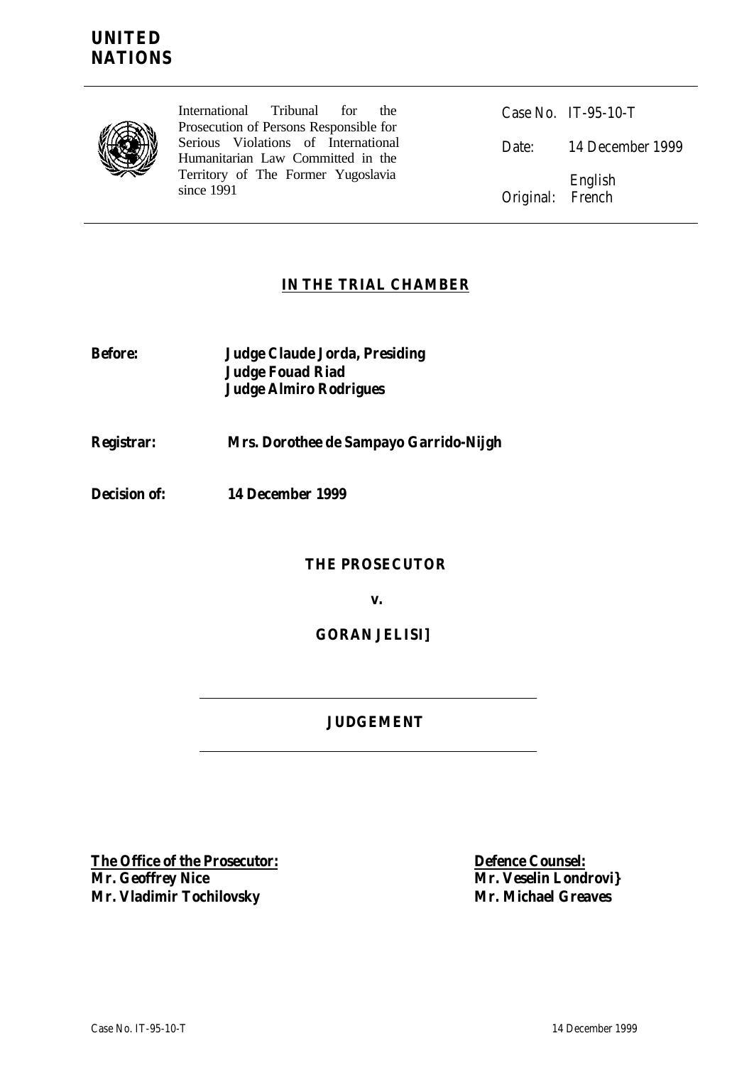**UNITED NATIONS**

International Tribunal for the Prosecution of Persons Responsible for Serious Violations of International Humanitarian Law Committed in the Territory of The Former Yugoslavia since 1991

Case No. IT-95-10-T

Date: 14 December 1999

English
Original: French

**IN THE TRIAL CHAMBER**

**Before:** **Judge Claude Jorda, Presiding**
**Judge Fouad Riad**
**Judge Almiro Rodrigues**

**Registrar:** **Mrs. Dorothee de Sampayo Garrido-Nijgh**

**Decision of:** **14 December 1999**

**THE PROSECUTOR**

**v.**

**GORAN JELISI]**

---

**JUDGEMENT**

---

**The Office of the Prosecutor:**
**Mr. Geoffrey Nice**
**Mr. Vladimir Tochilovsky**

**Defence Counsel:**
**Mr. Veselin Londrovi}**
**Mr. Michael Greaves**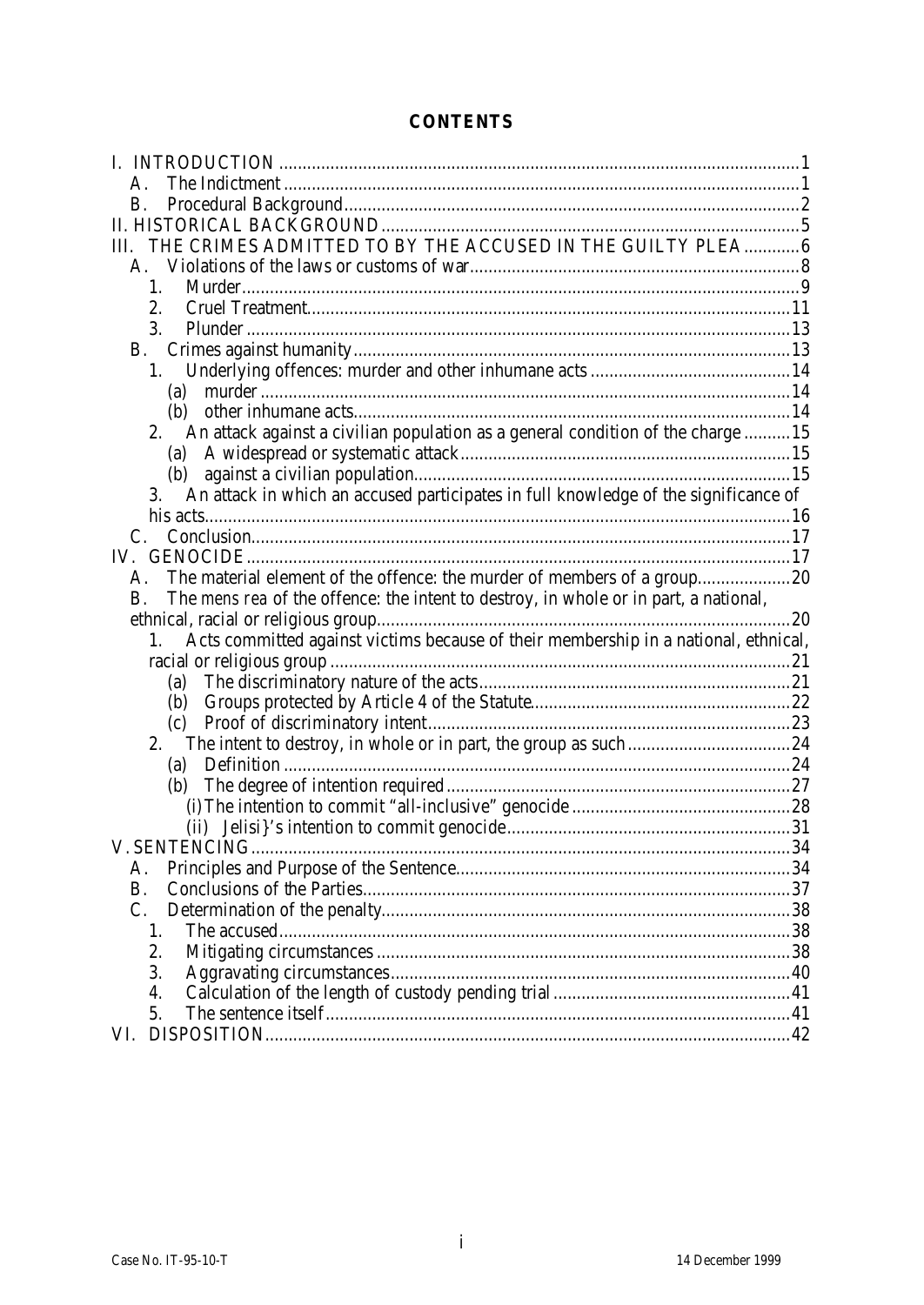# CONTENTS

I. INTRODUCTION .......... 1
- A. The Indictment .......... 1
- B. Procedural Background .......... 2

II. HISTORICAL BACKGROUND .......... 5

III. THE CRIMES ADMITTED TO BY THE ACCUSED IN THE GUILTY PLEA .......... 6
- A. Violations of the laws or customs of war .......... 8
  - 1. Murder .......... 9
  - 2. Cruel Treatment .......... 11
  - 3. Plunder .......... 13
- B. Crimes against humanity .......... 13
  - 1. Underlying offences: murder and other inhumane acts .......... 14
    - (a) murder .......... 14
    - (b) other inhumane acts .......... 14
  - 2. An attack against a civilian population as a general condition of the charge .......... 15
    - (a) A widespread or systematic attack .......... 15
    - (b) against a civilian population .......... 15
  - 3. An attack in which an accused participates in full knowledge of the significance of his acts .......... 16
- C. Conclusion .......... 17

IV. GENOCIDE .......... 17
- A. The material element of the offence: the murder of members of a group .......... 20
- B. The *mens rea* of the offence: the intent to destroy, in whole or in part, a national, ethnical, racial or religious group .......... 20
  - 1. Acts committed against victims because of their membership in a national, ethnical, racial or religious group .......... 21
    - (a) The discriminatory nature of the acts .......... 21
    - (b) Groups protected by Article 4 of the Statute .......... 22
    - (c) Proof of discriminatory intent .......... 23
  - 2. The intent to destroy, in whole or in part, the group as such .......... 24
    - (a) Definition .......... 24
    - (b) The degree of intention required .......... 27
      - (i) The intention to commit "all-inclusive" genocide .......... 28
      - (ii) Jelisi}'s intention to commit genocide .......... 31

V. SENTENCING .......... 34
- A. Principles and Purpose of the Sentence .......... 34
- B. Conclusions of the Parties .......... 37
- C. Determination of the penalty .......... 38
  - 1. The accused .......... 38
  - 2. Mitigating circumstances .......... 38
  - 3. Aggravating circumstances .......... 40
  - 4. Calculation of the length of custody pending trial .......... 41
  - 5. The sentence itself .......... 41

VI. DISPOSITION .......... 42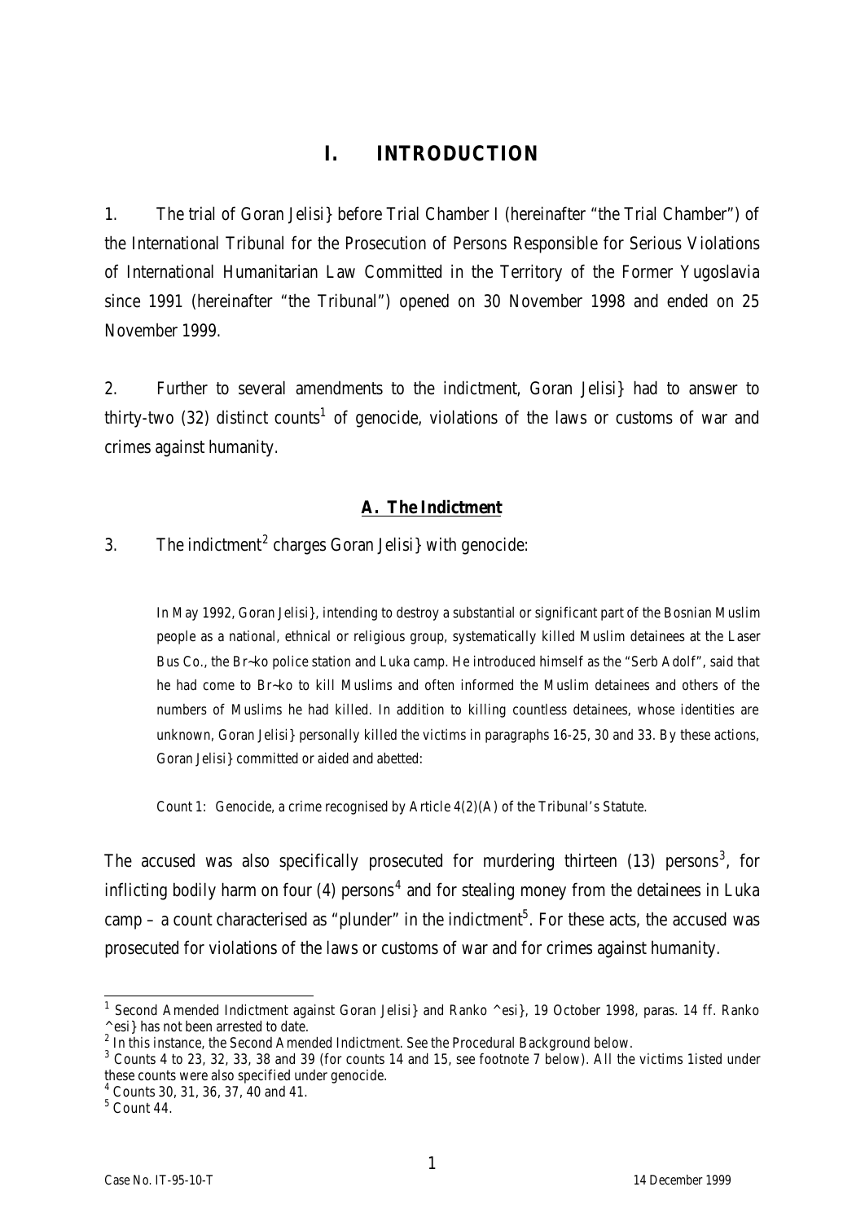# I. INTRODUCTION

1. The trial of Goran Jelisi} before Trial Chamber I (hereinafter "the Trial Chamber") of the International Tribunal for the Prosecution of Persons Responsible for Serious Violations of International Humanitarian Law Committed in the Territory of the Former Yugoslavia since 1991 (hereinafter "the Tribunal") opened on 30 November 1998 and ended on 25 November 1999.

2. Further to several amendments to the indictment, Goran Jelisi} had to answer to thirty-two (32) distinct counts[1] of genocide, violations of the laws or customs of war and crimes against humanity.

## A. The Indictment

3. The indictment[2] charges Goran Jelisi} with genocide:

> In May 1992, Goran Jelisi}, intending to destroy a substantial or significant part of the Bosnian Muslim people as a national, ethnical or religious group, systematically killed Muslim detainees at the Laser Bus Co., the Br~ko police station and Luka camp. He introduced himself as the "Serb Adolf", said that he had come to Br~ko to kill Muslims and often informed the Muslim detainees and others of the numbers of Muslims he had killed. In addition to killing countless detainees, whose identities are unknown, Goran Jelisi} personally killed the victims in paragraphs 16-25, 30 and 33. By these actions, Goran Jelisi} committed or aided and abetted:
>
> Count 1: Genocide, a crime recognised by Article 4(2)(A) of the Tribunal's Statute.

The accused was also specifically prosecuted for murdering thirteen (13) persons[3], for inflicting bodily harm on four (4) persons[4] and for stealing money from the detainees in Luka camp – a count characterised as "plunder" in the indictment[5]. For these acts, the accused was prosecuted for violations of the laws or customs of war and for crimes against humanity.

---

[1] Second Amended Indictment against Goran Jelisi} and Ranko ^esi}, 19 October 1998, paras. 14 ff. Ranko ^esi} has not been arrested to date.

[2] In this instance, the Second Amended Indictment. See the Procedural Background below.

[3] Counts 4 to 23, 32, 33, 38 and 39 (for counts 14 and 15, see footnote 7 below). All the victims listed under these counts were also specified under genocide.

[4] Counts 30, 31, 36, 37, 40 and 41.

[5] Count 44.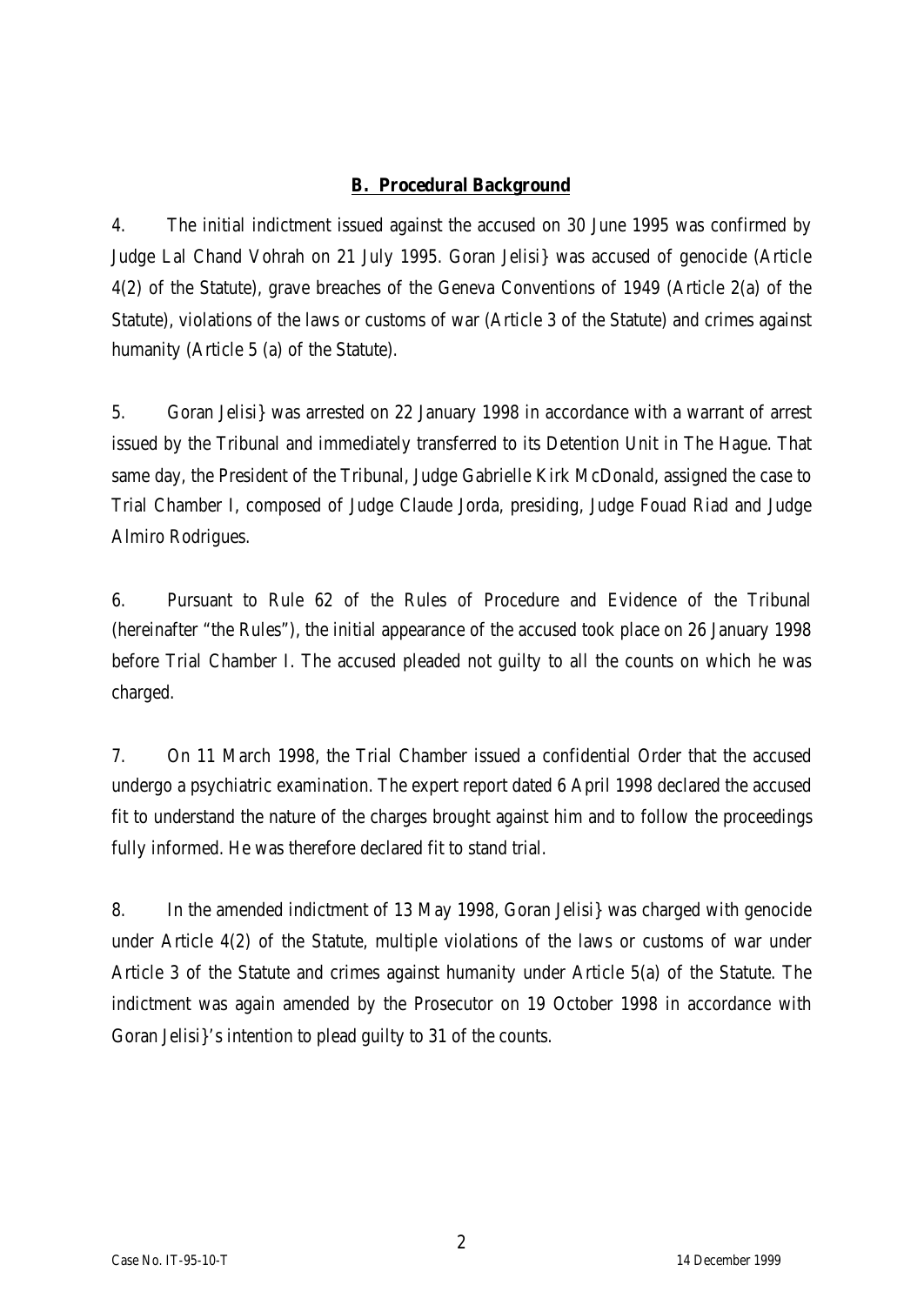## B. Procedural Background

4. The initial indictment issued against the accused on 30 June 1995 was confirmed by Judge Lal Chand Vohrah on 21 July 1995. Goran Jelisi} was accused of genocide (Article 4(2) of the Statute), grave breaches of the Geneva Conventions of 1949 (Article 2(a) of the Statute), violations of the laws or customs of war (Article 3 of the Statute) and crimes against humanity (Article 5 (a) of the Statute).

5. Goran Jelisi} was arrested on 22 January 1998 in accordance with a warrant of arrest issued by the Tribunal and immediately transferred to its Detention Unit in The Hague. That same day, the President of the Tribunal, Judge Gabrielle Kirk McDonald, assigned the case to Trial Chamber I, composed of Judge Claude Jorda, presiding, Judge Fouad Riad and Judge Almiro Rodrigues.

6. Pursuant to Rule 62 of the Rules of Procedure and Evidence of the Tribunal (hereinafter "the Rules"), the initial appearance of the accused took place on 26 January 1998 before Trial Chamber I. The accused pleaded not guilty to all the counts on which he was charged.

7. On 11 March 1998, the Trial Chamber issued a confidential Order that the accused undergo a psychiatric examination. The expert report dated 6 April 1998 declared the accused fit to understand the nature of the charges brought against him and to follow the proceedings fully informed. He was therefore declared fit to stand trial.

8. In the amended indictment of 13 May 1998, Goran Jelisi} was charged with genocide under Article 4(2) of the Statute, multiple violations of the laws or customs of war under Article 3 of the Statute and crimes against humanity under Article 5(a) of the Statute. The indictment was again amended by the Prosecutor on 19 October 1998 in accordance with Goran Jelisi}'s intention to plead guilty to 31 of the counts.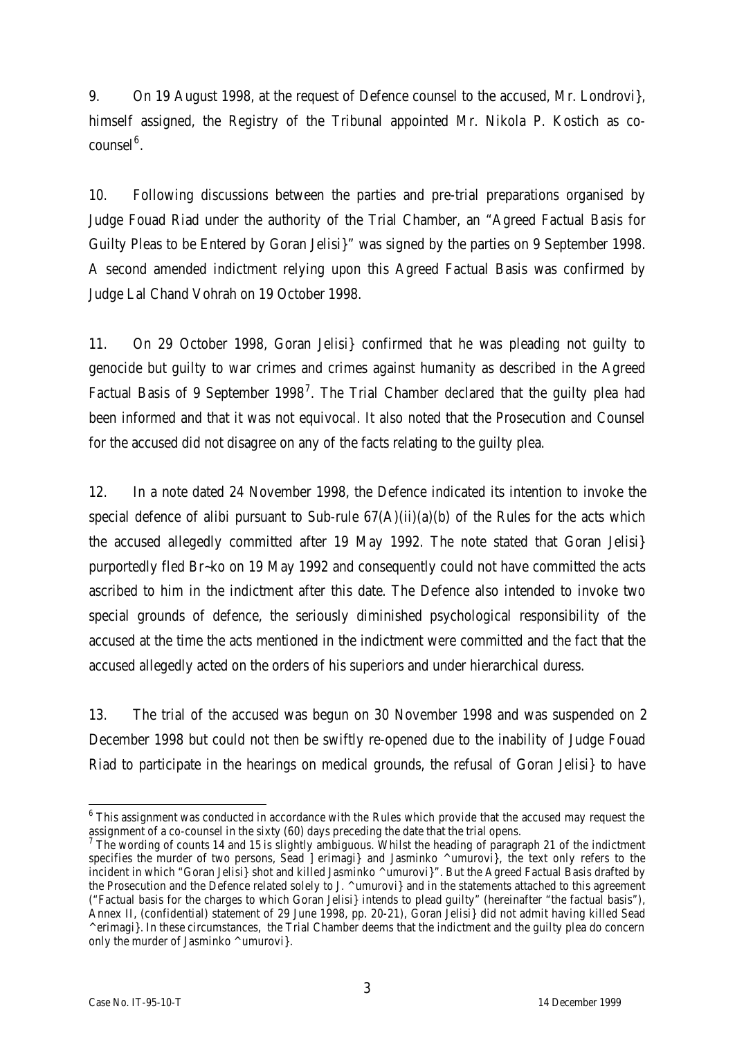9. On 19 August 1998, at the request of Defence counsel to the accused, Mr. Londrovi}, himself assigned, the Registry of the Tribunal appointed Mr. Nikola P. Kostich as co-counsel[6].

10. Following discussions between the parties and pre-trial preparations organised by Judge Fouad Riad under the authority of the Trial Chamber, an "Agreed Factual Basis for Guilty Pleas to be Entered by Goran Jelisi}" was signed by the parties on 9 September 1998. A second amended indictment relying upon this Agreed Factual Basis was confirmed by Judge Lal Chand Vohrah on 19 October 1998.

11. On 29 October 1998, Goran Jelisi} confirmed that he was pleading not guilty to genocide but guilty to war crimes and crimes against humanity as described in the Agreed Factual Basis of 9 September 1998[7]. The Trial Chamber declared that the guilty plea had been informed and that it was not equivocal. It also noted that the Prosecution and Counsel for the accused did not disagree on any of the facts relating to the guilty plea.

12. In a note dated 24 November 1998, the Defence indicated its intention to invoke the special defence of alibi pursuant to Sub-rule 67(A)(ii)(a)(b) of the Rules for the acts which the accused allegedly committed after 19 May 1992. The note stated that Goran Jelisi} purportedly fled Br~ko on 19 May 1992 and consequently could not have committed the acts ascribed to him in the indictment after this date. The Defence also intended to invoke two special grounds of defence, the seriously diminished psychological responsibility of the accused at the time the acts mentioned in the indictment were committed and the fact that the accused allegedly acted on the orders of his superiors and under hierarchical duress.

13. The trial of the accused was begun on 30 November 1998 and was suspended on 2 December 1998 but could not then be swiftly re-opened due to the inability of Judge Fouad Riad to participate in the hearings on medical grounds, the refusal of Goran Jelisi} to have

[6] This assignment was conducted in accordance with the Rules which provide that the accused may request the assignment of a co-counsel in the sixty (60) days preceding the date that the trial opens.

[7] The wording of counts 14 and 15 is slightly ambiguous. Whilst the heading of paragraph 21 of the indictment specifies the murder of two persons, Sead ]erimagi} and Jasminko ^umurovi}, the text only refers to the incident in which "Goran Jelisi} shot and killed Jasminko ^umurovi}". But the Agreed Factual Basis drafted by the Prosecution and the Defence related solely to J. ^umurovi} and in the statements attached to this agreement ("Factual basis for the charges to which Goran Jelisi} intends to plead guilty" (hereinafter "the factual basis"), Annex II, (confidential) statement of 29 June 1998, pp. 20-21), Goran Jelisi} did not admit having killed Sead ^erimagi}. In these circumstances, the Trial Chamber deems that the indictment and the guilty plea do concern only the murder of Jasminko ^umurovi}.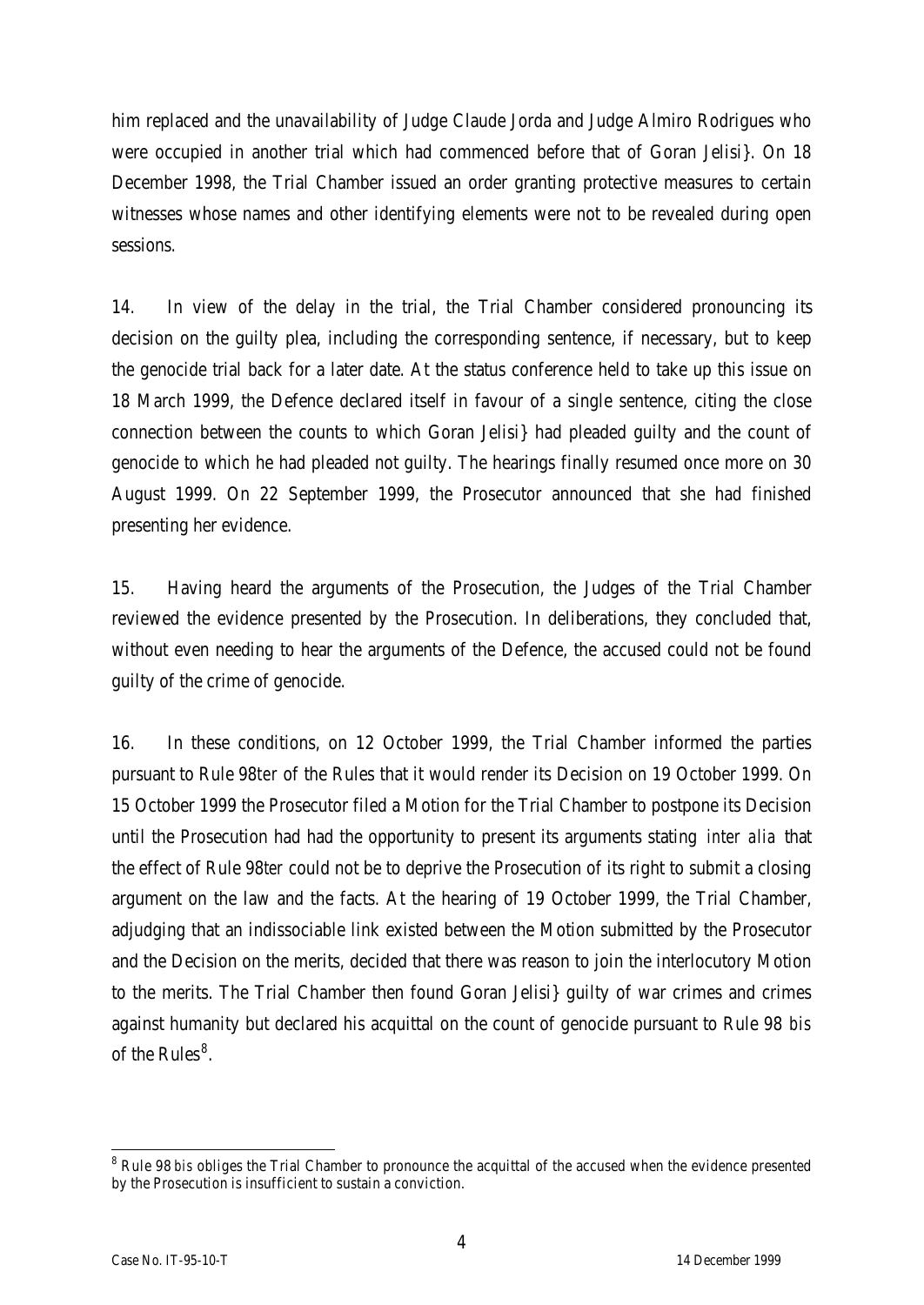him replaced and the unavailability of Judge Claude Jorda and Judge Almiro Rodrigues who were occupied in another trial which had commenced before that of Goran Jelisi}. On 18 December 1998, the Trial Chamber issued an order granting protective measures to certain witnesses whose names and other identifying elements were not to be revealed during open sessions.

14. In view of the delay in the trial, the Trial Chamber considered pronouncing its decision on the guilty plea, including the corresponding sentence, if necessary, but to keep the genocide trial back for a later date. At the status conference held to take up this issue on 18 March 1999, the Defence declared itself in favour of a single sentence, citing the close connection between the counts to which Goran Jelisi} had pleaded guilty and the count of genocide to which he had pleaded not guilty. The hearings finally resumed once more on 30 August 1999. On 22 September 1999, the Prosecutor announced that she had finished presenting her evidence.

15. Having heard the arguments of the Prosecution, the Judges of the Trial Chamber reviewed the evidence presented by the Prosecution. In deliberations, they concluded that, without even needing to hear the arguments of the Defence, the accused could not be found guilty of the crime of genocide.

16. In these conditions, on 12 October 1999, the Trial Chamber informed the parties pursuant to Rule 98*ter* of the Rules that it would render its Decision on 19 October 1999. On 15 October 1999 the Prosecutor filed a Motion for the Trial Chamber to postpone its Decision until the Prosecution had had the opportunity to present its arguments stating *inter alia* that the effect of Rule 98*ter* could not be to deprive the Prosecution of its right to submit a closing argument on the law and the facts. At the hearing of 19 October 1999, the Trial Chamber, adjudging that an indissociable link existed between the Motion submitted by the Prosecutor and the Decision on the merits, decided that there was reason to join the interlocutory Motion to the merits. The Trial Chamber then found Goran Jelisi} guilty of war crimes and crimes against humanity but declared his acquittal on the count of genocide pursuant to Rule 98 *bis* of the Rules[8].

---

[8] Rule 98 *bis* obliges the Trial Chamber to pronounce the acquittal of the accused when the evidence presented by the Prosecution is insufficient to sustain a conviction.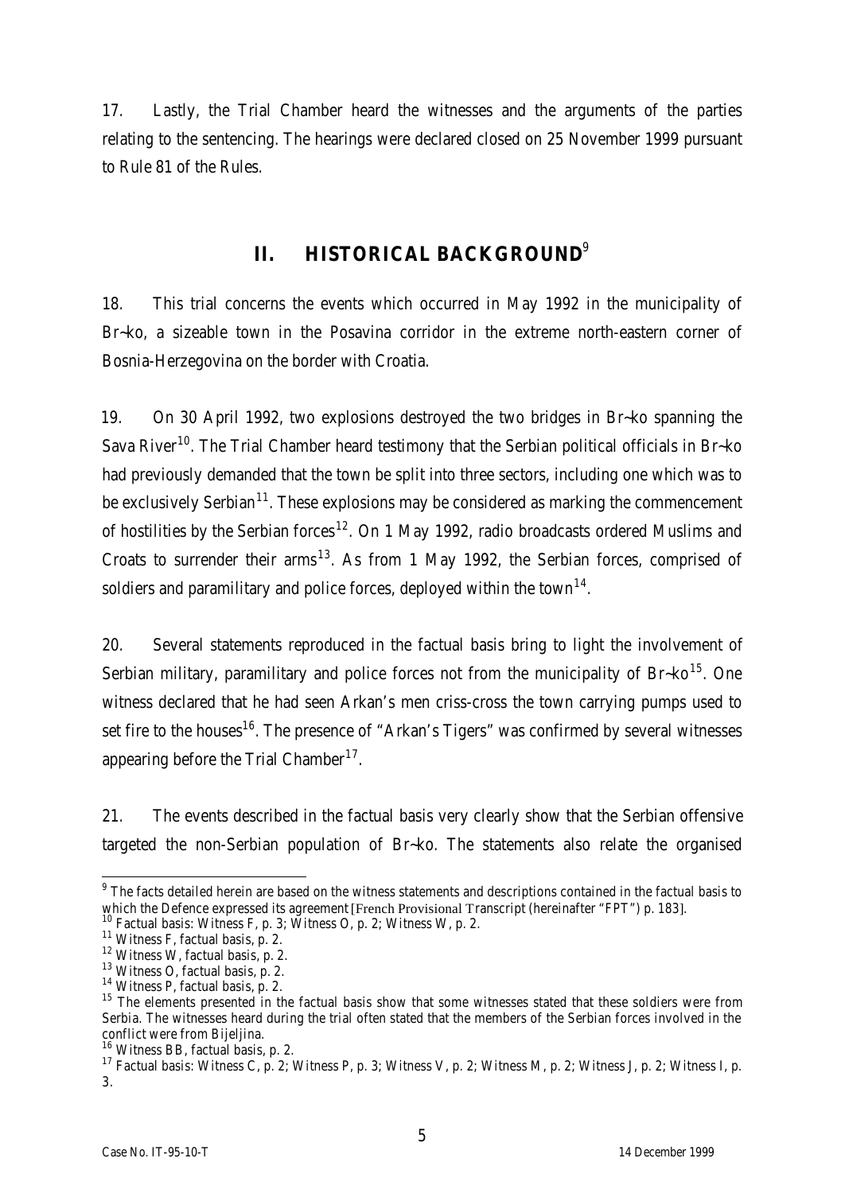17. Lastly, the Trial Chamber heard the witnesses and the arguments of the parties relating to the sentencing. The hearings were declared closed on 25 November 1999 pursuant to Rule 81 of the Rules.

## II. HISTORICAL BACKGROUND[9]

18. This trial concerns the events which occurred in May 1992 in the municipality of Br~ko, a sizeable town in the Posavina corridor in the extreme north-eastern corner of Bosnia-Herzegovina on the border with Croatia.

19. On 30 April 1992, two explosions destroyed the two bridges in Br~ko spanning the Sava River[10]. The Trial Chamber heard testimony that the Serbian political officials in Br~ko had previously demanded that the town be split into three sectors, including one which was to be exclusively Serbian[11]. These explosions may be considered as marking the commencement of hostilities by the Serbian forces[12]. On 1 May 1992, radio broadcasts ordered Muslims and Croats to surrender their arms[13]. As from 1 May 1992, the Serbian forces, comprised of soldiers and paramilitary and police forces, deployed within the town[14].

20. Several statements reproduced in the factual basis bring to light the involvement of Serbian military, paramilitary and police forces not from the municipality of Br~ko[15]. One witness declared that he had seen Arkan's men criss-cross the town carrying pumps used to set fire to the houses[16]. The presence of "Arkan's Tigers" was confirmed by several witnesses appearing before the Trial Chamber[17].

21. The events described in the factual basis very clearly show that the Serbian offensive targeted the non-Serbian population of Br~ko. The statements also relate the organised

---

[9] The facts detailed herein are based on the witness statements and descriptions contained in the factual basis to which the Defence expressed its agreement [French Provisional Transcript (hereinafter "FPT") p. 183].

[10] Factual basis: Witness F, p. 3; Witness O, p. 2; Witness W, p. 2.

[11] Witness F, factual basis, p. 2.

[12] Witness W, factual basis, p. 2.

[13] Witness O, factual basis, p. 2.

[14] Witness P, factual basis, p. 2.

[15] The elements presented in the factual basis show that some witnesses stated that these soldiers were from Serbia. The witnesses heard during the trial often stated that the members of the Serbian forces involved in the conflict were from Bijeljina.

[16] Witness BB, factual basis, p. 2.

[17] Factual basis: Witness C, p. 2; Witness P, p. 3; Witness V, p. 2; Witness M, p. 2; Witness J, p. 2; Witness I, p. 3.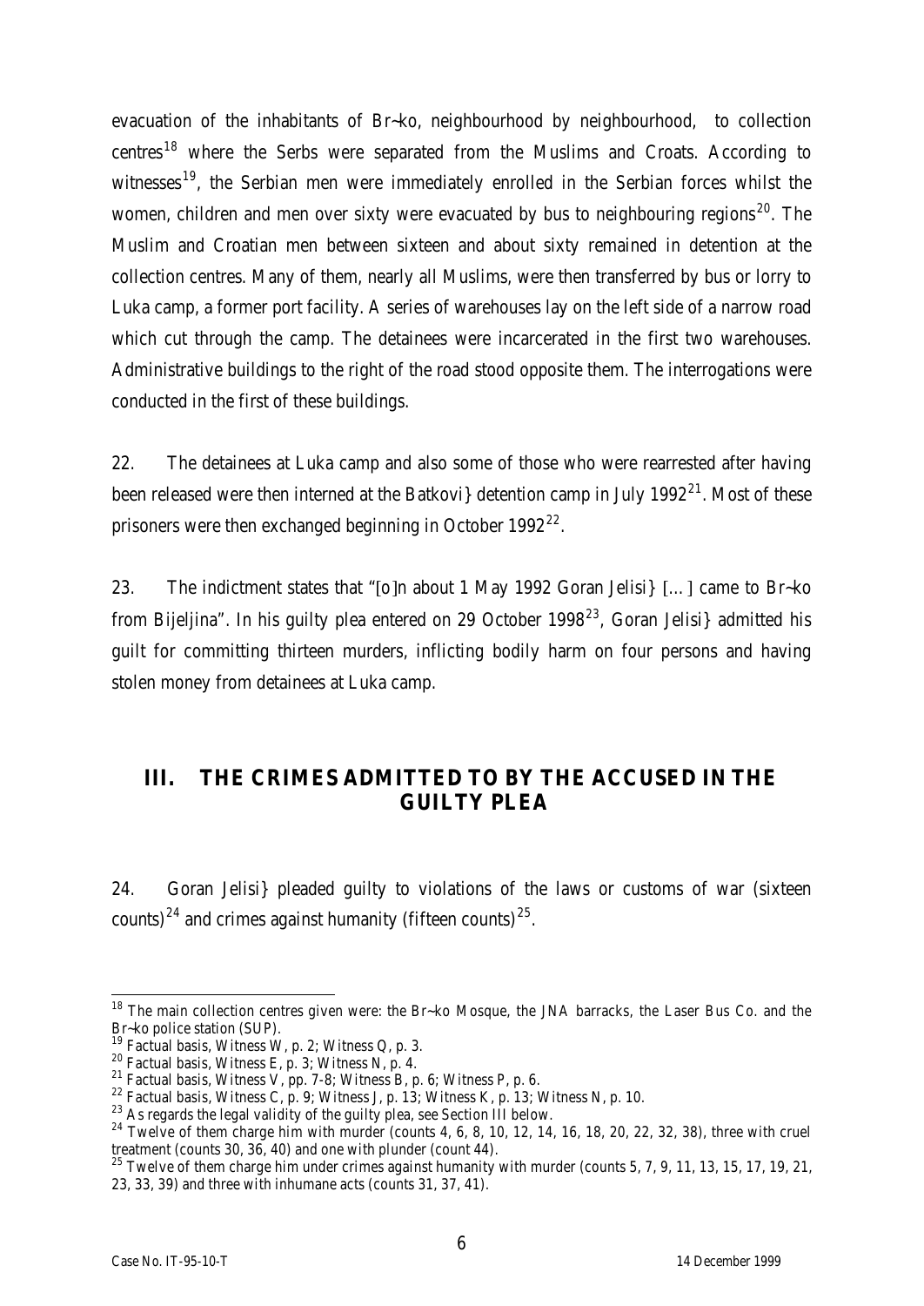evacuation of the inhabitants of Br~ko, neighbourhood by neighbourhood, to collection centres[18] where the Serbs were separated from the Muslims and Croats. According to witnesses[19], the Serbian men were immediately enrolled in the Serbian forces whilst the women, children and men over sixty were evacuated by bus to neighbouring regions[20]. The Muslim and Croatian men between sixteen and about sixty remained in detention at the collection centres. Many of them, nearly all Muslims, were then transferred by bus or lorry to Luka camp, a former port facility. A series of warehouses lay on the left side of a narrow road which cut through the camp. The detainees were incarcerated in the first two warehouses. Administrative buildings to the right of the road stood opposite them. The interrogations were conducted in the first of these buildings.

22. The detainees at Luka camp and also some of those who were rearrested after having been released were then interned at the Batkovi} detention camp in July 1992[21]. Most of these prisoners were then exchanged beginning in October 1992[22].

23. The indictment states that "[o]n about 1 May 1992 Goran Jelisi} [...] came to Br~ko from Bijeljina". In his guilty plea entered on 29 October 1998[23], Goran Jelisi} admitted his guilt for committing thirteen murders, inflicting bodily harm on four persons and having stolen money from detainees at Luka camp.

## III. THE CRIMES ADMITTED TO BY THE ACCUSED IN THE GUILTY PLEA

24. Goran Jelisi} pleaded guilty to violations of the laws or customs of war (sixteen counts)[24] and crimes against humanity (fifteen counts)[25].

---

[18] The main collection centres given were: the Br~ko Mosque, the JNA barracks, the Laser Bus Co. and the Br~ko police station (SUP).

[19] Factual basis, Witness W, p. 2; Witness Q, p. 3.

[20] Factual basis, Witness E, p. 3; Witness N, p. 4.

[21] Factual basis, Witness V, pp. 7-8; Witness B, p. 6; Witness P, p. 6.

[22] Factual basis, Witness C, p. 9; Witness J, p. 13; Witness K, p. 13; Witness N, p. 10.

[23] As regards the legal validity of the guilty plea, see Section III below.

[24] Twelve of them charge him with murder (counts 4, 6, 8, 10, 12, 14, 16, 18, 20, 22, 32, 38), three with cruel treatment (counts 30, 36, 40) and one with plunder (count 44).

[25] Twelve of them charge him under crimes against humanity with murder (counts 5, 7, 9, 11, 13, 15, 17, 19, 21, 23, 33, 39) and three with inhumane acts (counts 31, 37, 41).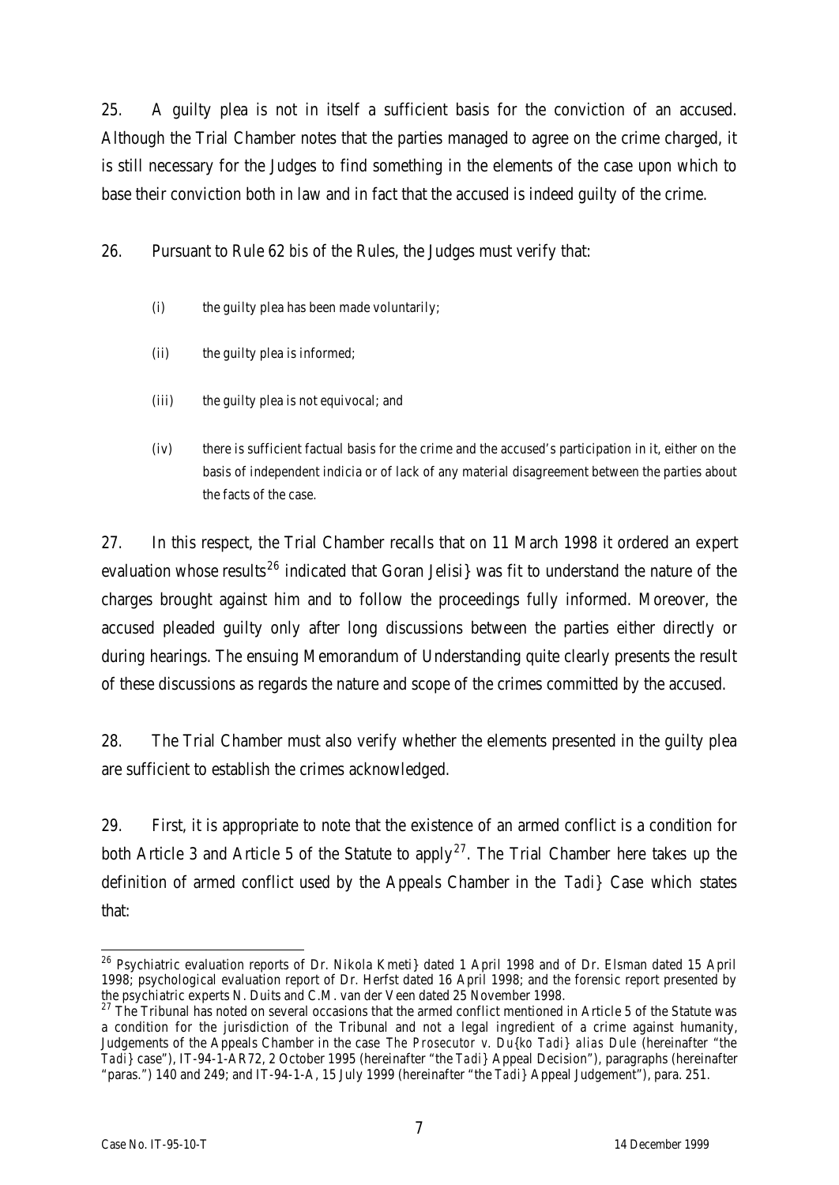25. A guilty plea is not in itself a sufficient basis for the conviction of an accused. Although the Trial Chamber notes that the parties managed to agree on the crime charged, it is still necessary for the Judges to find something in the elements of the case upon which to base their conviction both in law and in fact that the accused is indeed guilty of the crime.

26. Pursuant to Rule 62 *bis* of the Rules, the Judges must verify that:

(i) the guilty plea has been made voluntarily;

(ii) the guilty plea is informed;

(iii) the guilty plea is not equivocal; and

(iv) there is sufficient factual basis for the crime and the accused's participation in it, either on the basis of independent indicia or of lack of any material disagreement between the parties about the facts of the case.

27. In this respect, the Trial Chamber recalls that on 11 March 1998 it ordered an expert evaluation whose results[26] indicated that Goran Jelisi} was fit to understand the nature of the charges brought against him and to follow the proceedings fully informed. Moreover, the accused pleaded guilty only after long discussions between the parties either directly or during hearings. The ensuing Memorandum of Understanding quite clearly presents the result of these discussions as regards the nature and scope of the crimes committed by the accused.

28. The Trial Chamber must also verify whether the elements presented in the guilty plea are sufficient to establish the crimes acknowledged.

29. First, it is appropriate to note that the existence of an armed conflict is a condition for both Article 3 and Article 5 of the Statute to apply[27]. The Trial Chamber here takes up the definition of armed conflict used by the Appeals Chamber in the *Tadi}* Case which states that:

---

[26] Psychiatric evaluation reports of Dr. Nikola Kmeti} dated 1 April 1998 and of Dr. Elsman dated 15 April 1998; psychological evaluation report of Dr. Herfst dated 16 April 1998; and the forensic report presented by the psychiatric experts N. Duits and C.M. van der Veen dated 25 November 1998.

[27] The Tribunal has noted on several occasions that the armed conflict mentioned in Article 5 of the Statute was a condition for the jurisdiction of the Tribunal and not a legal ingredient of a crime against humanity, Judgements of the Appeals Chamber in the case *The Prosecutor v. Du{ko Tadi} alias Dule* (hereinafter "the *Tadi}* case"), IT-94-1-AR72, 2 October 1995 (hereinafter "the *Tadi}* Appeal Decision"), paragraphs (hereinafter "paras.") 140 and 249; and IT-94-1-A, 15 July 1999 (hereinafter "the *Tadi}* Appeal Judgement"), para. 251.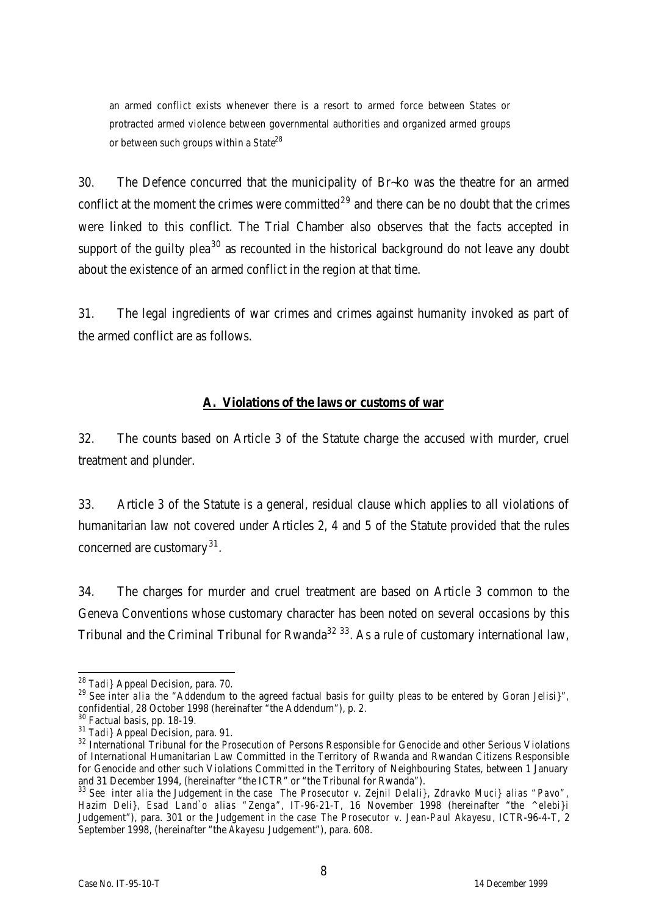> an armed conflict exists whenever there is a resort to armed force between States or protracted armed violence between governmental authorities and organized armed groups or between such groups within a State[28]

30. The Defence concurred that the municipality of Br~ko was the theatre for an armed conflict at the moment the crimes were committed[29] and there can be no doubt that the crimes were linked to this conflict. The Trial Chamber also observes that the facts accepted in support of the guilty plea[30] as recounted in the historical background do not leave any doubt about the existence of an armed conflict in the region at that time.

31. The legal ingredients of war crimes and crimes against humanity invoked as part of the armed conflict are as follows.

## A. Violations of the laws or customs of war

32. The counts based on Article 3 of the Statute charge the accused with murder, cruel treatment and plunder.

33. Article 3 of the Statute is a general, residual clause which applies to all violations of humanitarian law not covered under Articles 2, 4 and 5 of the Statute provided that the rules concerned are customary[31].

34. The charges for murder and cruel treatment are based on Article 3 common to the Geneva Conventions whose customary character has been noted on several occasions by this Tribunal and the Criminal Tribunal for Rwanda[32] [33]. As a rule of customary international law,

---

[28] *Tadi}* Appeal Decision, para. 70.

[29] See *inter alia* the "Addendum to the agreed factual basis for guilty pleas to be entered by Goran Jelisi}", confidential, 28 October 1998 (hereinafter "the Addendum"), p. 2.

[30] Factual basis, pp. 18-19.

[31] *Tadi}* Appeal Decision, para. 91.

[32] International Tribunal for the Prosecution of Persons Responsible for Genocide and other Serious Violations of International Humanitarian Law Committed in the Territory of Rwanda and Rwandan Citizens Responsible for Genocide and other such Violations Committed in the Territory of Neighbouring States, between 1 January and 31 December 1994, (hereinafter "the ICTR" or "the Tribunal for Rwanda").

[33] See *inter alia* the Judgement in the case *The Prosecutor v. Zejnil Delali}, Zdravko Muci} alias "Pavo", Hazim Deli}, Esad Land`o alias "Zenga"*, IT-96-21-T, 16 November 1998 (hereinafter "the *^elebi}i* Judgement"), para. 301 or the Judgement in the case *The Prosecutor v. Jean-Paul Akayesu*, ICTR-96-4-T, 2 September 1998, (hereinafter "the *Akayesu* Judgement"), para. 608.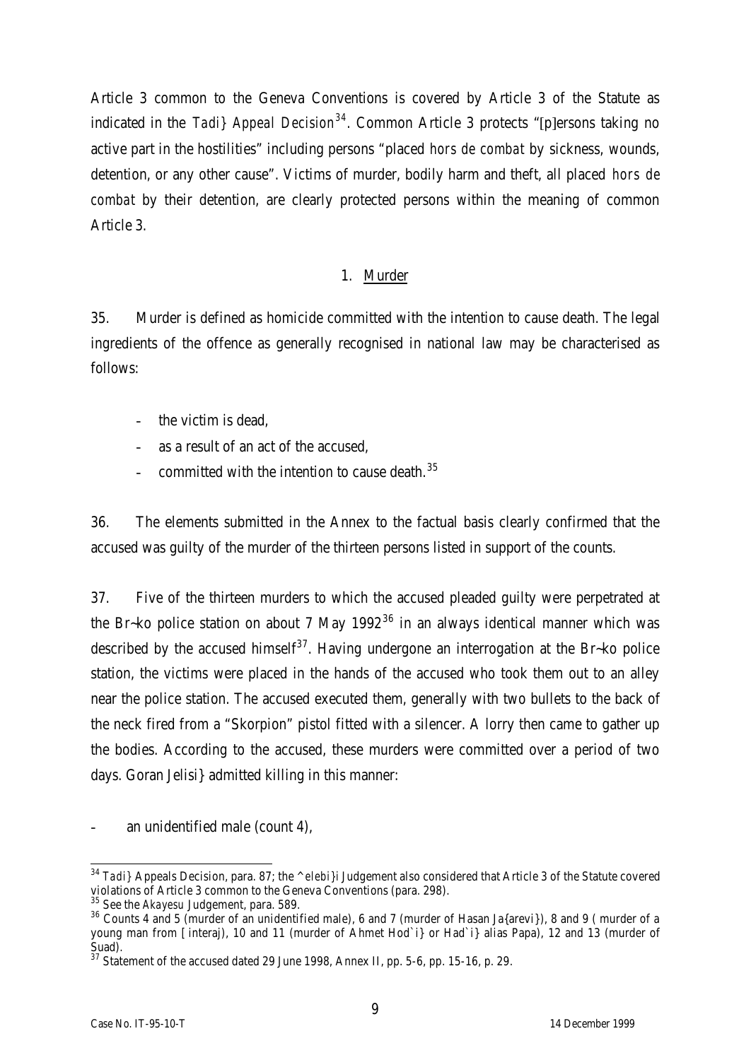Article 3 common to the Geneva Conventions is covered by Article 3 of the Statute as indicated in the *Tadi} Appeal Decision*[34]. Common Article 3 protects "[p]ersons taking no active part in the hostilities" including persons "placed *hors de combat* by sickness, wounds, detention, or any other cause". Victims of murder, bodily harm and theft, all placed *hors de combat* by their detention, are clearly protected persons within the meaning of common Article 3.

### 1. Murder

35. Murder is defined as homicide committed with the intention to cause death. The legal ingredients of the offence as generally recognised in national law may be characterised as follows:

- the victim is dead,
- as a result of an act of the accused,
- committed with the intention to cause death.[35]

36. The elements submitted in the Annex to the factual basis clearly confirmed that the accused was guilty of the murder of the thirteen persons listed in support of the counts.

37. Five of the thirteen murders to which the accused pleaded guilty were perpetrated at the Br~ko police station on about 7 May 1992[36] in an always identical manner which was described by the accused himself[37]. Having undergone an interrogation at the Br~ko police station, the victims were placed in the hands of the accused who took them out to an alley near the police station. The accused executed them, generally with two bullets to the back of the neck fired from a "Skorpion" pistol fitted with a silencer. A lorry then came to gather up the bodies. According to the accused, these murders were committed over a period of two days. Goran Jelisi} admitted killing in this manner:

- an unidentified male (count 4),

---

[34] *Tadi}* Appeals Decision, para. 87; the *^elebi}i* Judgement also considered that Article 3 of the Statute covered violations of Article 3 common to the Geneva Conventions (para. 298).

[35] See the *Akayesu* Judgement, para. 589.

[36] Counts 4 and 5 (murder of an unidentified male), 6 and 7 (murder of Hasan Ja{arevi}), 8 and 9 ( murder of a young man from [ interaj), 10 and 11 (murder of Ahmet Hod`i} or Had`i} alias Papa), 12 and 13 (murder of Suad).

[37] Statement of the accused dated 29 June 1998, Annex II, pp. 5-6, pp. 15-16, p. 29.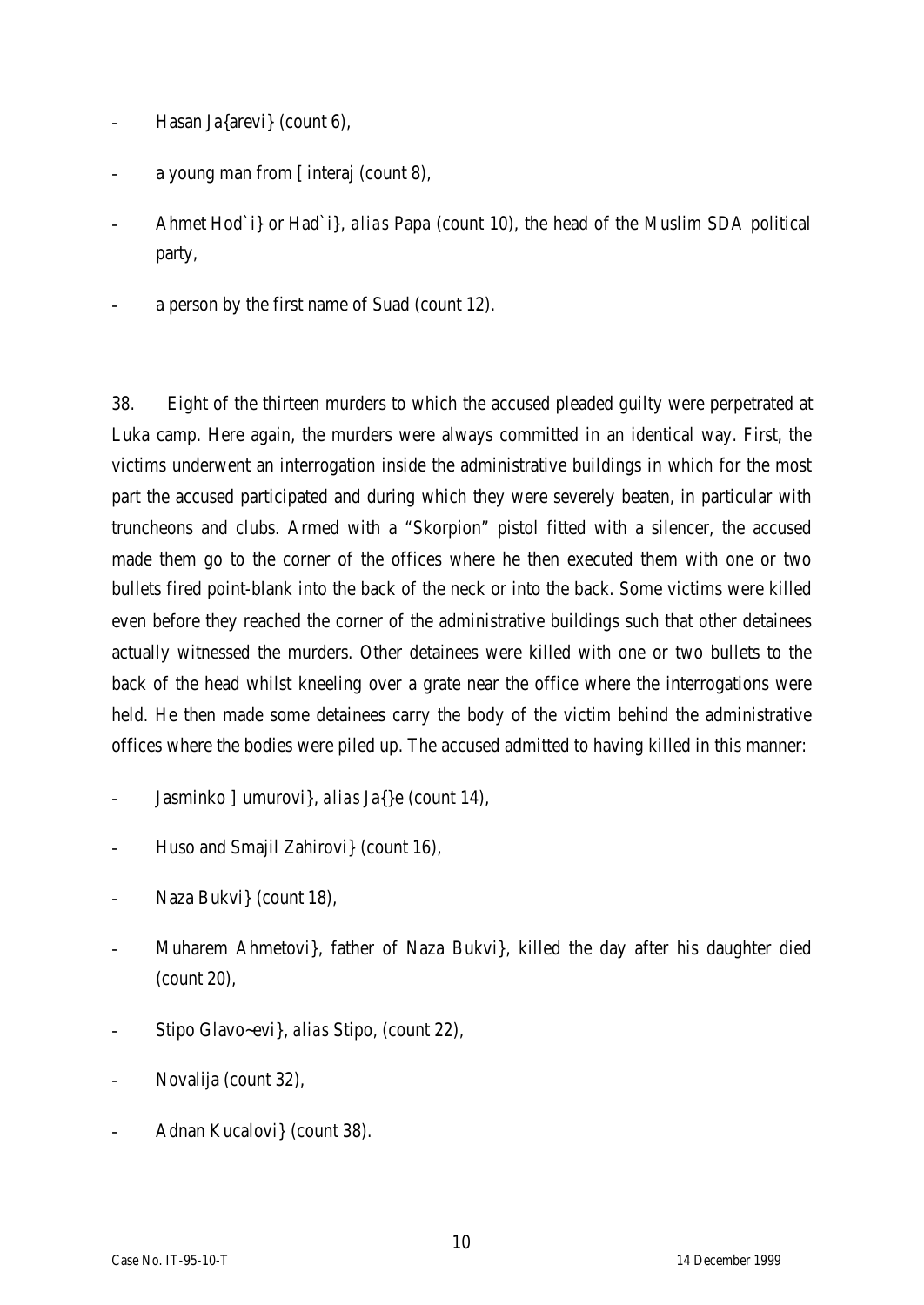- Hasan Ja{arevi} (count 6),
- a young man from [ interaj (count 8),
- Ahmet Hod`i} or Had`i}, *alias* Papa (count 10), the head of the Muslim SDA political party,
- a person by the first name of Suad (count 12).

38. Eight of the thirteen murders to which the accused pleaded guilty were perpetrated at Luka camp. Here again, the murders were always committed in an identical way. First, the victims underwent an interrogation inside the administrative buildings in which for the most part the accused participated and during which they were severely beaten, in particular with truncheons and clubs. Armed with a "Skorpion" pistol fitted with a silencer, the accused made them go to the corner of the offices where he then executed them with one or two bullets fired point-blank into the back of the neck or into the back. Some victims were killed even before they reached the corner of the administrative buildings such that other detainees actually witnessed the murders. Other detainees were killed with one or two bullets to the back of the head whilst kneeling over a grate near the office where the interrogations were held. He then made some detainees carry the body of the victim behind the administrative offices where the bodies were piled up. The accused admitted to having killed in this manner:

- Jasminko ] umurovi}, *alias* Ja{}e (count 14),
- Huso and Smajil Zahirovi} (count 16),
- Naza Bukvi} (count 18),
- Muharem Ahmetovi}, father of Naza Bukvi}, killed the day after his daughter died (count 20),
- Stipo Glavo~evi}, *alias* Stipo, (count 22),
- Novalija (count 32),
- Adnan Kucalovi} (count 38).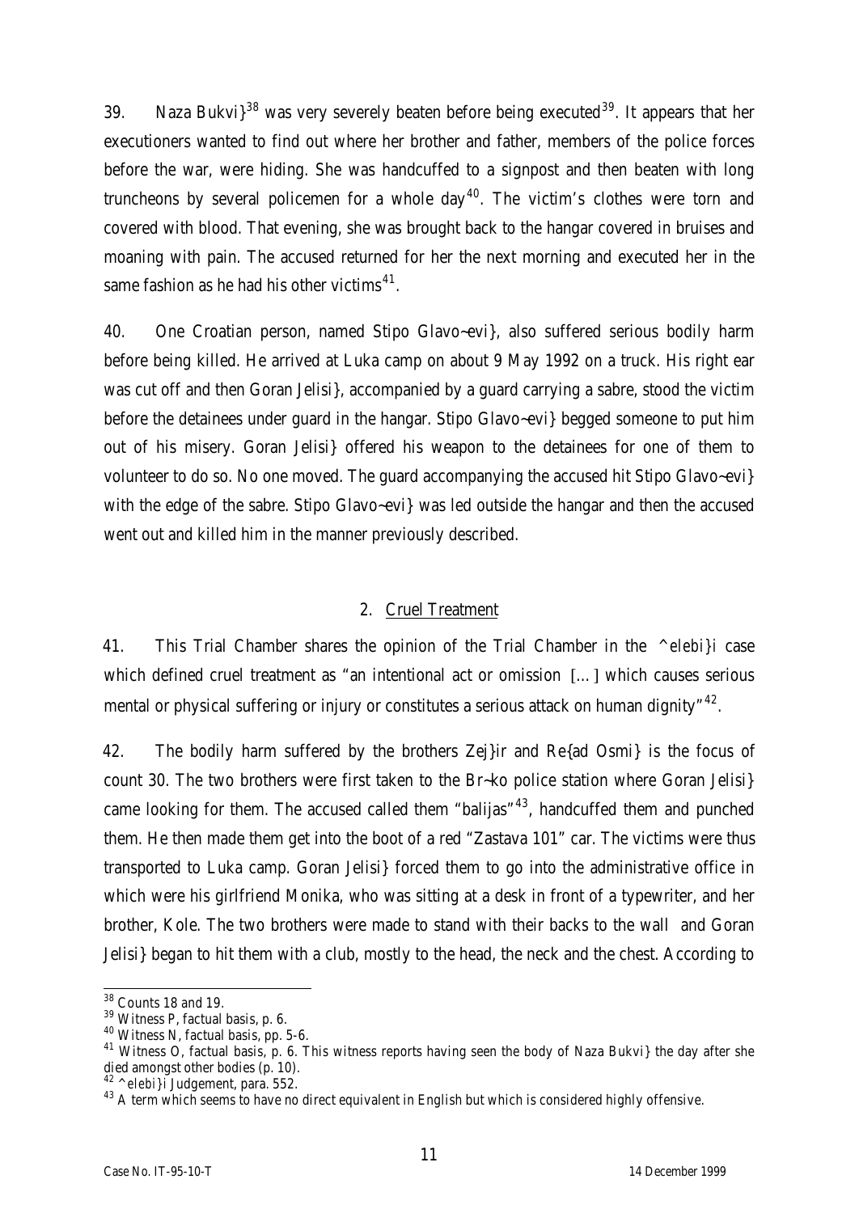39. Naza Bukvi}[38] was very severely beaten before being executed[39]. It appears that her executioners wanted to find out where her brother and father, members of the police forces before the war, were hiding. She was handcuffed to a signpost and then beaten with long truncheons by several policemen for a whole day[40]. The victim's clothes were torn and covered with blood. That evening, she was brought back to the hangar covered in bruises and moaning with pain. The accused returned for her the next morning and executed her in the same fashion as he had his other victims[41].

40. One Croatian person, named Stipo Glavo~evi}, also suffered serious bodily harm before being killed. He arrived at Luka camp on about 9 May 1992 on a truck. His right ear was cut off and then Goran Jelisi}, accompanied by a guard carrying a sabre, stood the victim before the detainees under guard in the hangar. Stipo Glavo~evi} begged someone to put him out of his misery. Goran Jelisi} offered his weapon to the detainees for one of them to volunteer to do so. No one moved. The guard accompanying the accused hit Stipo Glavo~evi} with the edge of the sabre. Stipo Glavo~evi} was led outside the hangar and then the accused went out and killed him in the manner previously described.

## 2. Cruel Treatment

41. This Trial Chamber shares the opinion of the Trial Chamber in the *^elebi}i* case which defined cruel treatment as "an intentional act or omission [...] which causes serious mental or physical suffering or injury or constitutes a serious attack on human dignity"[42].

42. The bodily harm suffered by the brothers Zej}ir and Re{ad Osmi} is the focus of count 30. The two brothers were first taken to the Br~ko police station where Goran Jelisi} came looking for them. The accused called them "balijas"[43], handcuffed them and punched them. He then made them get into the boot of a red "Zastava 101" car. The victims were thus transported to Luka camp. Goran Jelisi} forced them to go into the administrative office in which were his girlfriend Monika, who was sitting at a desk in front of a typewriter, and her brother, Kole. The two brothers were made to stand with their backs to the wall and Goran Jelisi} began to hit them with a club, mostly to the head, the neck and the chest. According to

---

[38] Counts 18 and 19.

[39] Witness P, factual basis, p. 6.

[40] Witness N, factual basis, pp. 5-6.

[41] Witness O, factual basis, p. 6. This witness reports having seen the body of Naza Bukvi} the day after she died amongst other bodies (p. 10).

[42] *^elebi}i* Judgement, para. 552.

[43] A term which seems to have no direct equivalent in English but which is considered highly offensive.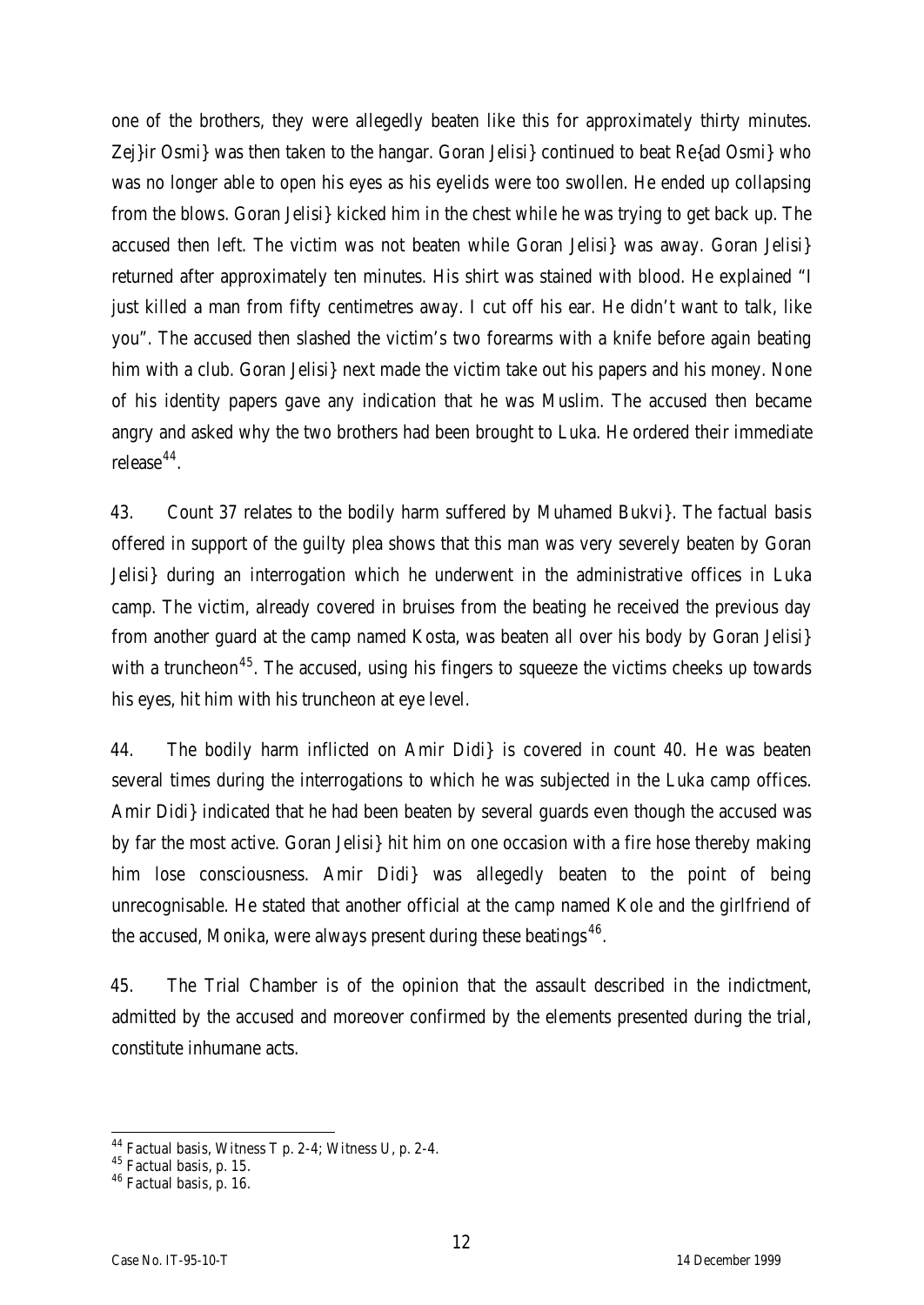one of the brothers, they were allegedly beaten like this for approximately thirty minutes. Zej}ir Osmi} was then taken to the hangar. Goran Jelisi} continued to beat Re{ad Osmi} who was no longer able to open his eyes as his eyelids were too swollen. He ended up collapsing from the blows. Goran Jelisi} kicked him in the chest while he was trying to get back up. The accused then left. The victim was not beaten while Goran Jelisi} was away. Goran Jelisi} returned after approximately ten minutes. His shirt was stained with blood. He explained "I just killed a man from fifty centimetres away. I cut off his ear. He didn't want to talk, like you". The accused then slashed the victim's two forearms with a knife before again beating him with a club. Goran Jelisi} next made the victim take out his papers and his money. None of his identity papers gave any indication that he was Muslim. The accused then became angry and asked why the two brothers had been brought to Luka. He ordered their immediate release[44].

43. Count 37 relates to the bodily harm suffered by Muhamed Bukvi}. The factual basis offered in support of the guilty plea shows that this man was very severely beaten by Goran Jelisi} during an interrogation which he underwent in the administrative offices in Luka camp. The victim, already covered in bruises from the beating he received the previous day from another guard at the camp named Kosta, was beaten all over his body by Goran Jelisi} with a truncheon[45]. The accused, using his fingers to squeeze the victims cheeks up towards his eyes, hit him with his truncheon at eye level.

44. The bodily harm inflicted on Amir Didi} is covered in count 40. He was beaten several times during the interrogations to which he was subjected in the Luka camp offices. Amir Didi} indicated that he had been beaten by several guards even though the accused was by far the most active. Goran Jelisi} hit him on one occasion with a fire hose thereby making him lose consciousness. Amir Didi} was allegedly beaten to the point of being unrecognisable. He stated that another official at the camp named Kole and the girlfriend of the accused, Monika, were always present during these beatings[46].

45. The Trial Chamber is of the opinion that the assault described in the indictment, admitted by the accused and moreover confirmed by the elements presented during the trial, constitute inhumane acts.

---

[44] Factual basis, Witness T p. 2-4; Witness U, p. 2-4.

[45] Factual basis, p. 15.

[46] Factual basis, p. 16.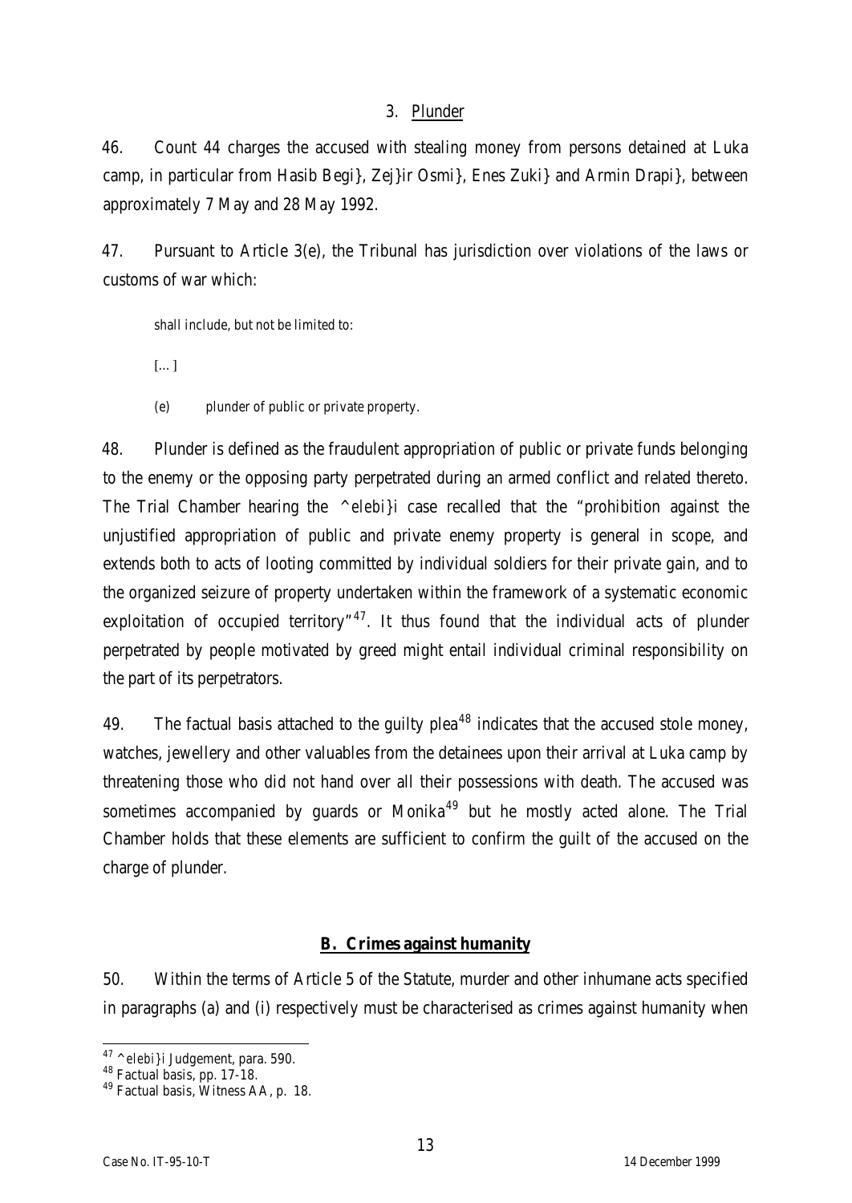### 3. Plunder

46. Count 44 charges the accused with stealing money from persons detained at Luka camp, in particular from Hasib Begi}, Zej}ir Osmi}, Enes Zuki} and Armin Drapi}, between approximately 7 May and 28 May 1992.

47. Pursuant to Article 3(e), the Tribunal has jurisdiction over violations of the laws or customs of war which:

> shall include, but not be limited to:
>
> [...]
>
> (e) plunder of public or private property.

48. Plunder is defined as the fraudulent appropriation of public or private funds belonging to the enemy or the opposing party perpetrated during an armed conflict and related thereto. The Trial Chamber hearing the *^elebi}i* case recalled that the "prohibition against the unjustified appropriation of public and private enemy property is general in scope, and extends both to acts of looting committed by individual soldiers for their private gain, and to the organized seizure of property undertaken within the framework of a systematic economic exploitation of occupied territory"[47]. It thus found that the individual acts of plunder perpetrated by people motivated by greed might entail individual criminal responsibility on the part of its perpetrators.

49. The factual basis attached to the guilty plea[48] indicates that the accused stole money, watches, jewellery and other valuables from the detainees upon their arrival at Luka camp by threatening those who did not hand over all their possessions with death. The accused was sometimes accompanied by guards or Monika[49] but he mostly acted alone. The Trial Chamber holds that these elements are sufficient to confirm the guilt of the accused on the charge of plunder.

## B. Crimes against humanity

50. Within the terms of Article 5 of the Statute, murder and other inhumane acts specified in paragraphs (a) and (i) respectively must be characterised as crimes against humanity when

---

[47] *^elebi}i* Judgement, para. 590.

[48] Factual basis, pp. 17-18.

[49] Factual basis, Witness AA, p. 18.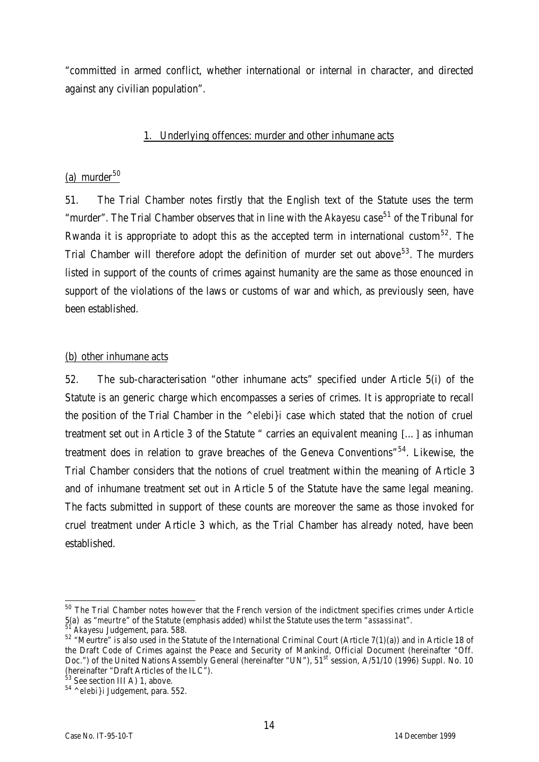"committed in armed conflict, whether international or internal in character, and directed against any civilian population".

1. Underlying offences: murder and other inhumane acts

(a) murder[50]

51. The Trial Chamber notes firstly that the English text of the Statute uses the term "murder". The Trial Chamber observes that in line with the *Akayesu* case[51] of the Tribunal for Rwanda it is appropriate to adopt this as the accepted term in international custom[52]. The Trial Chamber will therefore adopt the definition of murder set out above[53]. The murders listed in support of the counts of crimes against humanity are the same as those enounced in support of the violations of the laws or customs of war and which, as previously seen, have been established.

(b) other inhumane acts

52. The sub-characterisation "other inhumane acts" specified under Article 5(i) of the Statute is an generic charge which encompasses a series of crimes. It is appropriate to recall the position of the Trial Chamber in the *^elebi}i* case which stated that the notion of cruel treatment set out in Article 3 of the Statute " carries an equivalent meaning [...] as inhuman treatment does in relation to grave breaches of the Geneva Conventions"[54]. Likewise, the Trial Chamber considers that the notions of cruel treatment within the meaning of Article 3 and of inhumane treatment set out in Article 5 of the Statute have the same legal meaning. The facts submitted in support of these counts are moreover the same as those invoked for cruel treatment under Article 3 which, as the Trial Chamber has already noted, have been established.

---

[50] The Trial Chamber notes however that the French version of the indictment specifies crimes under Article 5(a) as "*meurtre*" of the Statute (emphasis added) whilst the Statute uses the term "*assassinat*".

[51] *Akayesu* Judgement, para. 588.

[52] "Meurtre" is also used in the Statute of the International Criminal Court (Article 7(1)(a)) and in Article 18 of the Draft Code of Crimes against the Peace and Security of Mankind, Official Document (hereinafter "Off. Doc.") of the United Nations Assembly General (hereinafter "UN"), 51st session, A/51/10 (1996) Suppl. No. 10 (hereinafter "Draft Articles of the ILC").

[53] See section III A) 1, above.

[54] *^elebi}i* Judgement, para. 552.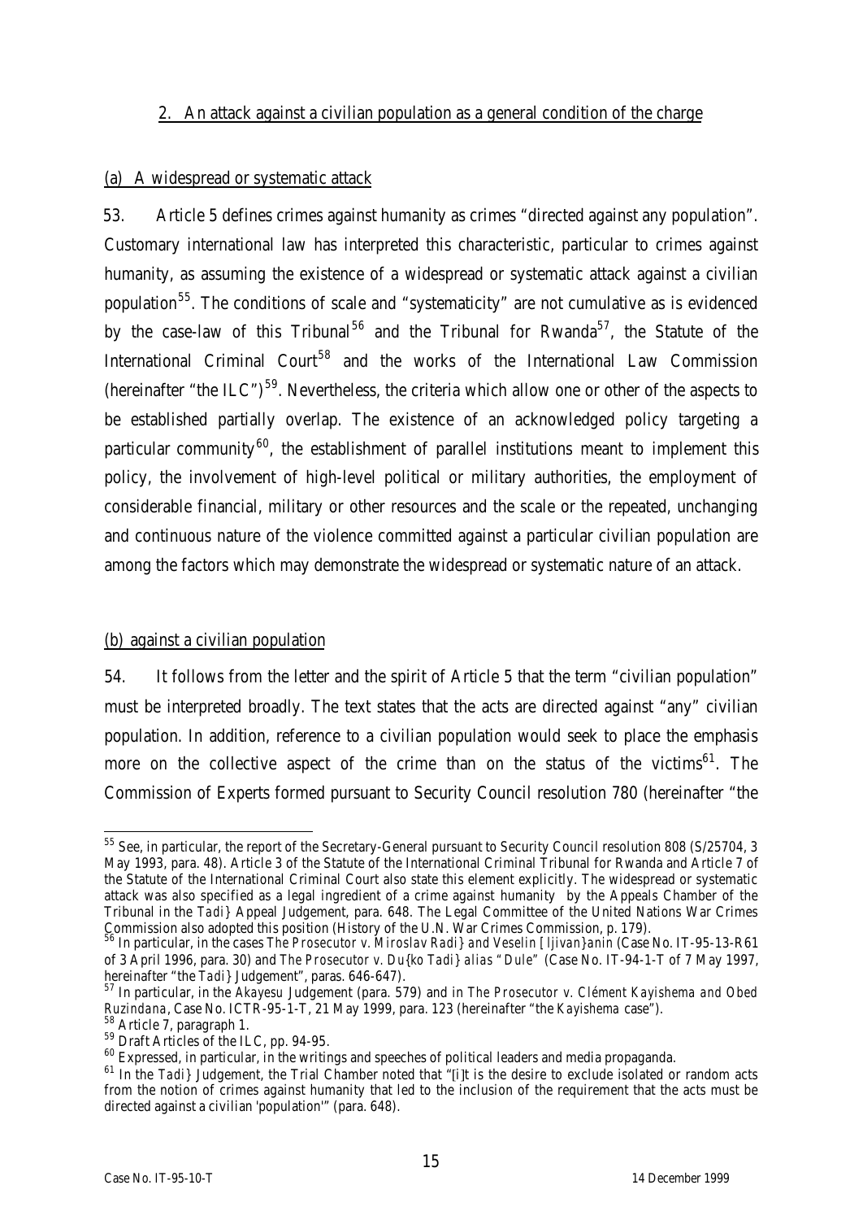## 2. An attack against a civilian population as a general condition of the charge

### (a) A widespread or systematic attack

53. Article 5 defines crimes against humanity as crimes "directed against any population". Customary international law has interpreted this characteristic, particular to crimes against humanity, as assuming the existence of a widespread or systematic attack against a civilian population[55]. The conditions of scale and "systematicity" are not cumulative as is evidenced by the case-law of this Tribunal[56] and the Tribunal for Rwanda[57], the Statute of the International Criminal Court[58] and the works of the International Law Commission (hereinafter "the ILC")[59]. Nevertheless, the criteria which allow one or other of the aspects to be established partially overlap. The existence of an acknowledged policy targeting a particular community[60], the establishment of parallel institutions meant to implement this policy, the involvement of high-level political or military authorities, the employment of considerable financial, military or other resources and the scale or the repeated, unchanging and continuous nature of the violence committed against a particular civilian population are among the factors which may demonstrate the widespread or systematic nature of an attack.

### (b) against a civilian population

54. It follows from the letter and the spirit of Article 5 that the term "civilian population" must be interpreted broadly. The text states that the acts are directed against "any" civilian population. In addition, reference to a civilian population would seek to place the emphasis more on the collective aspect of the crime than on the status of the victims[61]. The Commission of Experts formed pursuant to Security Council resolution 780 (hereinafter "the

---

[55] See, in particular, the report of the Secretary-General pursuant to Security Council resolution 808 (S/25704, 3 May 1993, para. 48). Article 3 of the Statute of the International Criminal Tribunal for Rwanda and Article 7 of the Statute of the International Criminal Court also state this element explicitly. The widespread or systematic attack was also specified as a legal ingredient of a crime against humanity by the Appeals Chamber of the Tribunal in the *Tadi}* Appeal Judgement, para. 648. The Legal Committee of the United Nations War Crimes Commission also adopted this position (History of the U.N. War Crimes Commission, p. 179).

[56] In particular, in the cases *The Prosecutor v. Miroslav Radi} and Veselin [ljivan}anin* (Case No. IT-95-13-R61 of 3 April 1996, para. 30) and *The Prosecutor v. Du{ko Tadi} alias "Dule"* (Case No. IT-94-1-T of 7 May 1997, hereinafter "the *Tadi}* Judgement", paras. 646-647).

[57] In particular, in the *Akayesu* Judgement (para. 579) and in *The Prosecutor v. Clément Kayishema and Obed Ruzindana*, Case No. ICTR-95-1-T, 21 May 1999, para. 123 (hereinafter "the *Kayishema* case").

[58] Article 7, paragraph 1.

[59] Draft Articles of the ILC, pp. 94-95.

[60] Expressed, in particular, in the writings and speeches of political leaders and media propaganda.

[61] In the *Tadi}* Judgement, the Trial Chamber noted that "[i]t is the desire to exclude isolated or random acts from the notion of crimes against humanity that led to the inclusion of the requirement that the acts must be directed against a civilian 'population'" (para. 648).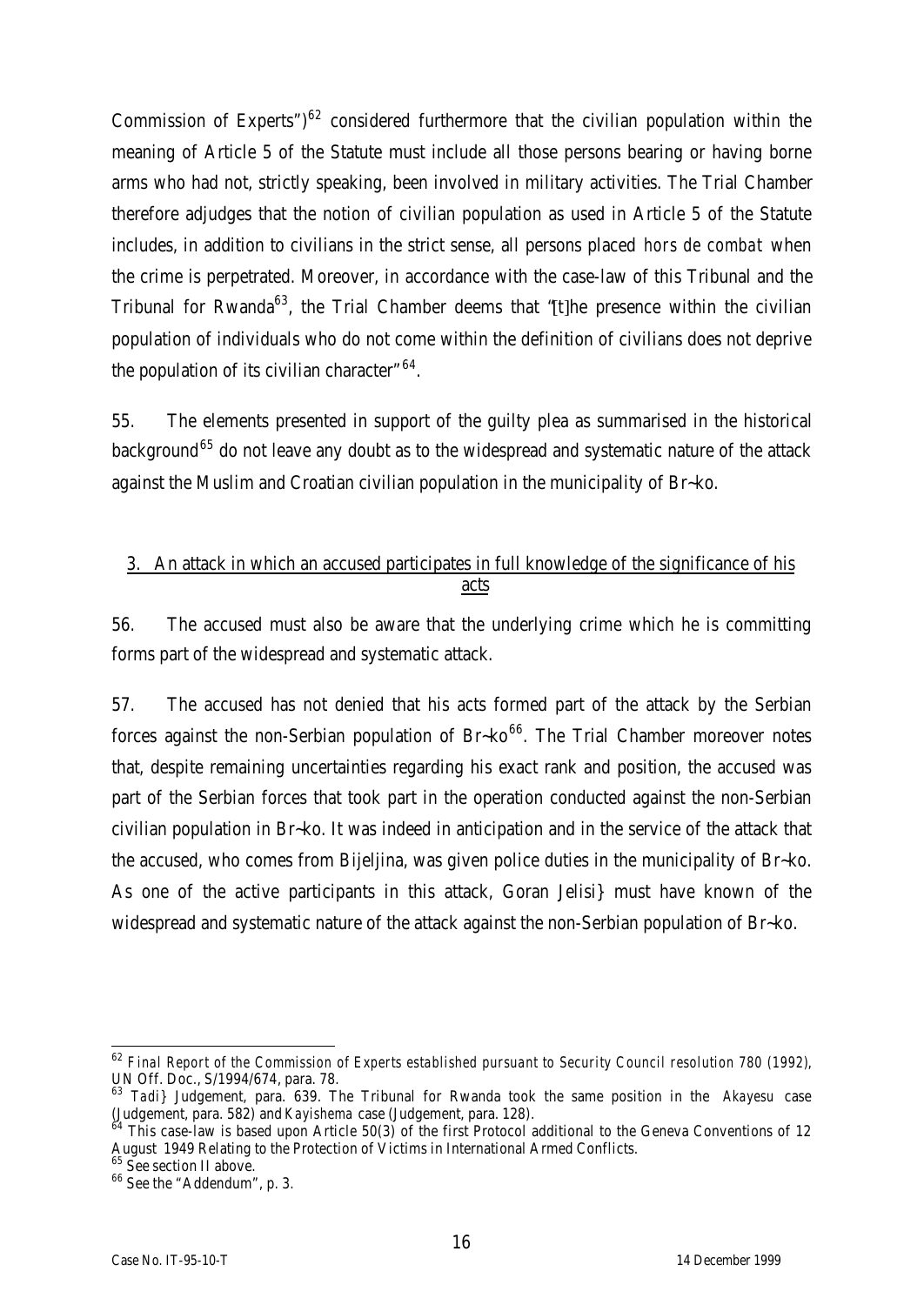Commission of Experts")[62] considered furthermore that the civilian population within the meaning of Article 5 of the Statute must include all those persons bearing or having borne arms who had not, strictly speaking, been involved in military activities. The Trial Chamber therefore adjudges that the notion of civilian population as used in Article 5 of the Statute includes, in addition to civilians in the strict sense, all persons placed *hors de combat* when the crime is perpetrated. Moreover, in accordance with the case-law of this Tribunal and the Tribunal for Rwanda[63], the Trial Chamber deems that "[t]he presence within the civilian population of individuals who do not come within the definition of civilians does not deprive the population of its civilian character"[64].

55. The elements presented in support of the guilty plea as summarised in the historical background[65] do not leave any doubt as to the widespread and systematic nature of the attack against the Muslim and Croatian civilian population in the municipality of Br~ko.

### 3. An attack in which an accused participates in full knowledge of the significance of his acts

56. The accused must also be aware that the underlying crime which he is committing forms part of the widespread and systematic attack.

57. The accused has not denied that his acts formed part of the attack by the Serbian forces against the non-Serbian population of Br~ko[66]. The Trial Chamber moreover notes that, despite remaining uncertainties regarding his exact rank and position, the accused was part of the Serbian forces that took part in the operation conducted against the non-Serbian civilian population in Br~ko. It was indeed in anticipation and in the service of the attack that the accused, who comes from Bijeljina, was given police duties in the municipality of Br~ko. As one of the active participants in this attack, Goran Jelisi} must have known of the widespread and systematic nature of the attack against the non-Serbian population of Br~ko.

---

[62] *Final Report of the Commission of Experts established pursuant to Security Council resolution 780 (1992)*, UN Off. Doc., S/1994/674, para. 78.

[63] *Tadi}* Judgement, para. 639. The Tribunal for Rwanda took the same position in the *Akayesu* case (Judgement, para. 582) and *Kayishema* case (Judgement, para. 128).

[64] This case-law is based upon Article 50(3) of the first Protocol additional to the Geneva Conventions of 12 August 1949 Relating to the Protection of Victims in International Armed Conflicts.

[65] See section II above.

[66] See the "Addendum", p. 3.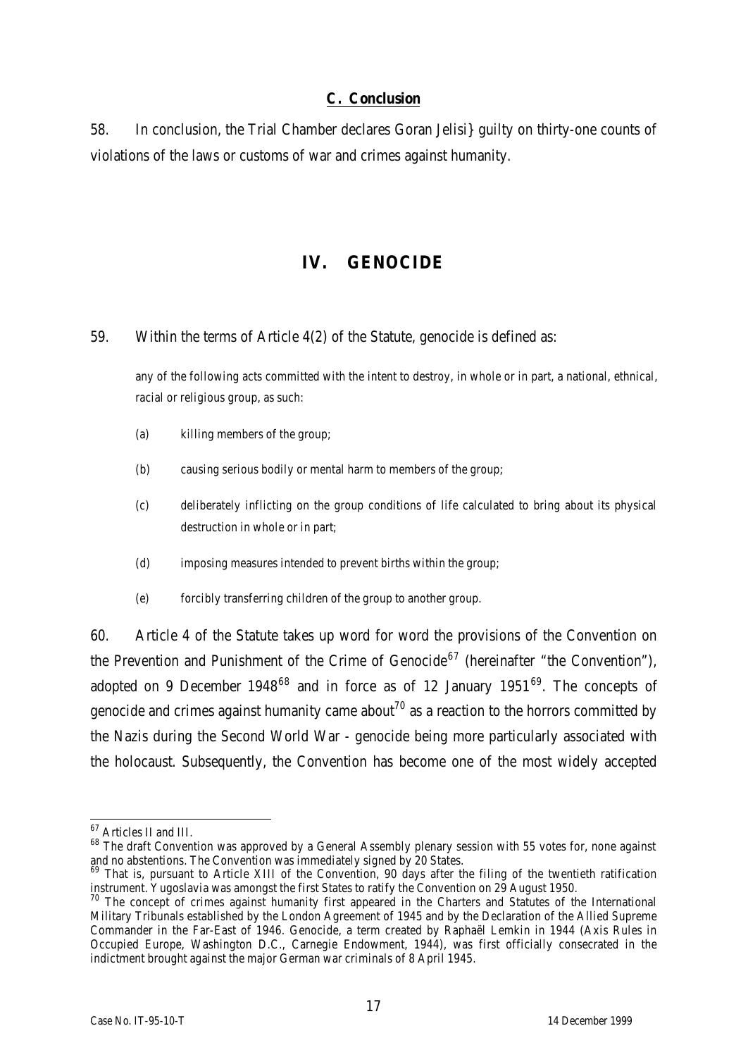### C. Conclusion

58. In conclusion, the Trial Chamber declares Goran Jelisi} guilty on thirty-one counts of violations of the laws or customs of war and crimes against humanity.

## IV. GENOCIDE

59. Within the terms of Article 4(2) of the Statute, genocide is defined as:

> any of the following acts committed with the intent to destroy, in whole or in part, a national, ethnical, racial or religious group, as such:
>
> (a) killing members of the group;
>
> (b) causing serious bodily or mental harm to members of the group;
>
> (c) deliberately inflicting on the group conditions of life calculated to bring about its physical destruction in whole or in part;
>
> (d) imposing measures intended to prevent births within the group;
>
> (e) forcibly transferring children of the group to another group.

60. Article 4 of the Statute takes up word for word the provisions of the Convention on the Prevention and Punishment of the Crime of Genocide[67] (hereinafter "the Convention"), adopted on 9 December 1948[68] and in force as of 12 January 1951[69]. The concepts of genocide and crimes against humanity came about[70] as a reaction to the horrors committed by the Nazis during the Second World War - genocide being more particularly associated with the holocaust. Subsequently, the Convention has become one of the most widely accepted

[67] Articles II and III.

[68] The draft Convention was approved by a General Assembly plenary session with 55 votes for, none against and no abstentions. The Convention was immediately signed by 20 States.

[69] That is, pursuant to Article XIII of the Convention, 90 days after the filing of the twentieth ratification instrument. Yugoslavia was amongst the first States to ratify the Convention on 29 August 1950.

[70] The concept of crimes against humanity first appeared in the Charters and Statutes of the International Military Tribunals established by the London Agreement of 1945 and by the Declaration of the Allied Supreme Commander in the Far-East of 1946. Genocide, a term created by Raphaël Lemkin in 1944 (Axis Rules in Occupied Europe, Washington D.C., Carnegie Endowment, 1944), was first officially consecrated in the indictment brought against the major German war criminals of 8 April 1945.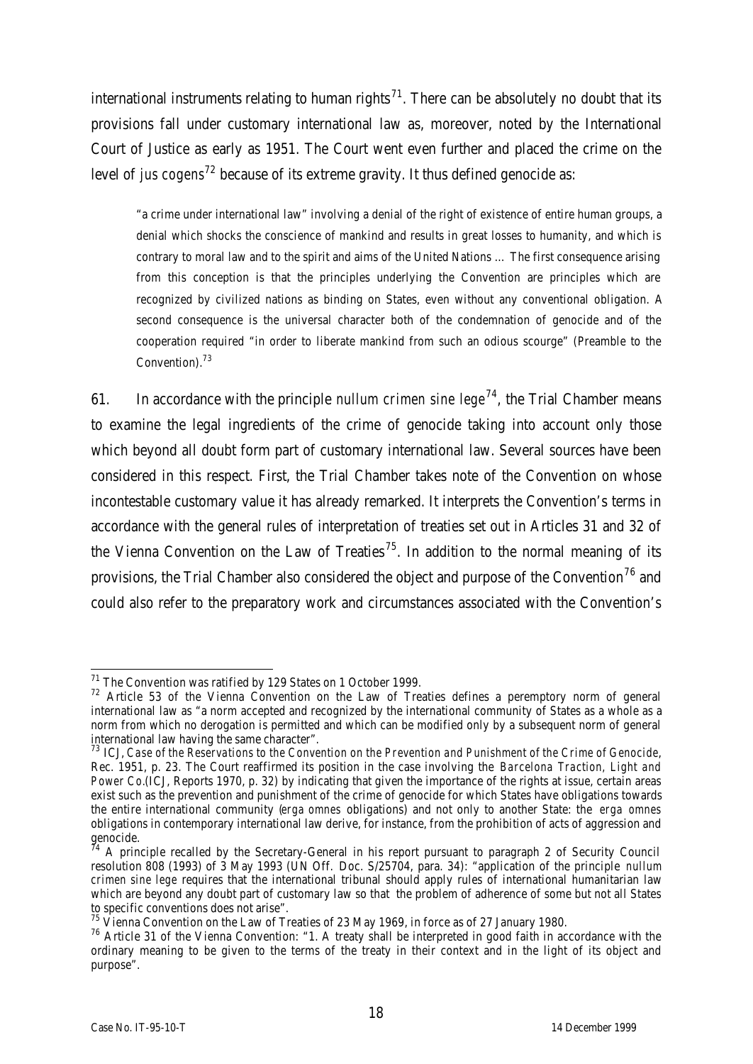international instruments relating to human rights[71]. There can be absolutely no doubt that its provisions fall under customary international law as, moreover, noted by the International Court of Justice as early as 1951. The Court went even further and placed the crime on the level of *jus cogens*[72] because of its extreme gravity. It thus defined genocide as:

> "a crime under international law" involving a denial of the right of existence of entire human groups, a denial which shocks the conscience of mankind and results in great losses to humanity, and which is contrary to moral law and to the spirit and aims of the United Nations ... The first consequence arising from this conception is that the principles underlying the Convention are principles which are recognized by civilized nations as binding on States, even without any conventional obligation. A second consequence is the universal character both of the condemnation of genocide and of the cooperation required "in order to liberate mankind from such an odious scourge" (Preamble to the Convention).[73]

61. In accordance with the principle *nullum crimen sine lege*[74], the Trial Chamber means to examine the legal ingredients of the crime of genocide taking into account only those which beyond all doubt form part of customary international law. Several sources have been considered in this respect. First, the Trial Chamber takes note of the Convention on whose incontestable customary value it has already remarked. It interprets the Convention's terms in accordance with the general rules of interpretation of treaties set out in Articles 31 and 32 of the Vienna Convention on the Law of Treaties[75]. In addition to the normal meaning of its provisions, the Trial Chamber also considered the object and purpose of the Convention[76] and could also refer to the preparatory work and circumstances associated with the Convention's

---

[71] The Convention was ratified by 129 States on 1 October 1999.

[72] Article 53 of the Vienna Convention on the Law of Treaties defines a peremptory norm of general international law as "a norm accepted and recognized by the international community of States as a whole as a norm from which no derogation is permitted and which can be modified only by a subsequent norm of general international law having the same character".

[73] ICJ, *Case of the Reservations to the Convention on the Prevention and Punishment of the Crime of Genocide*, Rec. 1951, p. 23. The Court reaffirmed its position in the case involving the *Barcelona Traction, Light and Power Co.*(ICJ, Reports 1970, p. 32) by indicating that given the importance of the rights at issue, certain areas exist such as the prevention and punishment of the crime of genocide for which States have obligations towards the entire international community (*erga omnes* obligations) and not only to another State: the *erga omnes* obligations in contemporary international law derive, for instance, from the prohibition of acts of aggression and genocide.

[74] A principle recalled by the Secretary-General in his report pursuant to paragraph 2 of Security Council resolution 808 (1993) of 3 May 1993 (UN Off. Doc. S/25704, para. 34): "application of the principle *nullum crimen sine lege* requires that the international tribunal should apply rules of international humanitarian law which are beyond any doubt part of customary law so that the problem of adherence of some but not all States to specific conventions does not arise".

[75] Vienna Convention on the Law of Treaties of 23 May 1969, in force as of 27 January 1980.

[76] Article 31 of the Vienna Convention: "1. A treaty shall be interpreted in good faith in accordance with the ordinary meaning to be given to the terms of the treaty in their context and in the light of its object and purpose".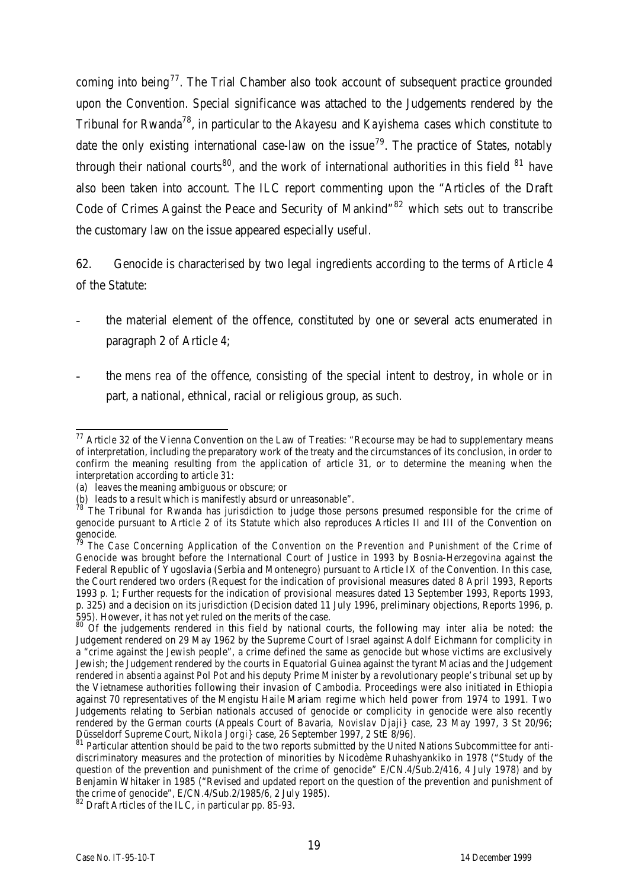coming into being[77]. The Trial Chamber also took account of subsequent practice grounded upon the Convention. Special significance was attached to the Judgements rendered by the Tribunal for Rwanda[78], in particular to the *Akayesu* and *Kayishema* cases which constitute to date the only existing international case-law on the issue[79]. The practice of States, notably through their national courts[80], and the work of international authorities in this field [81] have also been taken into account. The ILC report commenting upon the "Articles of the Draft Code of Crimes Against the Peace and Security of Mankind"[82] which sets out to transcribe the customary law on the issue appeared especially useful.

62. Genocide is characterised by two legal ingredients according to the terms of Article 4 of the Statute:

- the material element of the offence, constituted by one or several acts enumerated in paragraph 2 of Article 4;
- the *mens rea* of the offence, consisting of the special intent to destroy, in whole or in part, a national, ethnical, racial or religious group, as such.

---

[77] Article 32 of the Vienna Convention on the Law of Treaties: "Recourse may be had to supplementary means of interpretation, including the preparatory work of the treaty and the circumstances of its conclusion, in order to confirm the meaning resulting from the application of article 31, or to determine the meaning when the interpretation according to article 31:
(a) leaves the meaning ambiguous or obscure; or
(b) leads to a result which is manifestly absurd or unreasonable".

[78] The Tribunal for Rwanda has jurisdiction to judge those persons presumed responsible for the crime of genocide pursuant to Article 2 of its Statute which also reproduces Articles II and III of the Convention on genocide.

[79] The *Case Concerning Application of the Convention on the Prevention and Punishment of the Crime of Genocide* was brought before the International Court of Justice in 1993 by Bosnia-Herzegovina against the Federal Republic of Yugoslavia (Serbia and Montenegro) pursuant to Article IX of the Convention. In this case, the Court rendered two orders (Request for the indication of provisional measures dated 8 April 1993, Reports 1993 p. 1; Further requests for the indication of provisional measures dated 13 September 1993, Reports 1993, p. 325) and a decision on its jurisdiction (Decision dated 11 July 1996, preliminary objections, Reports 1996, p. 595). However, it has not yet ruled on the merits of the case.

[80] Of the judgements rendered in this field by national courts, the following may *inter alia* be noted: the Judgement rendered on 29 May 1962 by the Supreme Court of Israel against Adolf Eichmann for complicity in a "crime against the Jewish people", a crime defined the same as genocide but whose victims are exclusively Jewish; the Judgement rendered by the courts in Equatorial Guinea against the tyrant Macias and the Judgement rendered in absentia against Pol Pot and his deputy Prime Minister by a revolutionary people's tribunal set up by the Vietnamese authorities following their invasion of Cambodia. Proceedings were also initiated in Ethiopia against 70 representatives of the Mengistu Haile Mariam regime which held power from 1974 to 1991. Two Judgements relating to Serbian nationals accused of genocide or complicity in genocide were also recently rendered by the German courts (Appeals Court of Bavaria, *Novislav Djaji}* case, 23 May 1997, 3 St 20/96; Düsseldorf Supreme Court, *Nikola Jorgi}* case, 26 September 1997, 2 StE 8/96).

[81] Particular attention should be paid to the two reports submitted by the United Nations Subcommittee for anti-discriminatory measures and the protection of minorities by Nicodème Ruhashyankiko in 1978 ("Study of the question of the prevention and punishment of the crime of genocide" E/CN.4/Sub.2/416, 4 July 1978) and by Benjamin Whitaker in 1985 ("Revised and updated report on the question of the prevention and punishment of the crime of genocide", E/CN.4/Sub.2/1985/6, 2 July 1985).

[82] Draft Articles of the ILC, in particular pp. 85-93.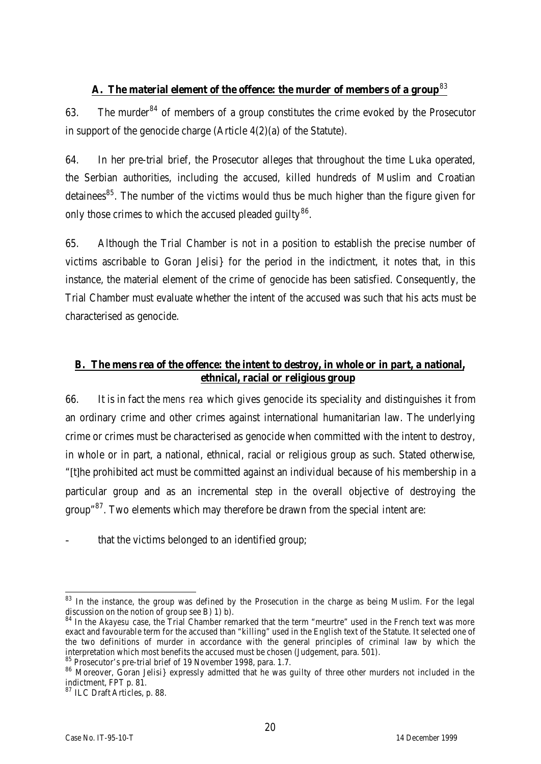## A. The material element of the offence: the murder of members of a group[83]

63. The murder[84] of members of a group constitutes the crime evoked by the Prosecutor in support of the genocide charge (Article 4(2)(a) of the Statute).

64. In her pre-trial brief, the Prosecutor alleges that throughout the time Luka operated, the Serbian authorities, including the accused, killed hundreds of Muslim and Croatian detainees[85]. The number of the victims would thus be much higher than the figure given for only those crimes to which the accused pleaded guilty[86].

65. Although the Trial Chamber is not in a position to establish the precise number of victims ascribable to Goran Jelisi} for the period in the indictment, it notes that, in this instance, the material element of the crime of genocide has been satisfied. Consequently, the Trial Chamber must evaluate whether the intent of the accused was such that his acts must be characterised as genocide.

## B. The mens rea of the offence: the intent to destroy, in whole or in part, a national, ethnical, racial or religious group

66. It is in fact the *mens rea* which gives genocide its speciality and distinguishes it from an ordinary crime and other crimes against international humanitarian law. The underlying crime or crimes must be characterised as genocide when committed with the intent to destroy, in whole or in part, a national, ethnical, racial or religious group as such. Stated otherwise, "[t]he prohibited act must be committed against an individual because of his membership in a particular group and as an incremental step in the overall objective of destroying the group"[87]. Two elements which may therefore be drawn from the special intent are:

- that the victims belonged to an identified group;

---

[83] In the instance, the group was defined by the Prosecution in the charge as being Muslim. For the legal discussion on the notion of group see B) 1) b).

[84] In the *Akayesu* case, the Trial Chamber remarked that the term "meurtre" used in the French text was more exact and favourable term for the accused than "killing" used in the English text of the Statute. It selected one of the two definitions of murder in accordance with the general principles of criminal law by which the interpretation which most benefits the accused must be chosen (Judgement, para. 501).

[85] Prosecutor's pre-trial brief of 19 November 1998, para. 1.7.

[86] Moreover, Goran Jelisi} expressly admitted that he was guilty of three other murders not included in the indictment, FPT p. 81.

[87] ILC Draft Articles, p. 88.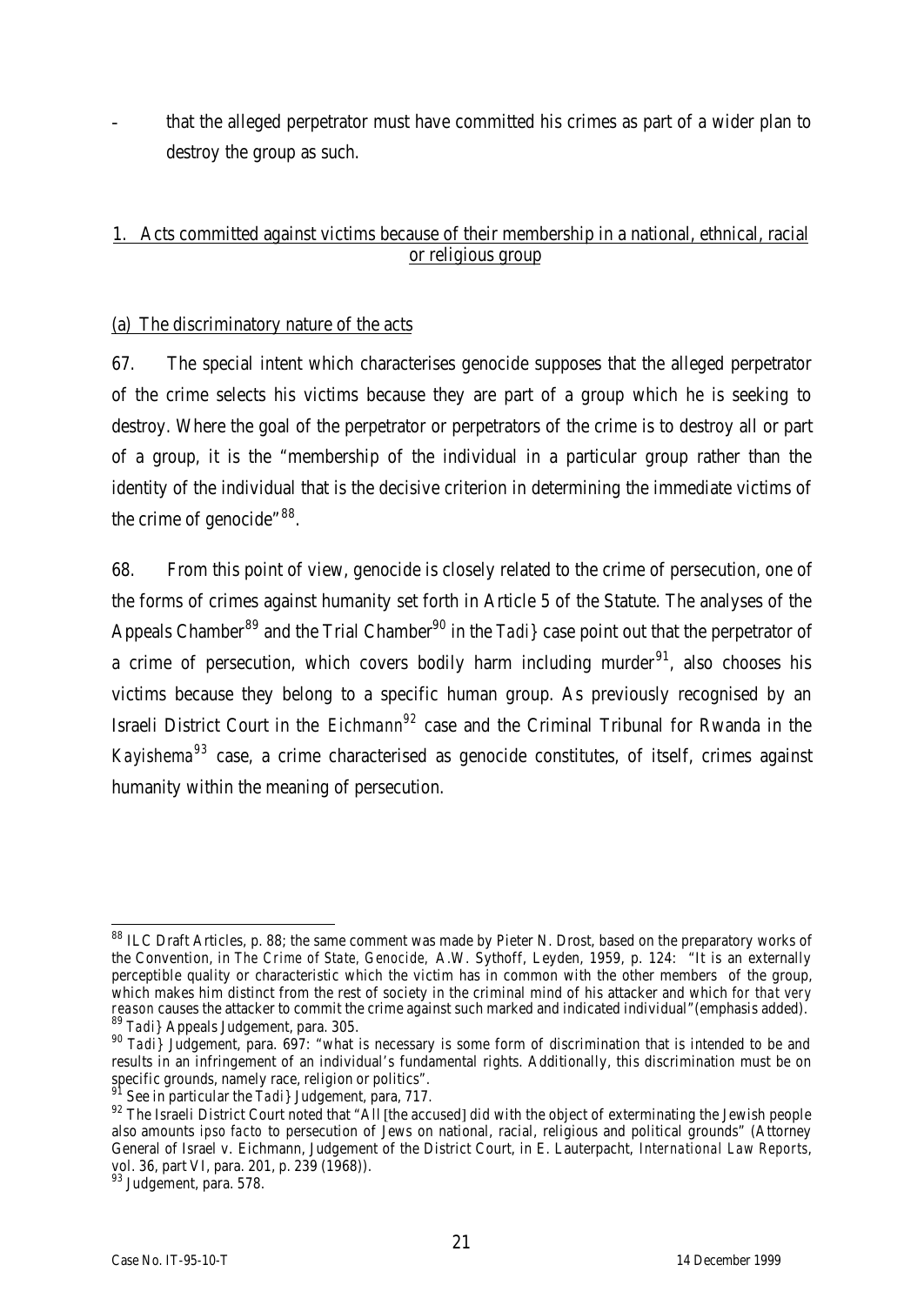- that the alleged perpetrator must have committed his crimes as part of a wider plan to destroy the group as such.

## 1. Acts committed against victims because of their membership in a national, ethnical, racial or religious group

### (a) The discriminatory nature of the acts

67. The special intent which characterises genocide supposes that the alleged perpetrator of the crime selects his victims because they are part of a group which he is seeking to destroy. Where the goal of the perpetrator or perpetrators of the crime is to destroy all or part of a group, it is the "membership of the individual in a particular group rather than the identity of the individual that is the decisive criterion in determining the immediate victims of the crime of genocide"[88].

68. From this point of view, genocide is closely related to the crime of persecution, one of the forms of crimes against humanity set forth in Article 5 of the Statute. The analyses of the Appeals Chamber[89] and the Trial Chamber[90] in the *Tadi}* case point out that the perpetrator of a crime of persecution, which covers bodily harm including murder[91], also chooses his victims because they belong to a specific human group. As previously recognised by an Israeli District Court in the *Eichmann*[92] case and the Criminal Tribunal for Rwanda in the *Kayishema*[93] case, a crime characterised as genocide constitutes, of itself, crimes against humanity within the meaning of persecution.

---

[88] ILC Draft Articles, p. 88; the same comment was made by Pieter N. Drost, based on the preparatory works of the Convention, in *The Crime of State, Genocide*, A.W. Sythoff, Leyden, 1959, p. 124: "It is an externally perceptible quality or characteristic which the victim has in common with the other members of the group, which makes him distinct from the rest of society in the criminal mind of his attacker and which *for that very reason* causes the attacker to commit the crime against such marked and indicated individual"(emphasis added).

[89] *Tadi}* Appeals Judgement, para. 305.

[90] *Tadi}* Judgement, para. 697: "what is necessary is some form of discrimination that is intended to be and results in an infringement of an individual's fundamental rights. Additionally, this discrimination must be on specific grounds, namely race, religion or politics".

[91] See in particular the *Tadi}* Judgement, para, 717.

[92] The Israeli District Court noted that "All [the accused] did with the object of exterminating the Jewish people also amounts *ipso facto* to persecution of Jews on national, racial, religious and political grounds" (Attorney General of Israel v. Eichmann, Judgement of the District Court, in E. Lauterpacht, *International Law Reports*, vol. 36, part VI, para. 201, p. 239 (1968)).

[93] Judgement, para. 578.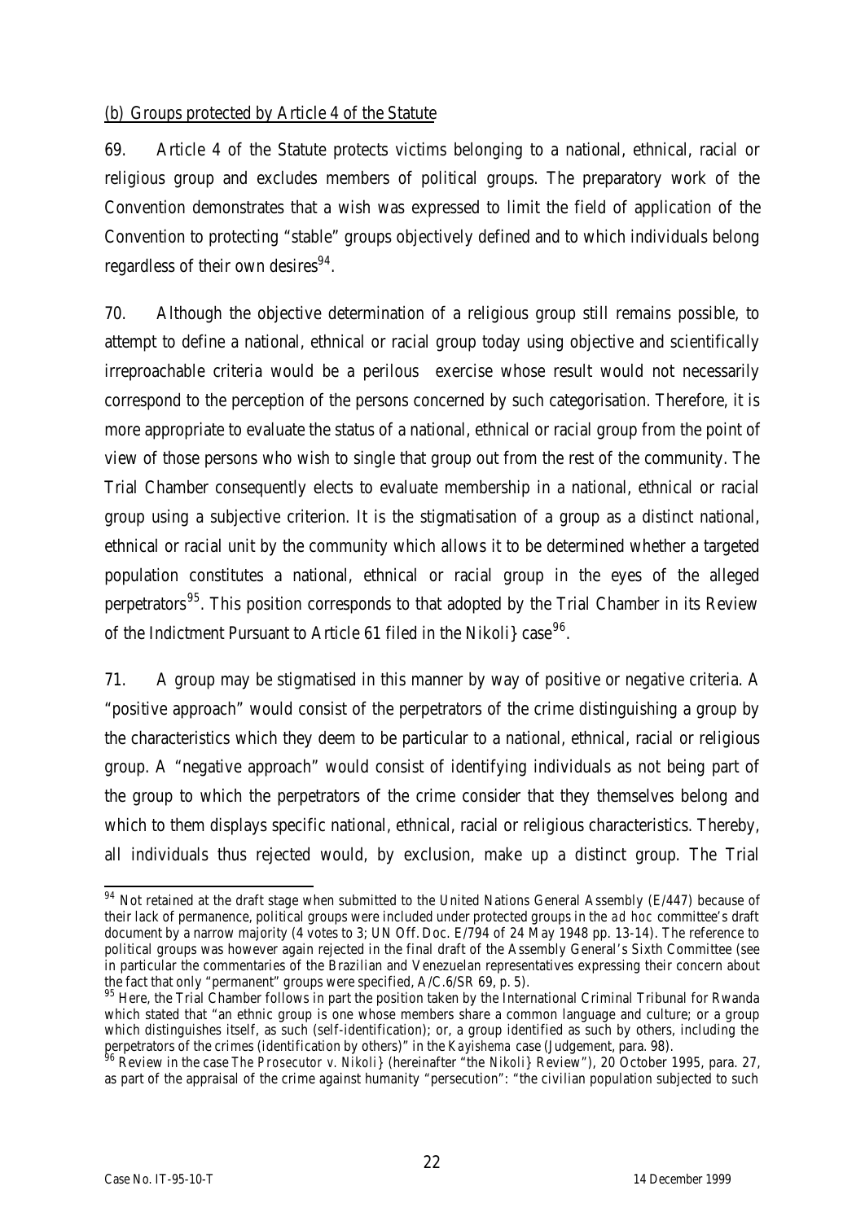(b) Groups protected by Article 4 of the Statute

69. Article 4 of the Statute protects victims belonging to a national, ethnical, racial or religious group and excludes members of political groups. The preparatory work of the Convention demonstrates that a wish was expressed to limit the field of application of the Convention to protecting "stable" groups objectively defined and to which individuals belong regardless of their own desires[94].

70. Although the objective determination of a religious group still remains possible, to attempt to define a national, ethnical or racial group today using objective and scientifically irreproachable criteria would be a perilous exercise whose result would not necessarily correspond to the perception of the persons concerned by such categorisation. Therefore, it is more appropriate to evaluate the status of a national, ethnical or racial group from the point of view of those persons who wish to single that group out from the rest of the community. The Trial Chamber consequently elects to evaluate membership in a national, ethnical or racial group using a subjective criterion. It is the stigmatisation of a group as a distinct national, ethnical or racial unit by the community which allows it to be determined whether a targeted population constitutes a national, ethnical or racial group in the eyes of the alleged perpetrators[95]. This position corresponds to that adopted by the Trial Chamber in its Review of the Indictment Pursuant to Article 61 filed in the Nikoli} case[96].

71. A group may be stigmatised in this manner by way of positive or negative criteria. A "positive approach" would consist of the perpetrators of the crime distinguishing a group by the characteristics which they deem to be particular to a national, ethnical, racial or religious group. A "negative approach" would consist of identifying individuals as not being part of the group to which the perpetrators of the crime consider that they themselves belong and which to them displays specific national, ethnical, racial or religious characteristics. Thereby, all individuals thus rejected would, by exclusion, make up a distinct group. The Trial

---

[94] Not retained at the draft stage when submitted to the United Nations General Assembly (E/447) because of their lack of permanence, political groups were included under protected groups in the *ad hoc* committee's draft document by a narrow majority (4 votes to 3; UN Off. Doc. E/794 of 24 May 1948 pp. 13-14). The reference to political groups was however again rejected in the final draft of the Assembly General's Sixth Committee (see in particular the commentaries of the Brazilian and Venezuelan representatives expressing their concern about the fact that only "permanent" groups were specified, A/C.6/SR 69, p. 5).

[95] Here, the Trial Chamber follows in part the position taken by the International Criminal Tribunal for Rwanda which stated that "an ethnic group is one whose members share a common language and culture; or a group which distinguishes itself, as such (self-identification); or, a group identified as such by others, including the perpetrators of the crimes (identification by others)" in the *Kayishema* case (Judgement, para. 98).

[96] Review in the case *The Prosecutor v. Nikoli}* (hereinafter "the *Nikoli}* Review"), 20 October 1995, para. 27, as part of the appraisal of the crime against humanity "persecution": "the civilian population subjected to such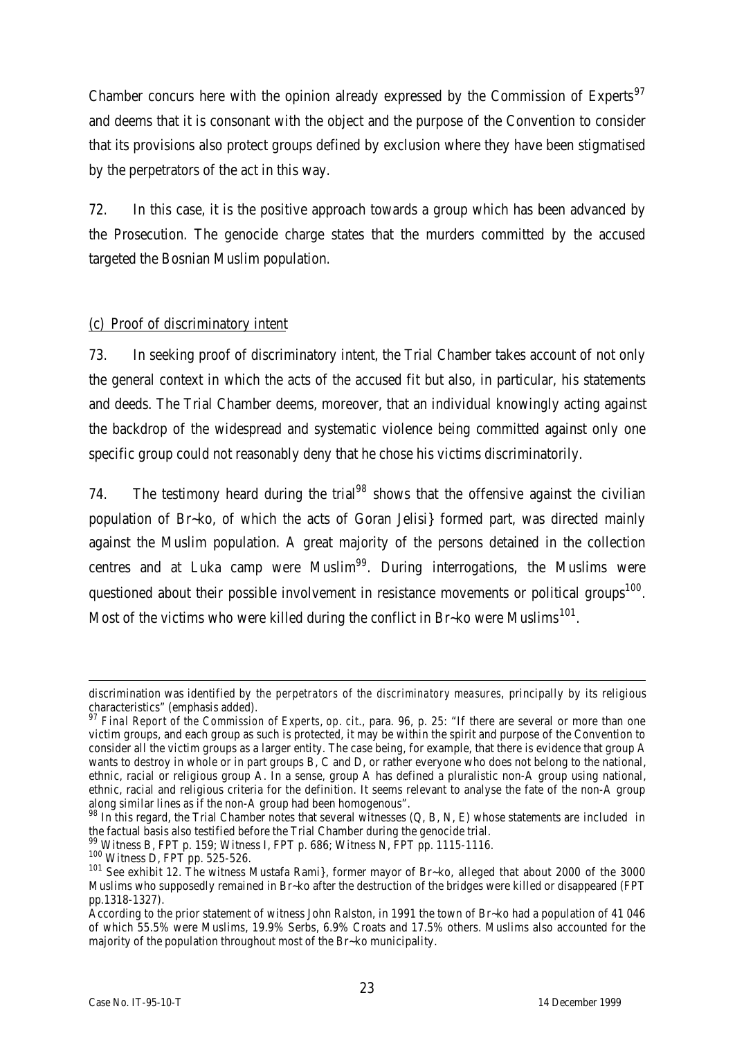Chamber concurs here with the opinion already expressed by the Commission of Experts[97] and deems that it is consonant with the object and the purpose of the Convention to consider that its provisions also protect groups defined by exclusion where they have been stigmatised by the perpetrators of the act in this way.

72. In this case, it is the positive approach towards a group which has been advanced by the Prosecution. The genocide charge states that the murders committed by the accused targeted the Bosnian Muslim population.

(c) Proof of discriminatory intent

73. In seeking proof of discriminatory intent, the Trial Chamber takes account of not only the general context in which the acts of the accused fit but also, in particular, his statements and deeds. The Trial Chamber deems, moreover, that an individual knowingly acting against the backdrop of the widespread and systematic violence being committed against only one specific group could not reasonably deny that he chose his victims discriminatorily.

74. The testimony heard during the trial[98] shows that the offensive against the civilian population of Br~ko, of which the acts of Goran Jelisi} formed part, was directed mainly against the Muslim population. A great majority of the persons detained in the collection centres and at Luka camp were Muslim[99]. During interrogations, the Muslims were questioned about their possible involvement in resistance movements or political groups[100]. Most of the victims who were killed during the conflict in Br~ko were Muslims[101].

---

discrimination was identified by *the perpetrators of the discriminatory measures*, principally by its religious characteristics" (emphasis added).

[97] *Final Report of the Commission of Experts*, *op. cit.*, para. 96, p. 25: "If there are several or more than one victim groups, and each group as such is protected, it may be within the spirit and purpose of the Convention to consider all the victim groups as a larger entity. The case being, for example, that there is evidence that group A wants to destroy in whole or in part groups B, C and D, or rather everyone who does not belong to the national, ethnic, racial or religious group A. In a sense, group A has defined a pluralistic non-A group using national, ethnic, racial and religious criteria for the definition. It seems relevant to analyse the fate of the non-A group along similar lines as if the non-A group had been homogenous".

[98] In this regard, the Trial Chamber notes that several witnesses (Q, B, N, E) whose statements are included in the factual basis also testified before the Trial Chamber during the genocide trial.

[99] Witness B, FPT p. 159; Witness I, FPT p. 686; Witness N, FPT pp. 1115-1116.

[100] Witness D, FPT pp. 525-526.

[101] See exhibit 12. The witness Mustafa Rami}, former mayor of Br~ko, alleged that about 2000 of the 3000 Muslims who supposedly remained in Br~ko after the destruction of the bridges were killed or disappeared (FPT pp.1318-1327).

According to the prior statement of witness John Ralston, in 1991 the town of Br~ko had a population of 41 046 of which 55.5% were Muslims, 19.9% Serbs, 6.9% Croats and 17.5% others. Muslims also accounted for the majority of the population throughout most of the Br~ko municipality.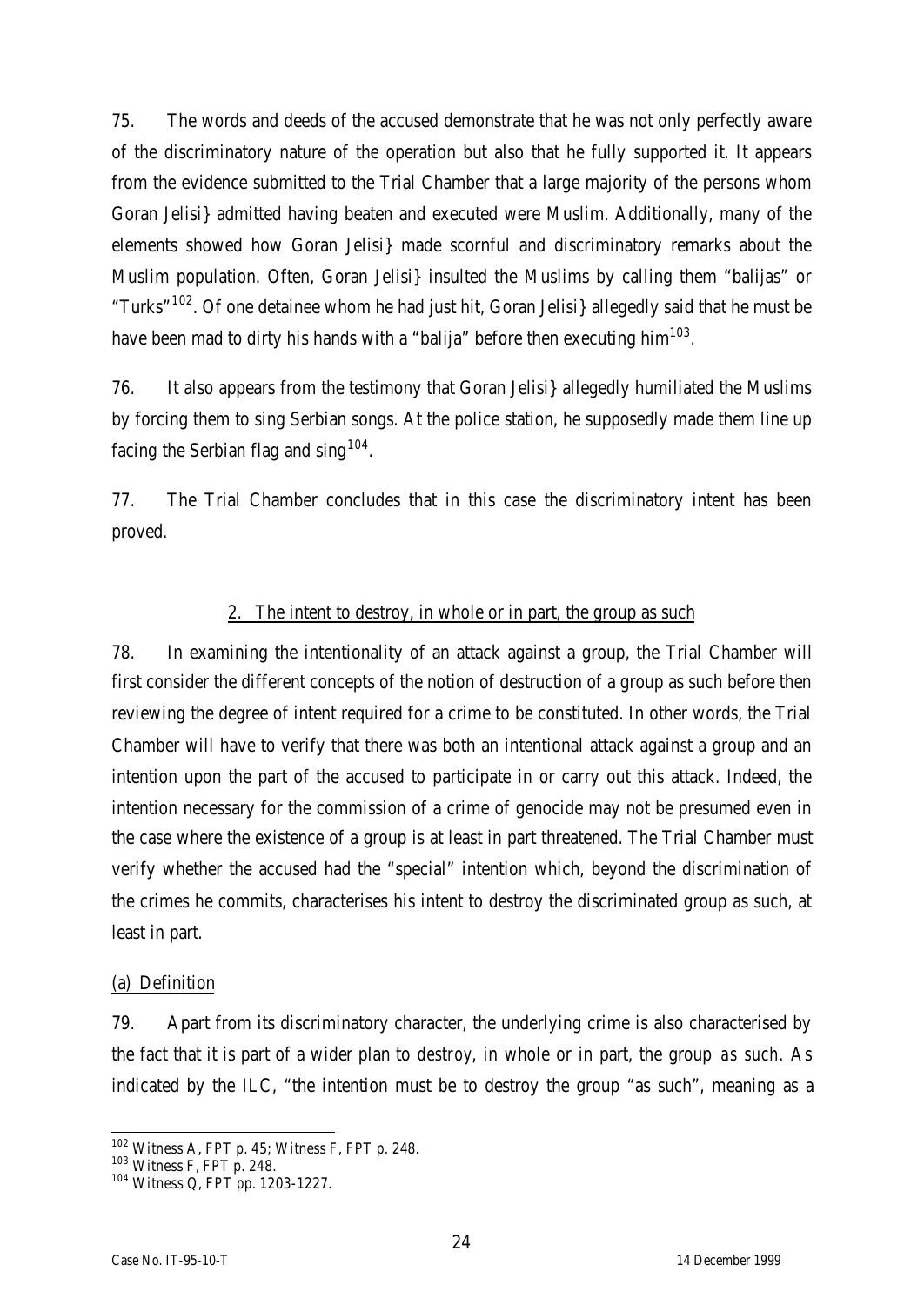75. The words and deeds of the accused demonstrate that he was not only perfectly aware of the discriminatory nature of the operation but also that he fully supported it. It appears from the evidence submitted to the Trial Chamber that a large majority of the persons whom Goran Jelisi} admitted having beaten and executed were Muslim. Additionally, many of the elements showed how Goran Jelisi} made scornful and discriminatory remarks about the Muslim population. Often, Goran Jelisi} insulted the Muslims by calling them "balijas" or "Turks"[102]. Of one detainee whom he had just hit, Goran Jelisi} allegedly said that he must be have been mad to dirty his hands with a "balija" before then executing him[103].

76. It also appears from the testimony that Goran Jelisi} allegedly humiliated the Muslims by forcing them to sing Serbian songs. At the police station, he supposedly made them line up facing the Serbian flag and sing[104].

77. The Trial Chamber concludes that in this case the discriminatory intent has been proved.

## 2. The intent to destroy, in whole or in part, the group as such

78. In examining the intentionality of an attack against a group, the Trial Chamber will first consider the different concepts of the notion of destruction of a group as such before then reviewing the degree of intent required for a crime to be constituted. In other words, the Trial Chamber will have to verify that there was both an intentional attack against a group and an intention upon the part of the accused to participate in or carry out this attack. Indeed, the intention necessary for the commission of a crime of genocide may not be presumed even in the case where the existence of a group is at least in part threatened. The Trial Chamber must verify whether the accused had the "special" intention which, beyond the discrimination of the crimes he commits, characterises his intent to destroy the discriminated group as such, at least in part.

### (a) Definition

79. Apart from its discriminatory character, the underlying crime is also characterised by the fact that it is part of a wider plan to *destroy*, in whole or in part, the group *as such*. As indicated by the ILC, "the intention must be to destroy the group "as such", meaning as a

---

[102] Witness A, FPT p. 45; Witness F, FPT p. 248.

[103] Witness F, FPT p. 248.

[104] Witness Q, FPT pp. 1203-1227.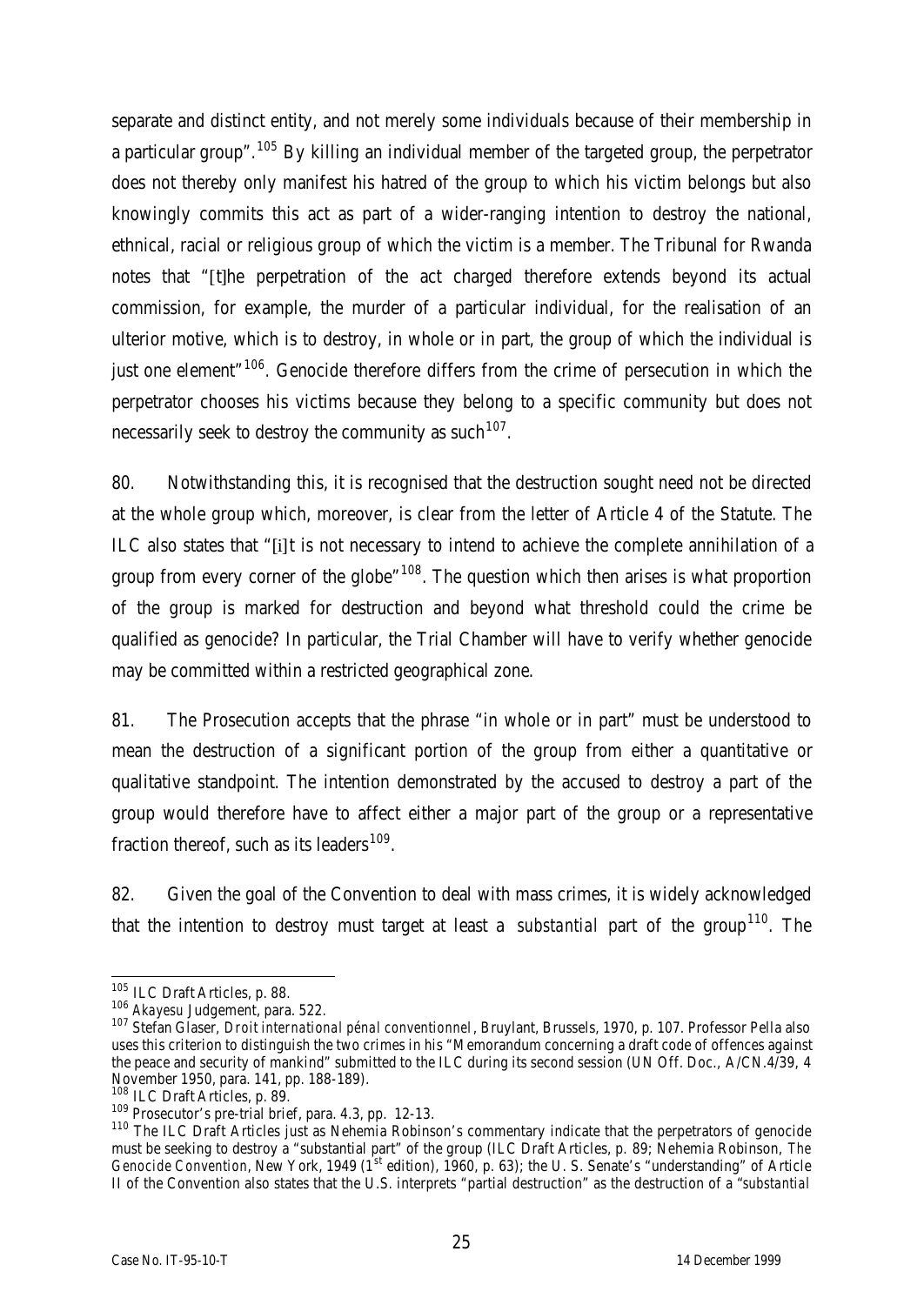separate and distinct entity, and not merely some individuals because of their membership in a particular group".[105] By killing an individual member of the targeted group, the perpetrator does not thereby only manifest his hatred of the group to which his victim belongs but also knowingly commits this act as part of a wider-ranging intention to destroy the national, ethnical, racial or religious group of which the victim is a member. The Tribunal for Rwanda notes that "[t]he perpetration of the act charged therefore extends beyond its actual commission, for example, the murder of a particular individual, for the realisation of an ulterior motive, which is to destroy, in whole or in part, the group of which the individual is just one element"[106]. Genocide therefore differs from the crime of persecution in which the perpetrator chooses his victims because they belong to a specific community but does not necessarily seek to destroy the community as such[107].

80. Notwithstanding this, it is recognised that the destruction sought need not be directed at the whole group which, moreover, is clear from the letter of Article 4 of the Statute. The ILC also states that "[i]t is not necessary to intend to achieve the complete annihilation of a group from every corner of the globe"[108]. The question which then arises is what proportion of the group is marked for destruction and beyond what threshold could the crime be qualified as genocide? In particular, the Trial Chamber will have to verify whether genocide may be committed within a restricted geographical zone.

81. The Prosecution accepts that the phrase "in whole or in part" must be understood to mean the destruction of a significant portion of the group from either a quantitative or qualitative standpoint. The intention demonstrated by the accused to destroy a part of the group would therefore have to affect either a major part of the group or a representative fraction thereof, such as its leaders[109].

82. Given the goal of the Convention to deal with mass crimes, it is widely acknowledged that the intention to destroy must target at least a *substantial* part of the group[110]. The

---

[105] ILC Draft Articles, p. 88.

[106] *Akayesu* Judgement, para. 522.

[107] Stefan Glaser, *Droit international pénal conventionnel*, Bruylant, Brussels, 1970, p. 107. Professor Pella also uses this criterion to distinguish the two crimes in his "Memorandum concerning a draft code of offences against the peace and security of mankind" submitted to the ILC during its second session (UN Off. Doc., A/CN.4/39, 4 November 1950, para. 141, pp. 188-189).

[108] ILC Draft Articles, p. 89.

[109] Prosecutor's pre-trial brief, para. 4.3, pp. 12-13.

[110] The ILC Draft Articles just as Nehemia Robinson's commentary indicate that the perpetrators of genocide must be seeking to destroy a "substantial part" of the group (ILC Draft Articles, p. 89; Nehemia Robinson, *The Genocide Convention*, New York, 1949 (1st edition), 1960, p. 63); the U. S. Senate's "understanding" of Article II of the Convention also states that the U.S. interprets "partial destruction" as the destruction of a "*substantial*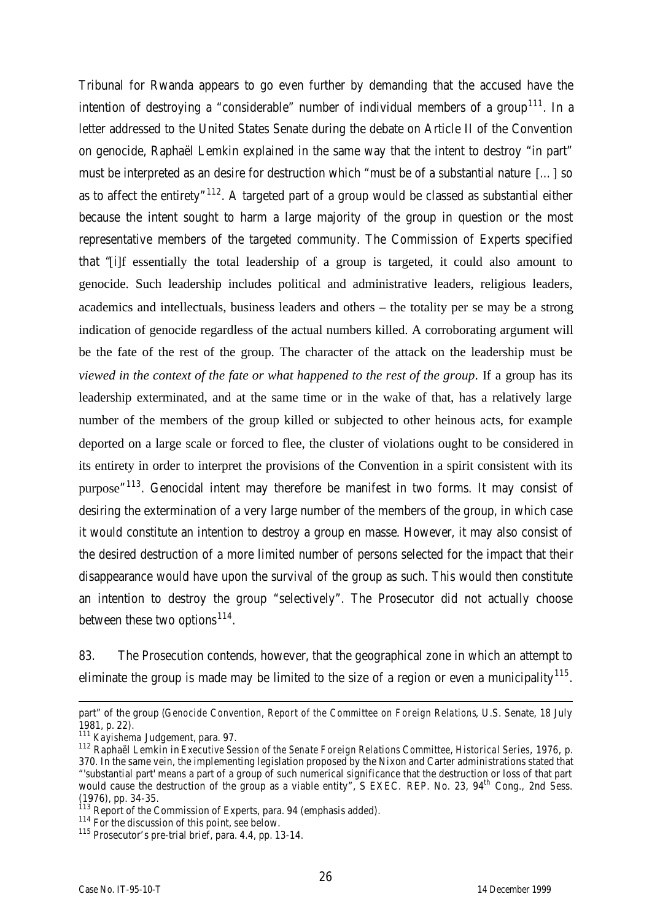Tribunal for Rwanda appears to go even further by demanding that the accused have the intention of destroying a "considerable" number of individual members of a group[111]. In a letter addressed to the United States Senate during the debate on Article II of the Convention on genocide, Raphaël Lemkin explained in the same way that the intent to destroy "in part" must be interpreted as an desire for destruction which "must be of a substantial nature [...] so as to affect the entirety"[112]. A targeted part of a group would be classed as substantial either because the intent sought to harm a large majority of the group in question or the most representative members of the targeted community. The Commission of Experts specified that "[i]f essentially the total leadership of a group is targeted, it could also amount to genocide. Such leadership includes political and administrative leaders, religious leaders, academics and intellectuals, business leaders and others – the totality per se may be a strong indication of genocide regardless of the actual numbers killed. A corroborating argument will be the fate of the rest of the group. The character of the attack on the leadership must be *viewed in the context of the fate or what happened to the rest of the group*. If a group has its leadership exterminated, and at the same time or in the wake of that, has a relatively large number of the members of the group killed or subjected to other heinous acts, for example deported on a large scale or forced to flee, the cluster of violations ought to be considered in its entirety in order to interpret the provisions of the Convention in a spirit consistent with its purpose"[113]. Genocidal intent may therefore be manifest in two forms. It may consist of desiring the extermination of a very large number of the members of the group, in which case it would constitute an intention to destroy a group en masse. However, it may also consist of the desired destruction of a more limited number of persons selected for the impact that their disappearance would have upon the survival of the group as such. This would then constitute an intention to destroy the group "selectively". The Prosecutor did not actually choose between these two options[114].

83. The Prosecution contends, however, that the geographical zone in which an attempt to eliminate the group is made may be limited to the size of a region or even a municipality[115].

---

part" of the group (*Genocide Convention, Report of the Committee on Foreign Relations*, U.S. Senate, 18 July 1981, p. 22).

[111] *Kayishema* Judgement, para. 97.

[112] Raphaël Lemkin in *Executive Session of the Senate Foreign Relations Committee, Historical Series*, 1976, p. 370. In the same vein, the implementing legislation proposed by the Nixon and Carter administrations stated that "'substantial part' means a part of a group of such numerical significance that the destruction or loss of that part would cause the destruction of the group as a viable entity", S EXEC. REP. No. 23, 94th Cong., 2nd Sess. (1976), pp. 34-35.

[113] Report of the Commission of Experts, para. 94 (emphasis added).

[114] For the discussion of this point, see below.

[115] Prosecutor's pre-trial brief, para. 4.4, pp. 13-14.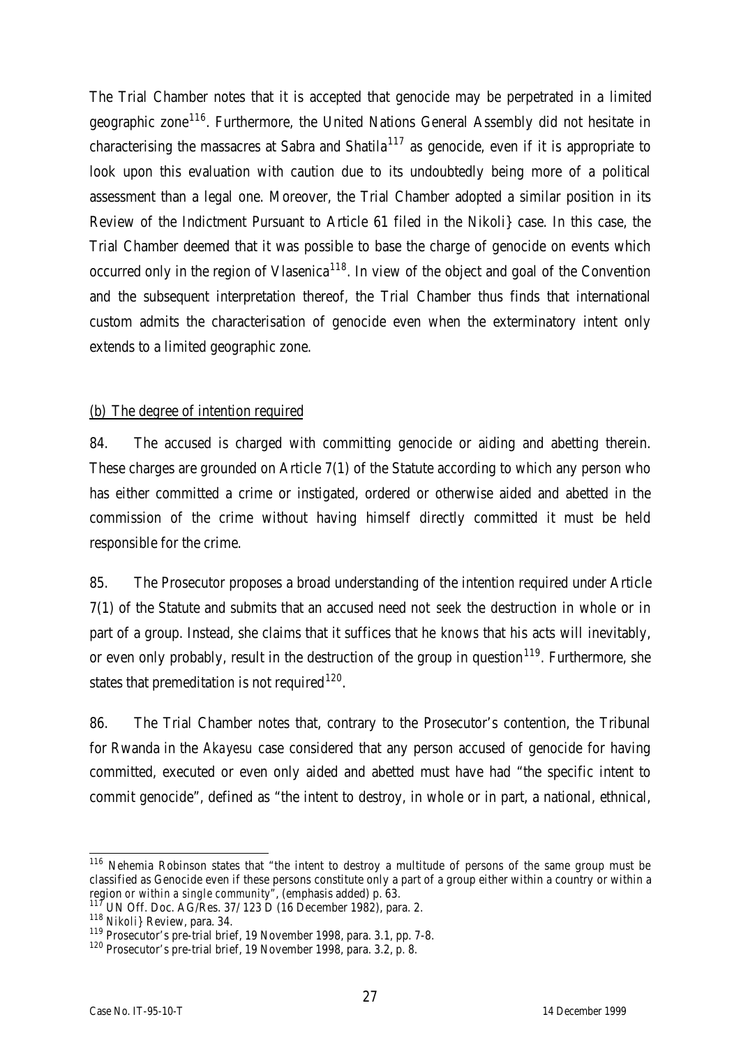The Trial Chamber notes that it is accepted that genocide may be perpetrated in a limited geographic zone[116]. Furthermore, the United Nations General Assembly did not hesitate in characterising the massacres at Sabra and Shatila[117] as genocide, even if it is appropriate to look upon this evaluation with caution due to its undoubtedly being more of a political assessment than a legal one. Moreover, the Trial Chamber adopted a similar position in its Review of the Indictment Pursuant to Article 61 filed in the Nikoli} case. In this case, the Trial Chamber deemed that it was possible to base the charge of genocide on events which occurred only in the region of Vlasenica[118]. In view of the object and goal of the Convention and the subsequent interpretation thereof, the Trial Chamber thus finds that international custom admits the characterisation of genocide even when the exterminatory intent only extends to a limited geographic zone.

(b) The degree of intention required

84. The accused is charged with committing genocide or aiding and abetting therein. These charges are grounded on Article 7(1) of the Statute according to which any person who has either committed a crime or instigated, ordered or otherwise aided and abetted in the commission of the crime without having himself directly committed it must be held responsible for the crime.

85. The Prosecutor proposes a broad understanding of the intention required under Article 7(1) of the Statute and submits that an accused need not *seek* the destruction in whole or in part of a group. Instead, she claims that it suffices that he *knows* that his acts will inevitably, or even only probably, result in the destruction of the group in question[119]. Furthermore, she states that premeditation is not required[120].

86. The Trial Chamber notes that, contrary to the Prosecutor's contention, the Tribunal for Rwanda in the *Akayesu* case considered that any person accused of genocide for having committed, executed or even only aided and abetted must have had "the specific intent to commit genocide", defined as "the intent to destroy, in whole or in part, a national, ethnical,

---

[116] Nehemia Robinson states that "the intent to destroy a multitude of persons of the same group must be classified as Genocide even if these persons constitute only a part of a group either within a country or within a region *or within a single community*", (emphasis added) p. 63.

[117] UN Off. Doc. AG/Res. 37/123 D (16 December 1982), para. 2.

[118] *Nikoli}* Review, para. 34.

[119] Prosecutor's pre-trial brief, 19 November 1998, para. 3.1, pp. 7-8.

[120] Prosecutor's pre-trial brief, 19 November 1998, para. 3.2, p. 8.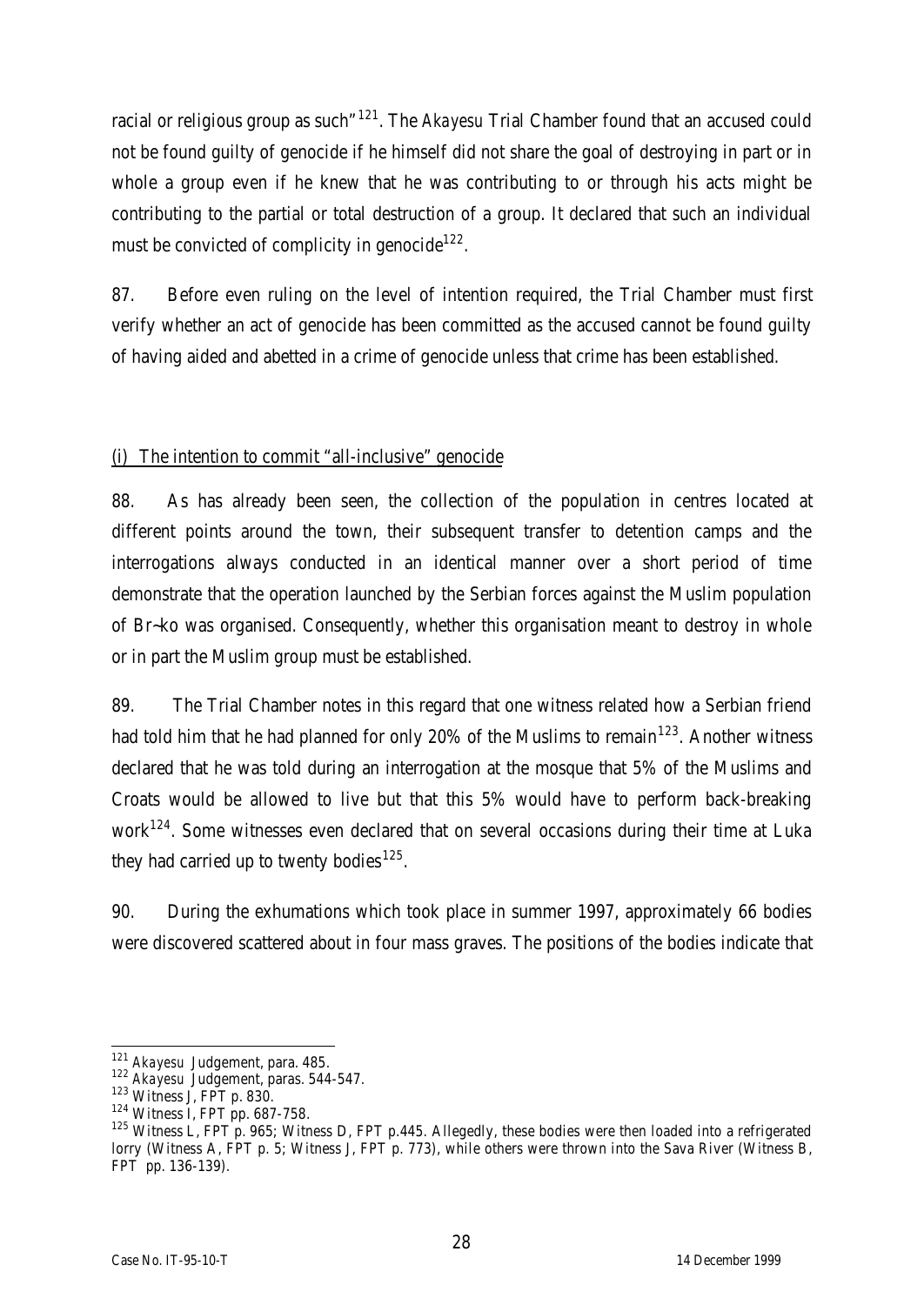racial or religious group as such"[121]. The *Akayesu* Trial Chamber found that an accused could not be found guilty of genocide if he himself did not share the goal of destroying in part or in whole a group even if he knew that he was contributing to or through his acts might be contributing to the partial or total destruction of a group. It declared that such an individual must be convicted of complicity in genocide[122].

87. Before even ruling on the level of intention required, the Trial Chamber must first verify whether an act of genocide has been committed as the accused cannot be found guilty of having aided and abetted in a crime of genocide unless that crime has been established.

(i) The intention to commit "all-inclusive" genocide

88. As has already been seen, the collection of the population in centres located at different points around the town, their subsequent transfer to detention camps and the interrogations always conducted in an identical manner over a short period of time demonstrate that the operation launched by the Serbian forces against the Muslim population of Br~ko was organised. Consequently, whether this organisation meant to destroy in whole or in part the Muslim group must be established.

89. The Trial Chamber notes in this regard that one witness related how a Serbian friend had told him that he had planned for only 20% of the Muslims to remain[123]. Another witness declared that he was told during an interrogation at the mosque that 5% of the Muslims and Croats would be allowed to live but that this 5% would have to perform back-breaking work[124]. Some witnesses even declared that on several occasions during their time at Luka they had carried up to twenty bodies[125].

90. During the exhumations which took place in summer 1997, approximately 66 bodies were discovered scattered about in four mass graves. The positions of the bodies indicate that

---

[121] *Akayesu* Judgement, para. 485.
[122] *Akayesu* Judgement, paras. 544-547.
[123] Witness J, FPT p. 830.
[124] Witness I, FPT pp. 687-758.
[125] Witness L, FPT p. 965; Witness D, FPT p.445. Allegedly, these bodies were then loaded into a refrigerated lorry (Witness A, FPT p. 5; Witness J, FPT p. 773), while others were thrown into the Sava River (Witness B, FPT pp. 136-139).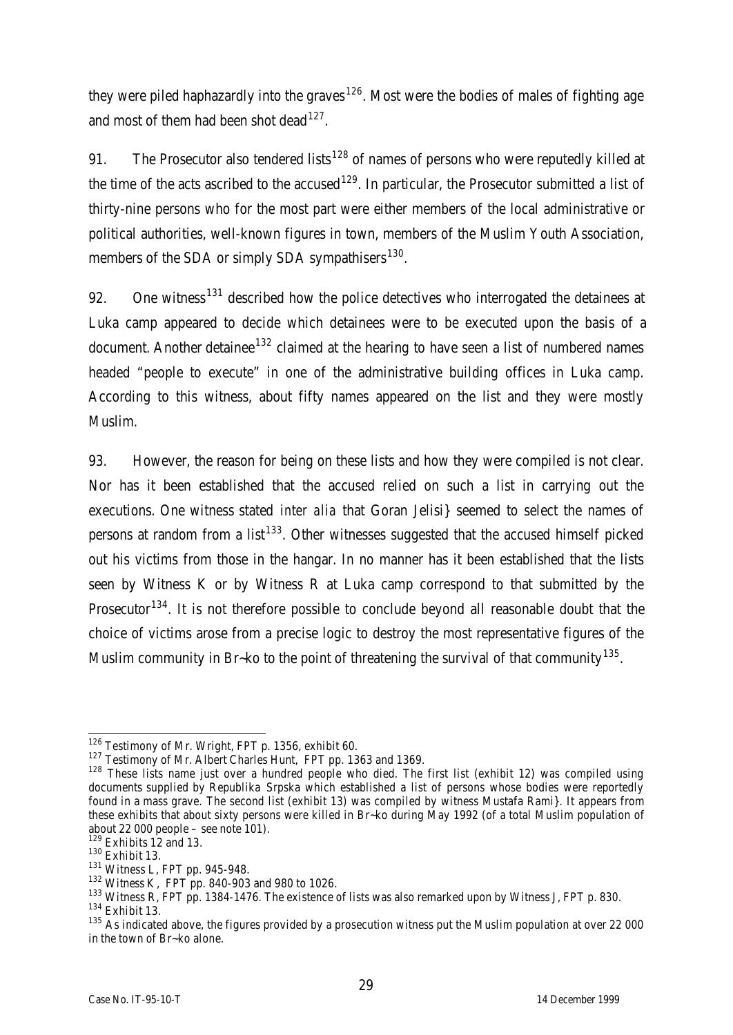they were piled haphazardly into the graves[126]. Most were the bodies of males of fighting age and most of them had been shot dead[127].

91. The Prosecutor also tendered lists[128] of names of persons who were reputedly killed at the time of the acts ascribed to the accused[129]. In particular, the Prosecutor submitted a list of thirty-nine persons who for the most part were either members of the local administrative or political authorities, well-known figures in town, members of the Muslim Youth Association, members of the SDA or simply SDA sympathisers[130].

92. One witness[131] described how the police detectives who interrogated the detainees at Luka camp appeared to decide which detainees were to be executed upon the basis of a document. Another detainee[132] claimed at the hearing to have seen a list of numbered names headed "people to execute" in one of the administrative building offices in Luka camp. According to this witness, about fifty names appeared on the list and they were mostly Muslim.

93. However, the reason for being on these lists and how they were compiled is not clear. Nor has it been established that the accused relied on such a list in carrying out the executions. One witness stated *inter alia* that Goran Jelisi} seemed to select the names of persons at random from a list[133]. Other witnesses suggested that the accused himself picked out his victims from those in the hangar. In no manner has it been established that the lists seen by Witness K or by Witness R at Luka camp correspond to that submitted by the Prosecutor[134]. It is not therefore possible to conclude beyond all reasonable doubt that the choice of victims arose from a precise logic to destroy the most representative figures of the Muslim community in Br~ko to the point of threatening the survival of that community[135].

---

[126] Testimony of Mr. Wright, FPT p. 1356, exhibit 60.

[127] Testimony of Mr. Albert Charles Hunt, FPT pp. 1363 and 1369.

[128] These lists name just over a hundred people who died. The first list (exhibit 12) was compiled using documents supplied by Republika Srpska which established a list of persons whose bodies were reportedly found in a mass grave. The second list (exhibit 13) was compiled by witness Mustafa Rami}. It appears from these exhibits that about sixty persons were killed in Br~ko during May 1992 (of a total Muslim population of about 22 000 people – see note 101).

[129] Exhibits 12 and 13.

[130] Exhibit 13.

[131] Witness L, FPT pp. 945-948.

[132] Witness K, FPT pp. 840-903 and 980 to 1026.

[133] Witness R, FPT pp. 1384-1476. The existence of lists was also remarked upon by Witness J, FPT p. 830.

[134] Exhibit 13.

[135] As indicated above, the figures provided by a prosecution witness put the Muslim population at over 22 000 in the town of Br~ko alone.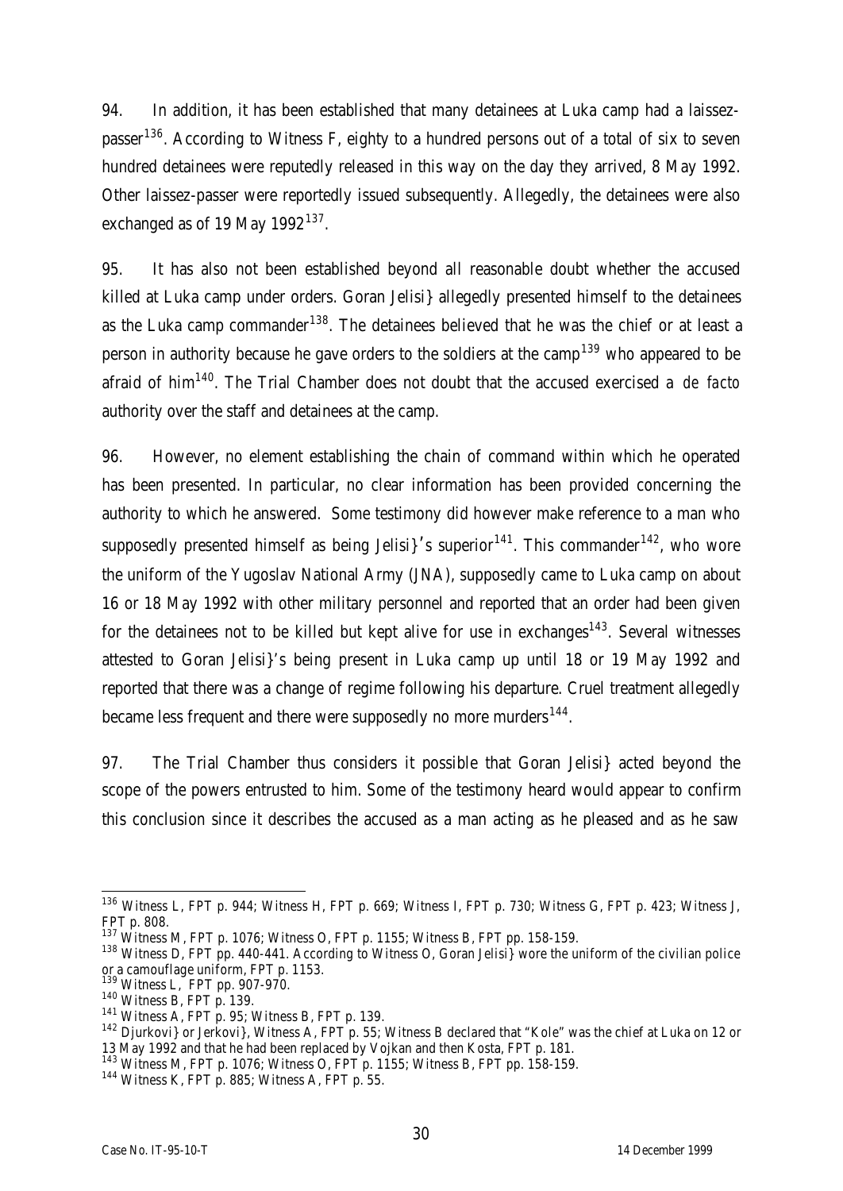94. In addition, it has been established that many detainees at Luka camp had a laissez-passer[136]. According to Witness F, eighty to a hundred persons out of a total of six to seven hundred detainees were reputedly released in this way on the day they arrived, 8 May 1992. Other laissez-passer were reportedly issued subsequently. Allegedly, the detainees were also exchanged as of 19 May 1992[137].

95. It has also not been established beyond all reasonable doubt whether the accused killed at Luka camp under orders. Goran Jelisi} allegedly presented himself to the detainees as the Luka camp commander[138]. The detainees believed that he was the chief or at least a person in authority because he gave orders to the soldiers at the camp[139] who appeared to be afraid of him[140]. The Trial Chamber does not doubt that the accused exercised a *de facto* authority over the staff and detainees at the camp.

96. However, no element establishing the chain of command within which he operated has been presented. In particular, no clear information has been provided concerning the authority to which he answered. Some testimony did however make reference to a man who supposedly presented himself as being Jelisi}'s superior[141]. This commander[142], who wore the uniform of the Yugoslav National Army (JNA), supposedly came to Luka camp on about 16 or 18 May 1992 with other military personnel and reported that an order had been given for the detainees not to be killed but kept alive for use in exchanges[143]. Several witnesses attested to Goran Jelisi}'s being present in Luka camp up until 18 or 19 May 1992 and reported that there was a change of regime following his departure. Cruel treatment allegedly became less frequent and there were supposedly no more murders[144].

97. The Trial Chamber thus considers it possible that Goran Jelisi} acted beyond the scope of the powers entrusted to him. Some of the testimony heard would appear to confirm this conclusion since it describes the accused as a man acting as he pleased and as he saw

---

[136] Witness L, FPT p. 944; Witness H, FPT p. 669; Witness I, FPT p. 730; Witness G, FPT p. 423; Witness J, FPT p. 808.

[137] Witness M, FPT p. 1076; Witness O, FPT p. 1155; Witness B, FPT pp. 158-159.

[138] Witness D, FPT pp. 440-441. According to Witness O, Goran Jelisi} wore the uniform of the civilian police or a camouflage uniform, FPT p. 1153.

[139] Witness L, FPT pp. 907-970.

[140] Witness B, FPT p. 139.

[141] Witness A, FPT p. 95; Witness B, FPT p. 139.

[142] Djurkovi} or Jerkovi}, Witness A, FPT p. 55; Witness B declared that "Kole" was the chief at Luka on 12 or 13 May 1992 and that he had been replaced by Vojkan and then Kosta, FPT p. 181.

[143] Witness M, FPT p. 1076; Witness O, FPT p. 1155; Witness B, FPT pp. 158-159.

[144] Witness K, FPT p. 885; Witness A, FPT p. 55.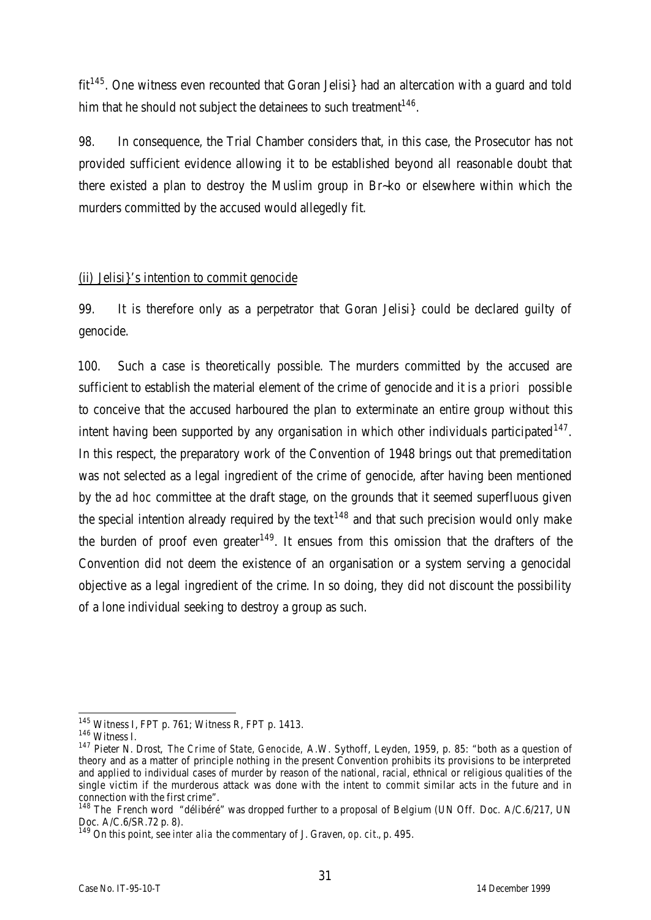fit[145]. One witness even recounted that Goran Jelisi} had an altercation with a guard and told him that he should not subject the detainees to such treatment[146].

98. In consequence, the Trial Chamber considers that, in this case, the Prosecutor has not provided sufficient evidence allowing it to be established beyond all reasonable doubt that there existed a plan to destroy the Muslim group in Br~ko or elsewhere within which the murders committed by the accused would allegedly fit.

(ii) Jelisi}'s intention to commit genocide

99. It is therefore only as a perpetrator that Goran Jelisi} could be declared guilty of genocide.

100. Such a case is theoretically possible. The murders committed by the accused are sufficient to establish the material element of the crime of genocide and it is *a priori* possible to conceive that the accused harboured the plan to exterminate an entire group without this intent having been supported by any organisation in which other individuals participated[147]. In this respect, the preparatory work of the Convention of 1948 brings out that premeditation was not selected as a legal ingredient of the crime of genocide, after having been mentioned by the *ad hoc* committee at the draft stage, on the grounds that it seemed superfluous given the special intention already required by the text[148] and that such precision would only make the burden of proof even greater[149]. It ensues from this omission that the drafters of the Convention did not deem the existence of an organisation or a system serving a genocidal objective as a legal ingredient of the crime. In so doing, they did not discount the possibility of a lone individual seeking to destroy a group as such.

---

[145] Witness I, FPT p. 761; Witness R, FPT p. 1413.

[146] Witness I.

[147] Pieter N. Drost, *The Crime of State, Genocide*, A.W. Sythoff, Leyden, 1959, p. 85: "both as a question of theory and as a matter of principle nothing in the present Convention prohibits its provisions to be interpreted and applied to individual cases of murder by reason of the national, racial, ethnical or religious qualities of the single victim if the murderous attack was done with the intent to commit similar acts in the future and in connection with the first crime".

[148] The French word "délibéré" was dropped further to a proposal of Belgium (UN Off. Doc. A/C.6/217, UN Doc. A/C.6/SR.72 p. 8).

[149] On this point, see *inter alia* the commentary of J. Graven, *op. cit.*, p. 495.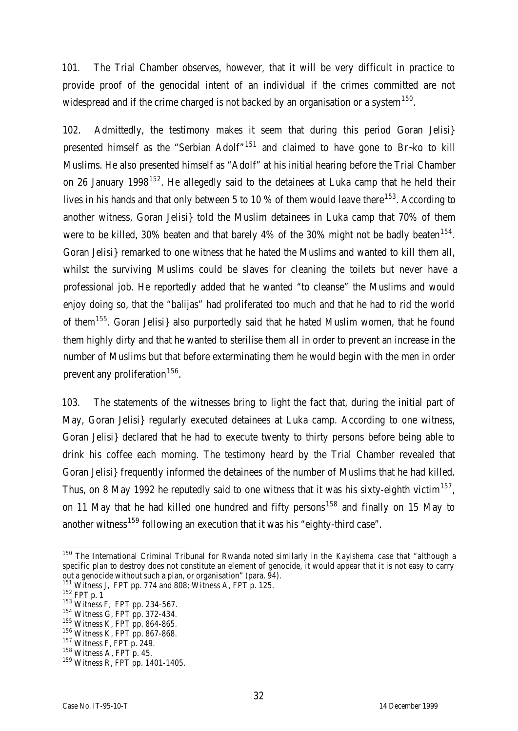101. The Trial Chamber observes, however, that it will be very difficult in practice to provide proof of the genocidal intent of an individual if the crimes committed are not widespread and if the crime charged is not backed by an organisation or a system[150].

102. Admittedly, the testimony makes it seem that during this period Goran Jelisi} presented himself as the "Serbian Adolf"[151] and claimed to have gone to Br~ko to kill Muslims. He also presented himself as "Adolf" at his initial hearing before the Trial Chamber on 26 January 1998[152]. He allegedly said to the detainees at Luka camp that he held their lives in his hands and that only between 5 to 10 % of them would leave there[153]. According to another witness, Goran Jelisi} told the Muslim detainees in Luka camp that 70% of them were to be killed, 30% beaten and that barely 4% of the 30% might not be badly beaten[154]. Goran Jelisi} remarked to one witness that he hated the Muslims and wanted to kill them all, whilst the surviving Muslims could be slaves for cleaning the toilets but never have a professional job. He reportedly added that he wanted "to cleanse" the Muslims and would enjoy doing so, that the "balijas" had proliferated too much and that he had to rid the world of them[155]. Goran Jelisi} also purportedly said that he hated Muslim women, that he found them highly dirty and that he wanted to sterilise them all in order to prevent an increase in the number of Muslims but that before exterminating them he would begin with the men in order prevent any proliferation[156].

103. The statements of the witnesses bring to light the fact that, during the initial part of May, Goran Jelisi} regularly executed detainees at Luka camp. According to one witness, Goran Jelisi} declared that he had to execute twenty to thirty persons before being able to drink his coffee each morning. The testimony heard by the Trial Chamber revealed that Goran Jelisi} frequently informed the detainees of the number of Muslims that he had killed. Thus, on 8 May 1992 he reputedly said to one witness that it was his sixty-eighth victim[157], on 11 May that he had killed one hundred and fifty persons[158] and finally on 15 May to another witness[159] following an execution that it was his "eighty-third case".

---

[150] The International Criminal Tribunal for Rwanda noted similarly in the *Kayishema* case that "although a specific plan to destroy does not constitute an element of genocide, it would appear that it is not easy to carry out a genocide without such a plan, or organisation" (para. 94).

[151] Witness J, FPT pp. 774 and 808; Witness A, FPT p. 125.

[152] FPT p. 1

[153] Witness F, FPT pp. 234-567.

[154] Witness G, FPT pp. 372-434.

[155] Witness K, FPT pp. 864-865.

[156] Witness K, FPT pp. 867-868.

[157] Witness F, FPT p. 249.

[158] Witness A, FPT p. 45.

[159] Witness R, FPT pp. 1401-1405.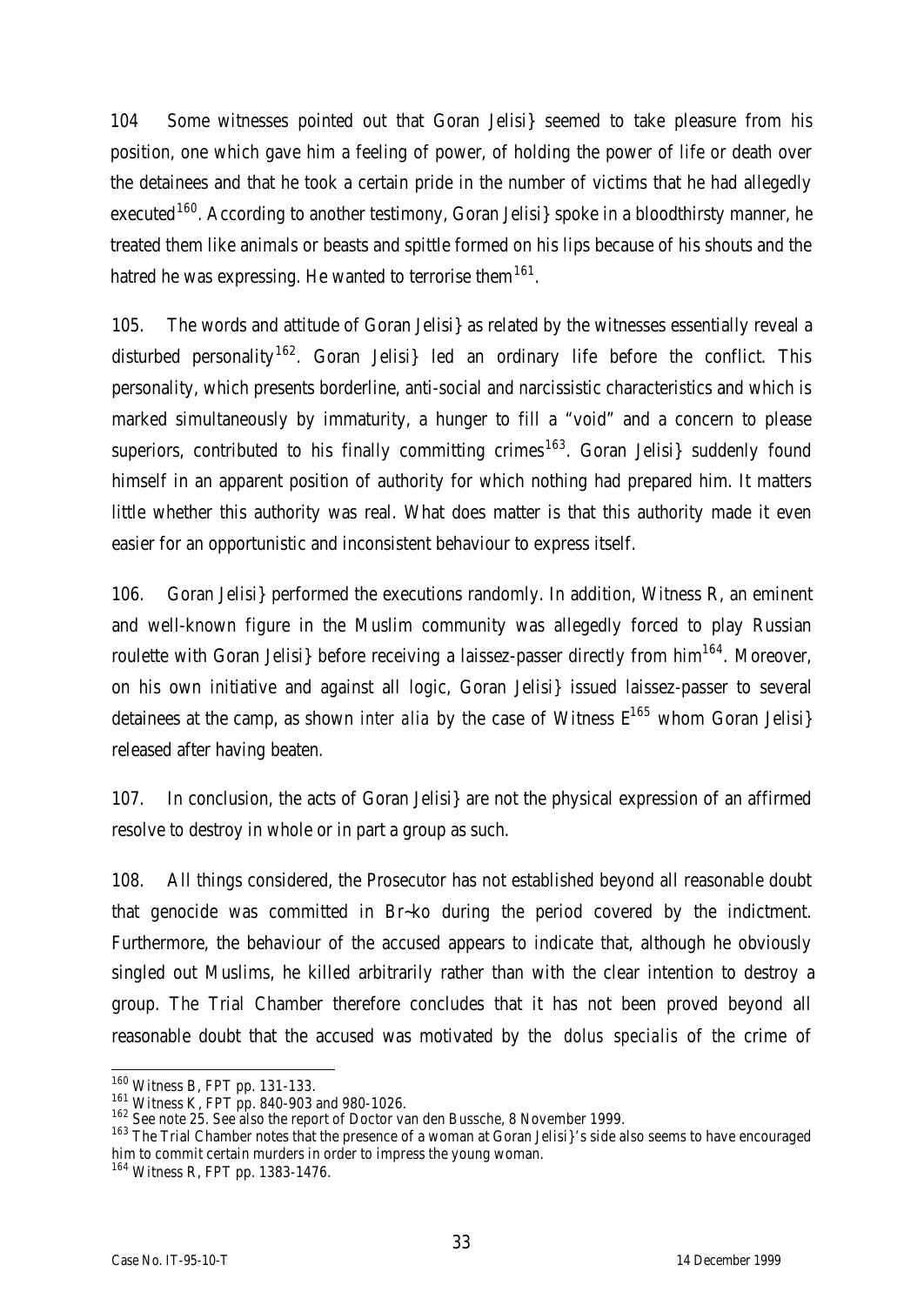104 Some witnesses pointed out that Goran Jelisi} seemed to take pleasure from his position, one which gave him a feeling of power, of holding the power of life or death over the detainees and that he took a certain pride in the number of victims that he had allegedly executed[160]. According to another testimony, Goran Jelisi} spoke in a bloodthirsty manner, he treated them like animals or beasts and spittle formed on his lips because of his shouts and the hatred he was expressing. He wanted to terrorise them[161].

105. The words and attitude of Goran Jelisi} as related by the witnesses essentially reveal a disturbed personality[162]. Goran Jelisi} led an ordinary life before the conflict. This personality, which presents borderline, anti-social and narcissistic characteristics and which is marked simultaneously by immaturity, a hunger to fill a "void" and a concern to please superiors, contributed to his finally committing crimes[163]. Goran Jelisi} suddenly found himself in an apparent position of authority for which nothing had prepared him. It matters little whether this authority was real. What does matter is that this authority made it even easier for an opportunistic and inconsistent behaviour to express itself.

106. Goran Jelisi} performed the executions randomly. In addition, Witness R, an eminent and well-known figure in the Muslim community was allegedly forced to play Russian roulette with Goran Jelisi} before receiving a laissez-passer directly from him[164]. Moreover, on his own initiative and against all logic, Goran Jelisi} issued laissez-passer to several detainees at the camp, as shown *inter alia* by the case of Witness E[165] whom Goran Jelisi} released after having beaten.

107. In conclusion, the acts of Goran Jelisi} are not the physical expression of an affirmed resolve to destroy in whole or in part a group as such.

108. All things considered, the Prosecutor has not established beyond all reasonable doubt that genocide was committed in Br~ko during the period covered by the indictment. Furthermore, the behaviour of the accused appears to indicate that, although he obviously singled out Muslims, he killed arbitrarily rather than with the clear intention to destroy a group. The Trial Chamber therefore concludes that it has not been proved beyond all reasonable doubt that the accused was motivated by the *dolus specialis* of the crime of

---

[160] Witness B, FPT pp. 131-133.

[161] Witness K, FPT pp. 840-903 and 980-1026.

[162] See note 25. See also the report of Doctor van den Bussche, 8 November 1999.

[163] The Trial Chamber notes that the presence of a woman at Goran Jelisi}'s side also seems to have encouraged him to commit certain murders in order to impress the young woman.

[164] Witness R, FPT pp. 1383-1476.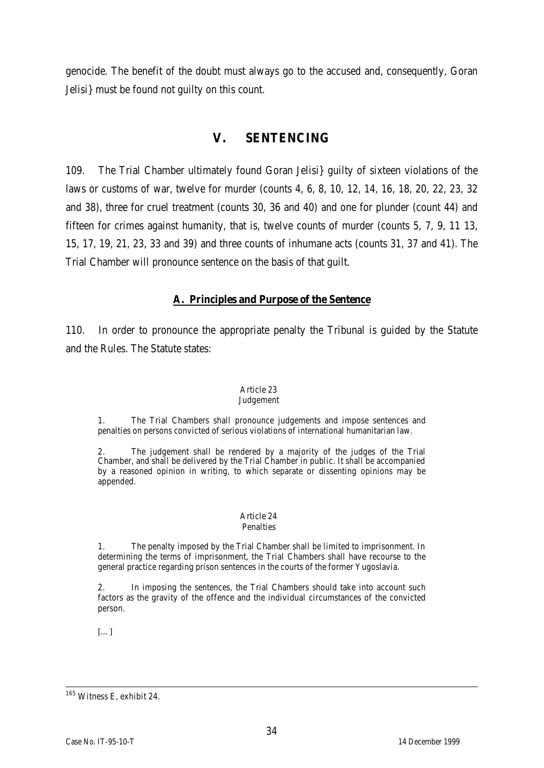genocide. The benefit of the doubt must always go to the accused and, consequently, Goran Jelisi} must be found not guilty on this count.

# V. SENTENCING

109. The Trial Chamber ultimately found Goran Jelisi} guilty of sixteen violations of the laws or customs of war, twelve for murder (counts 4, 6, 8, 10, 12, 14, 16, 18, 20, 22, 23, 32 and 38), three for cruel treatment (counts 30, 36 and 40) and one for plunder (count 44) and fifteen for crimes against humanity, that is, twelve counts of murder (counts 5, 7, 9, 11 13, 15, 17, 19, 21, 23, 33 and 39) and three counts of inhumane acts (counts 31, 37 and 41). The Trial Chamber will pronounce sentence on the basis of that guilt.

## A. Principles and Purpose of the Sentence

110. In order to pronounce the appropriate penalty the Tribunal is guided by the Statute and the Rules. The Statute states:

> Article 23
> Judgement
>
> 1. The Trial Chambers shall pronounce judgements and impose sentences and penalties on persons convicted of serious violations of international humanitarian law.
>
> 2. The judgement shall be rendered by a majority of the judges of the Trial Chamber, and shall be delivered by the Trial Chamber in public. It shall be accompanied by a reasoned opinion in writing, to which separate or dissenting opinions may be appended.
>
> Article 24
> Penalties
>
> 1. The penalty imposed by the Trial Chamber shall be limited to imprisonment. In determining the terms of imprisonment, the Trial Chambers shall have recourse to the general practice regarding prison sentences in the courts of the former Yugoslavia.
>
> 2. In imposing the sentences, the Trial Chambers should take into account such factors as the gravity of the offence and the individual circumstances of the convicted person.
>
> [...]

[165] Witness E, exhibit 24.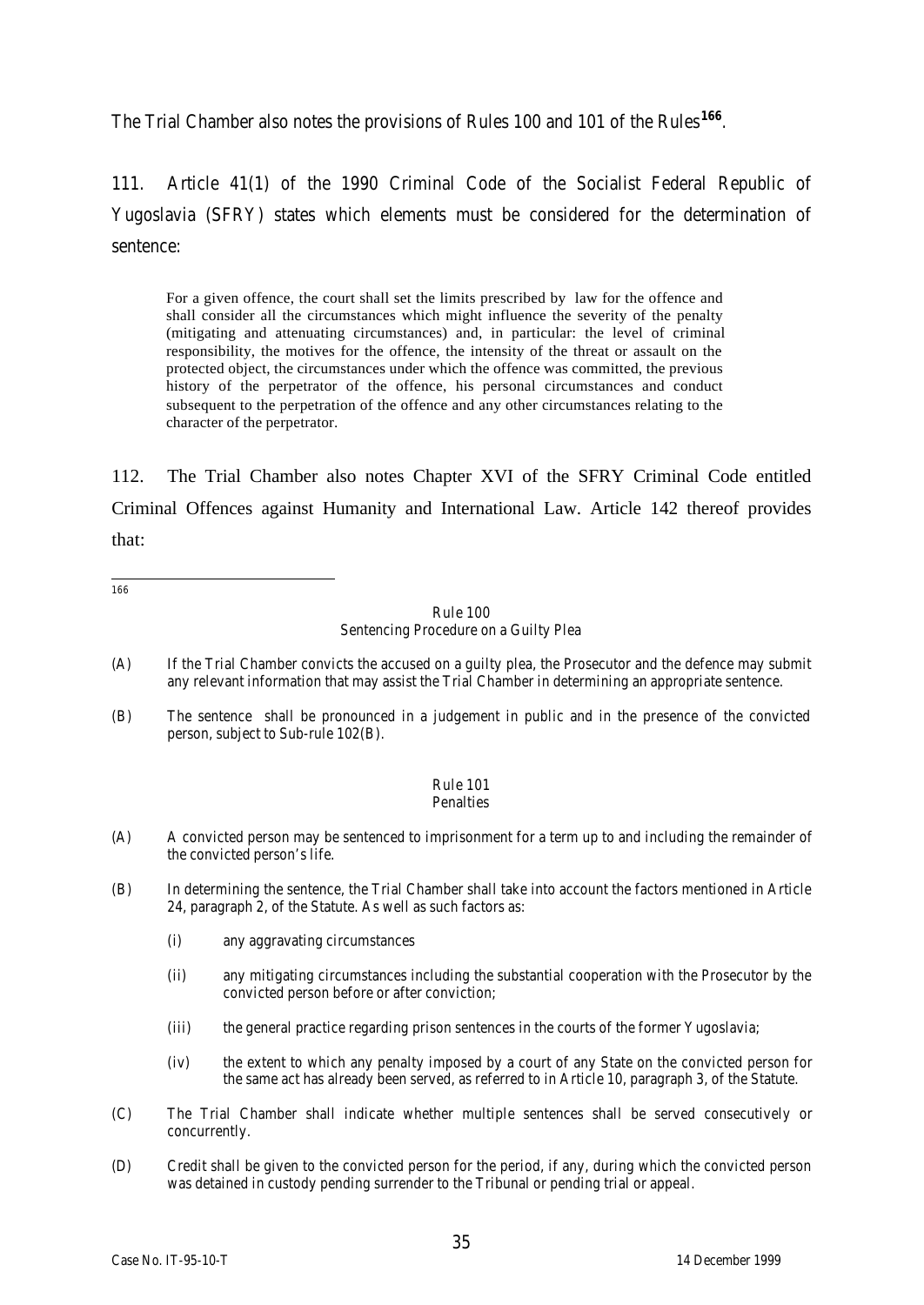The Trial Chamber also notes the provisions of Rules 100 and 101 of the Rules[166].

111. Article 41(1) of the 1990 Criminal Code of the Socialist Federal Republic of Yugoslavia (SFRY) states which elements must be considered for the determination of sentence:

> For a given offence, the court shall set the limits prescribed by law for the offence and shall consider all the circumstances which might influence the severity of the penalty (mitigating and attenuating circumstances) and, in particular: the level of criminal responsibility, the motives for the offence, the intensity of the threat or assault on the protected object, the circumstances under which the offence was committed, the previous history of the perpetrator of the offence, his personal circumstances and conduct subsequent to the perpetration of the offence and any other circumstances relating to the character of the perpetrator.

112. The Trial Chamber also notes Chapter XVI of the SFRY Criminal Code entitled Criminal Offences against Humanity and International Law. Article 142 thereof provides that:

---

[166]

Rule 100
Sentencing Procedure on a Guilty Plea

(A) If the Trial Chamber convicts the accused on a guilty plea, the Prosecutor and the defence may submit any relevant information that may assist the Trial Chamber in determining an appropriate sentence.

(B) The sentence shall be pronounced in a judgement in public and in the presence of the convicted person, subject to Sub-rule 102(B).

Rule 101
Penalties

(A) A convicted person may be sentenced to imprisonment for a term up to and including the remainder of the convicted person's life.

(B) In determining the sentence, the Trial Chamber shall take into account the factors mentioned in Article 24, paragraph 2, of the Statute. As well as such factors as:

(i) any aggravating circumstances

(ii) any mitigating circumstances including the substantial cooperation with the Prosecutor by the convicted person before or after conviction;

(iii) the general practice regarding prison sentences in the courts of the former Yugoslavia;

(iv) the extent to which any penalty imposed by a court of any State on the convicted person for the same act has already been served, as referred to in Article 10, paragraph 3, of the Statute.

(C) The Trial Chamber shall indicate whether multiple sentences shall be served consecutively or concurrently.

(D) Credit shall be given to the convicted person for the period, if any, during which the convicted person was detained in custody pending surrender to the Tribunal or pending trial or appeal.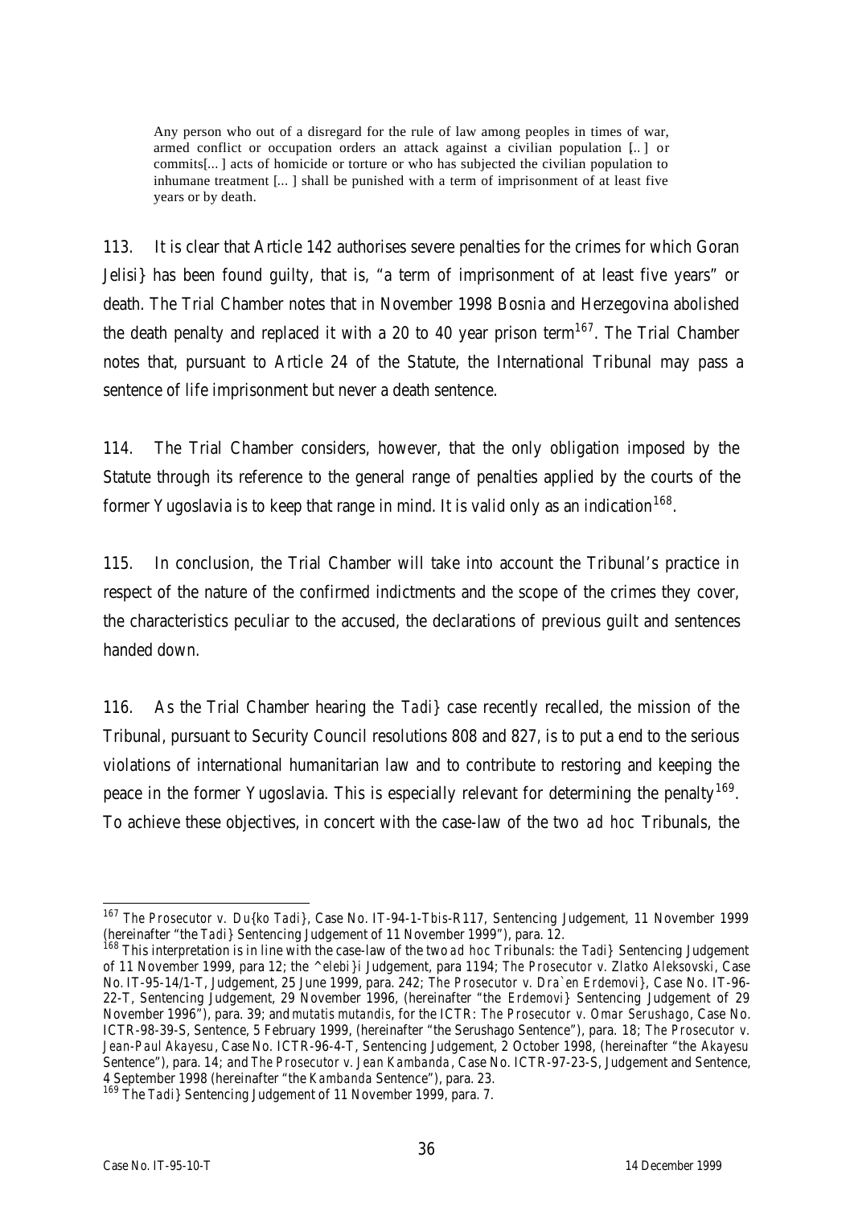> Any person who out of a disregard for the rule of law among peoples in times of war, armed conflict or occupation orders an attack against a civilian population [.. ] or commits[... ] acts of homicide or torture or who has subjected the civilian population to inhumane treatment [... ] shall be punished with a term of imprisonment of at least five years or by death.

113. It is clear that Article 142 authorises severe penalties for the crimes for which Goran Jelisi} has been found guilty, that is, "a term of imprisonment of at least five years" or death. The Trial Chamber notes that in November 1998 Bosnia and Herzegovina abolished the death penalty and replaced it with a 20 to 40 year prison term[167]. The Trial Chamber notes that, pursuant to Article 24 of the Statute, the International Tribunal may pass a sentence of life imprisonment but never a death sentence.

114. The Trial Chamber considers, however, that the only obligation imposed by the Statute through its reference to the general range of penalties applied by the courts of the former Yugoslavia is to keep that range in mind. It is valid only as an indication[168].

115. In conclusion, the Trial Chamber will take into account the Tribunal's practice in respect of the nature of the confirmed indictments and the scope of the crimes they cover, the characteristics peculiar to the accused, the declarations of previous guilt and sentences handed down.

116. As the Trial Chamber hearing the *Tadi}* case recently recalled, the mission of the Tribunal, pursuant to Security Council resolutions 808 and 827, is to put a end to the serious violations of international humanitarian law and to contribute to restoring and keeping the peace in the former Yugoslavia. This is especially relevant for determining the penalty[169]. To achieve these objectives, in concert with the case-law of the two *ad hoc* Tribunals, the

---

[167] *The Prosecutor v. Du{ko Tadi}*, Case No. IT-94-1-*Tbis*-R117, Sentencing Judgement, 11 November 1999 (hereinafter "the *Tadi}* Sentencing Judgement of 11 November 1999"), para. 12.

[168] This interpretation is in line with the case-law of the two *ad hoc* Tribunals: the *Tadi}* Sentencing Judgement of 11 November 1999, para 12; the *^elebi}i* Judgement, para 1194; *The Prosecutor v. Zlatko Aleksovski*, Case No. IT-95-14/1-T, Judgement, 25 June 1999, para. 242; *The Prosecutor v. Dra`en Erdemovi}*, Case No. IT-96-22-T, Sentencing Judgement, 29 November 1996, (hereinafter "the *Erdemovi}* Sentencing Judgement of 29 November 1996"), para. 39; and *mutatis mutandis*, for the ICTR: *The Prosecutor v. Omar Serushago*, Case No. ICTR-98-39-S, Sentence, 5 February 1999, (hereinafter "the Serushago Sentence"), para. 18; *The Prosecutor v. Jean-Paul Akayesu*, Case No. ICTR-96-4-T, Sentencing Judgement, 2 October 1998, (hereinafter "the *Akayesu* Sentence"), para. 14; and *The Prosecutor v. Jean Kambanda*, Case No. ICTR-97-23-S, Judgement and Sentence, 4 September 1998 (hereinafter "the *Kambanda* Sentence"), para. 23.

[169] The *Tadi}* Sentencing Judgement of 11 November 1999, para. 7.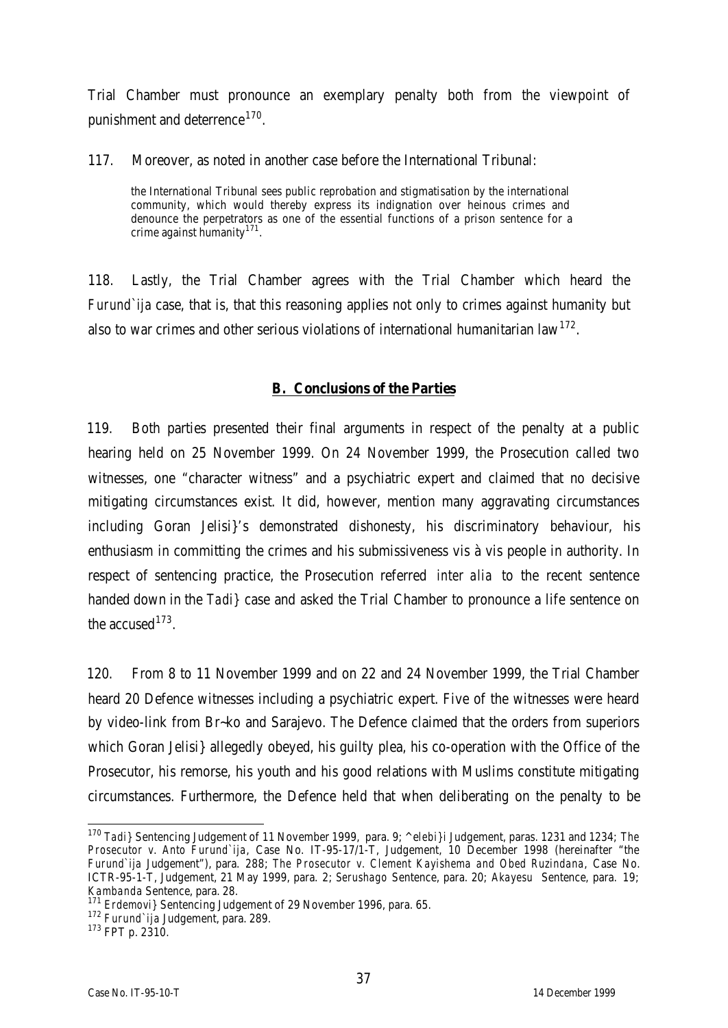Trial Chamber must pronounce an exemplary penalty both from the viewpoint of punishment and deterrence[170].

117. Moreover, as noted in another case before the International Tribunal:

> the International Tribunal sees public reprobation and stigmatisation by the international community, which would thereby express its indignation over heinous crimes and denounce the perpetrators as one of the essential functions of a prison sentence for a crime against humanity[171].

118. Lastly, the Trial Chamber agrees with the Trial Chamber which heard the *Furund`ija* case, that is, that this reasoning applies not only to crimes against humanity but also to war crimes and other serious violations of international humanitarian law[172].

## B. Conclusions of the Parties

119. Both parties presented their final arguments in respect of the penalty at a public hearing held on 25 November 1999. On 24 November 1999, the Prosecution called two witnesses, one "character witness" and a psychiatric expert and claimed that no decisive mitigating circumstances exist. It did, however, mention many aggravating circumstances including Goran Jelisi}'s demonstrated dishonesty, his discriminatory behaviour, his enthusiasm in committing the crimes and his submissiveness vis à vis people in authority. In respect of sentencing practice, the Prosecution referred *inter alia* to the recent sentence handed down in the *Tadi}* case and asked the Trial Chamber to pronounce a life sentence on the accused[173].

120. From 8 to 11 November 1999 and on 22 and 24 November 1999, the Trial Chamber heard 20 Defence witnesses including a psychiatric expert. Five of the witnesses were heard by video-link from Br~ko and Sarajevo. The Defence claimed that the orders from superiors which Goran Jelisi} allegedly obeyed, his guilty plea, his co-operation with the Office of the Prosecutor, his remorse, his youth and his good relations with Muslims constitute mitigating circumstances. Furthermore, the Defence held that when deliberating on the penalty to be

---

[170] *Tadi}* Sentencing Judgement of 11 November 1999, para. 9; *^elebi}i* Judgement, paras. 1231 and 1234; *The Prosecutor v. Anto Furund`ija*, Case No. IT-95-17/1-T, Judgement, 10 December 1998 (hereinafter "the *Furund`ija* Judgement"), para. 288; *The Prosecutor v. Clement Kayishema and Obed Ruzindana*, Case No. ICTR-95-1-T, Judgement, 21 May 1999, para. 2; *Serushago* Sentence, para. 20; *Akayesu* Sentence, para. 19; *Kambanda* Sentence, para. 28.

[171] *Erdemovi}* Sentencing Judgement of 29 November 1996, para. 65.

[172] *Furund`ija* Judgement, para. 289.

[173] FPT p. 2310.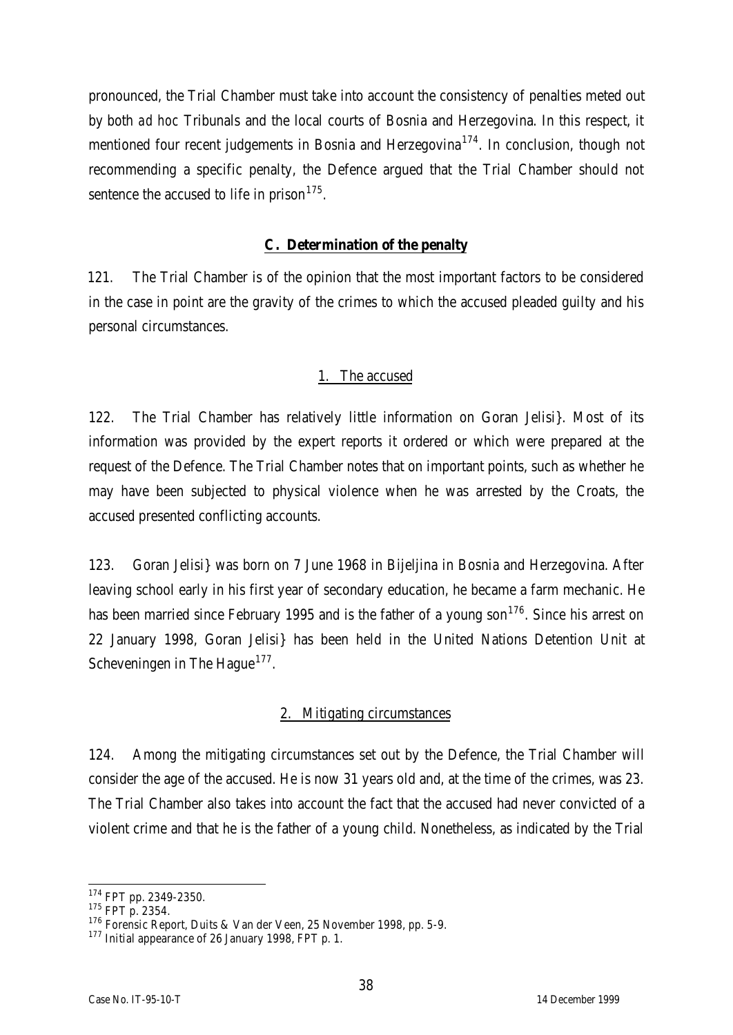pronounced, the Trial Chamber must take into account the consistency of penalties meted out by both *ad hoc* Tribunals and the local courts of Bosnia and Herzegovina. In this respect, it mentioned four recent judgements in Bosnia and Herzegovina[174]. In conclusion, though not recommending a specific penalty, the Defence argued that the Trial Chamber should not sentence the accused to life in prison[175].

### C. Determination of the penalty

121. The Trial Chamber is of the opinion that the most important factors to be considered in the case in point are the gravity of the crimes to which the accused pleaded guilty and his personal circumstances.

#### 1. The accused

122. The Trial Chamber has relatively little information on Goran Jelisi}. Most of its information was provided by the expert reports it ordered or which were prepared at the request of the Defence. The Trial Chamber notes that on important points, such as whether he may have been subjected to physical violence when he was arrested by the Croats, the accused presented conflicting accounts.

123. Goran Jelisi} was born on 7 June 1968 in Bijeljina in Bosnia and Herzegovina. After leaving school early in his first year of secondary education, he became a farm mechanic. He has been married since February 1995 and is the father of a young son[176]. Since his arrest on 22 January 1998, Goran Jelisi} has been held in the United Nations Detention Unit at Scheveningen in The Hague[177].

#### 2. Mitigating circumstances

124. Among the mitigating circumstances set out by the Defence, the Trial Chamber will consider the age of the accused. He is now 31 years old and, at the time of the crimes, was 23. The Trial Chamber also takes into account the fact that the accused had never convicted of a violent crime and that he is the father of a young child. Nonetheless, as indicated by the Trial

---

[174] FPT pp. 2349-2350.
[175] FPT p. 2354.
[176] Forensic Report, Duits & Van der Veen, 25 November 1998, pp. 5-9.
[177] Initial appearance of 26 January 1998, FPT p. 1.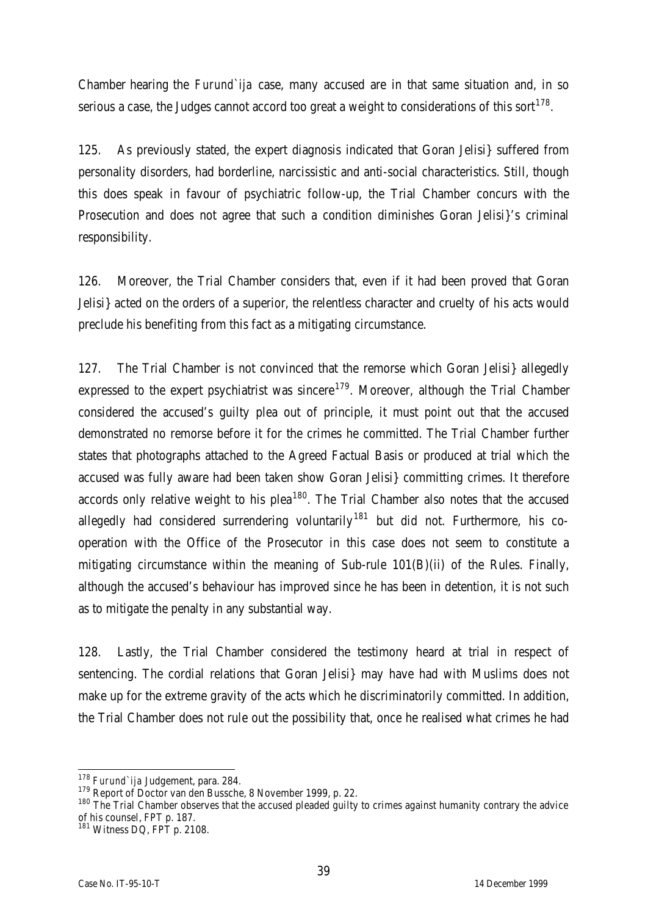Chamber hearing the *Furund`ija* case, many accused are in that same situation and, in so serious a case, the Judges cannot accord too great a weight to considerations of this sort[178].

125. As previously stated, the expert diagnosis indicated that Goran Jelisi} suffered from personality disorders, had borderline, narcissistic and anti-social characteristics. Still, though this does speak in favour of psychiatric follow-up, the Trial Chamber concurs with the Prosecution and does not agree that such a condition diminishes Goran Jelisi}'s criminal responsibility.

126. Moreover, the Trial Chamber considers that, even if it had been proved that Goran Jelisi} acted on the orders of a superior, the relentless character and cruelty of his acts would preclude his benefiting from this fact as a mitigating circumstance.

127. The Trial Chamber is not convinced that the remorse which Goran Jelisi} allegedly expressed to the expert psychiatrist was sincere[179]. Moreover, although the Trial Chamber considered the accused's guilty plea out of principle, it must point out that the accused demonstrated no remorse before it for the crimes he committed. The Trial Chamber further states that photographs attached to the Agreed Factual Basis or produced at trial which the accused was fully aware had been taken show Goran Jelisi} committing crimes. It therefore accords only relative weight to his plea[180]. The Trial Chamber also notes that the accused allegedly had considered surrendering voluntarily[181] but did not. Furthermore, his co-operation with the Office of the Prosecutor in this case does not seem to constitute a mitigating circumstance within the meaning of Sub-rule 101(B)(ii) of the Rules. Finally, although the accused's behaviour has improved since he has been in detention, it is not such as to mitigate the penalty in any substantial way.

128. Lastly, the Trial Chamber considered the testimony heard at trial in respect of sentencing. The cordial relations that Goran Jelisi} may have had with Muslims does not make up for the extreme gravity of the acts which he discriminatorily committed. In addition, the Trial Chamber does not rule out the possibility that, once he realised what crimes he had

---

[178] *Furund`ija* Judgement, para. 284.

[179] Report of Doctor van den Bussche, 8 November 1999, p. 22.

[180] The Trial Chamber observes that the accused pleaded guilty to crimes against humanity contrary the advice of his counsel, FPT p. 187.

[181] Witness DQ, FPT p. 2108.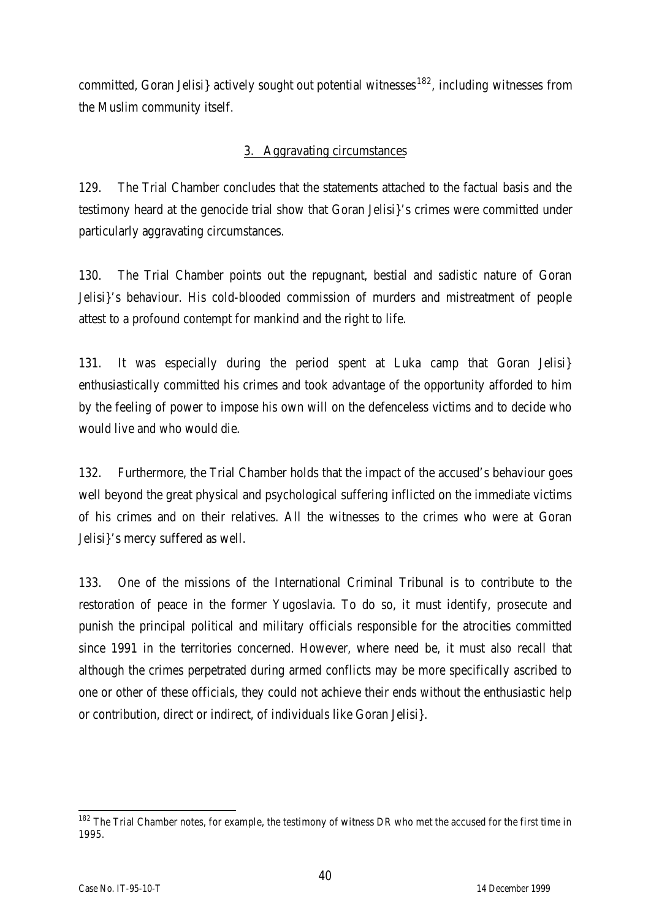committed, Goran Jelisi} actively sought out potential witnesses[182], including witnesses from the Muslim community itself.

### 3. Aggravating circumstances

129. The Trial Chamber concludes that the statements attached to the factual basis and the testimony heard at the genocide trial show that Goran Jelisi}'s crimes were committed under particularly aggravating circumstances.

130. The Trial Chamber points out the repugnant, bestial and sadistic nature of Goran Jelisi}'s behaviour. His cold-blooded commission of murders and mistreatment of people attest to a profound contempt for mankind and the right to life.

131. It was especially during the period spent at Luka camp that Goran Jelisi} enthusiastically committed his crimes and took advantage of the opportunity afforded to him by the feeling of power to impose his own will on the defenceless victims and to decide who would live and who would die.

132. Furthermore, the Trial Chamber holds that the impact of the accused's behaviour goes well beyond the great physical and psychological suffering inflicted on the immediate victims of his crimes and on their relatives. All the witnesses to the crimes who were at Goran Jelisi}'s mercy suffered as well.

133. One of the missions of the International Criminal Tribunal is to contribute to the restoration of peace in the former Yugoslavia. To do so, it must identify, prosecute and punish the principal political and military officials responsible for the atrocities committed since 1991 in the territories concerned. However, where need be, it must also recall that although the crimes perpetrated during armed conflicts may be more specifically ascribed to one or other of these officials, they could not achieve their ends without the enthusiastic help or contribution, direct or indirect, of individuals like Goran Jelisi}.

---

[182] The Trial Chamber notes, for example, the testimony of witness DR who met the accused for the first time in 1995.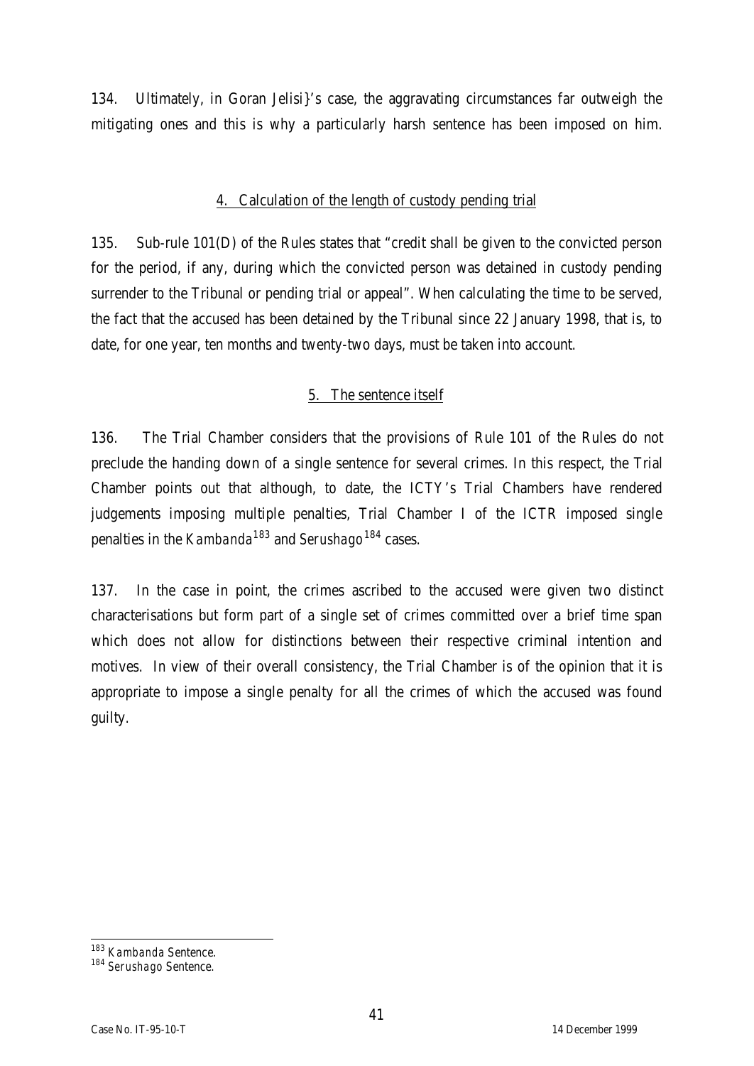134. Ultimately, in Goran Jelisi}'s case, the aggravating circumstances far outweigh the mitigating ones and this is why a particularly harsh sentence has been imposed on him.

### 4. Calculation of the length of custody pending trial

135. Sub-rule 101(D) of the Rules states that "credit shall be given to the convicted person for the period, if any, during which the convicted person was detained in custody pending surrender to the Tribunal or pending trial or appeal". When calculating the time to be served, the fact that the accused has been detained by the Tribunal since 22 January 1998, that is, to date, for one year, ten months and twenty-two days, must be taken into account.

### 5. The sentence itself

136. The Trial Chamber considers that the provisions of Rule 101 of the Rules do not preclude the handing down of a single sentence for several crimes. In this respect, the Trial Chamber points out that although, to date, the ICTY's Trial Chambers have rendered judgements imposing multiple penalties, Trial Chamber I of the ICTR imposed single penalties in the *Kambanda*[183] and *Serushago*[184] cases.

137. In the case in point, the crimes ascribed to the accused were given two distinct characterisations but form part of a single set of crimes committed over a brief time span which does not allow for distinctions between their respective criminal intention and motives. In view of their overall consistency, the Trial Chamber is of the opinion that it is appropriate to impose a single penalty for all the crimes of which the accused was found guilty.

---

[183] *Kambanda* Sentence.

[184] *Serushago* Sentence.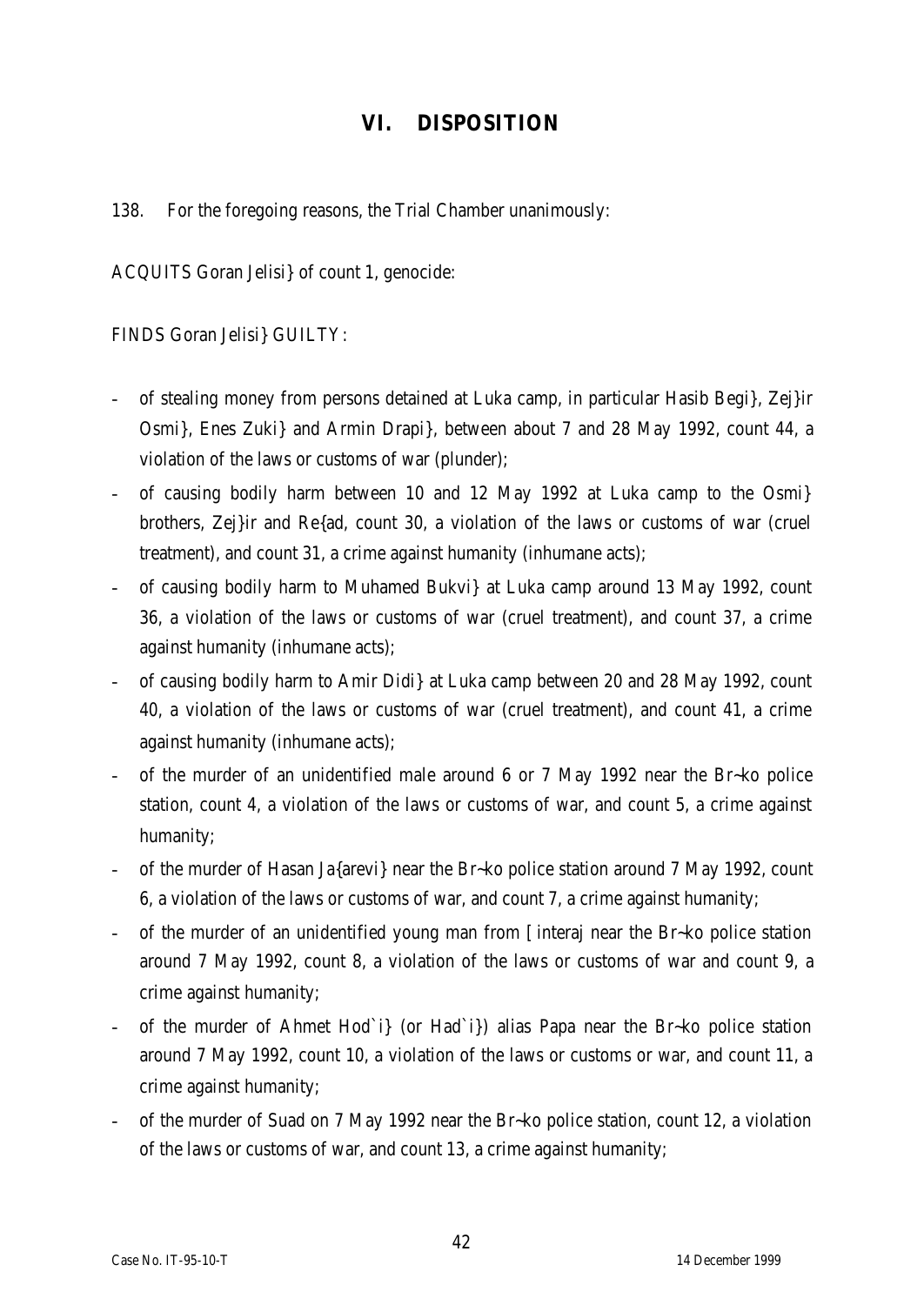# VI. DISPOSITION

138. For the foregoing reasons, the Trial Chamber unanimously:

ACQUITS Goran Jelisi} of count 1, genocide:

FINDS Goran Jelisi} GUILTY:

- of stealing money from persons detained at Luka camp, in particular Hasib Begi}, Zej}ir Osmi}, Enes Zuki} and Armin Drapi}, between about 7 and 28 May 1992, count 44, a violation of the laws or customs of war (plunder);
- of causing bodily harm between 10 and 12 May 1992 at Luka camp to the Osmi} brothers, Zej}ir and Re{ad, count 30, a violation of the laws or customs of war (cruel treatment), and count 31, a crime against humanity (inhumane acts);
- of causing bodily harm to Muhamed Bukvi} at Luka camp around 13 May 1992, count 36, a violation of the laws or customs of war (cruel treatment), and count 37, a crime against humanity (inhumane acts);
- of causing bodily harm to Amir Didi} at Luka camp between 20 and 28 May 1992, count 40, a violation of the laws or customs of war (cruel treatment), and count 41, a crime against humanity (inhumane acts);
- of the murder of an unidentified male around 6 or 7 May 1992 near the Br~ko police station, count 4, a violation of the laws or customs of war, and count 5, a crime against humanity;
- of the murder of Hasan Ja{arevi} near the Br~ko police station around 7 May 1992, count 6, a violation of the laws or customs of war, and count 7, a crime against humanity;
- of the murder of an unidentified young man from [interaj near the Br~ko police station around 7 May 1992, count 8, a violation of the laws or customs of war and count 9, a crime against humanity;
- of the murder of Ahmet Hod`i} (or Had`i}) alias Papa near the Br~ko police station around 7 May 1992, count 10, a violation of the laws or customs or war, and count 11, a crime against humanity;
- of the murder of Suad on 7 May 1992 near the Br~ko police station, count 12, a violation of the laws or customs of war, and count 13, a crime against humanity;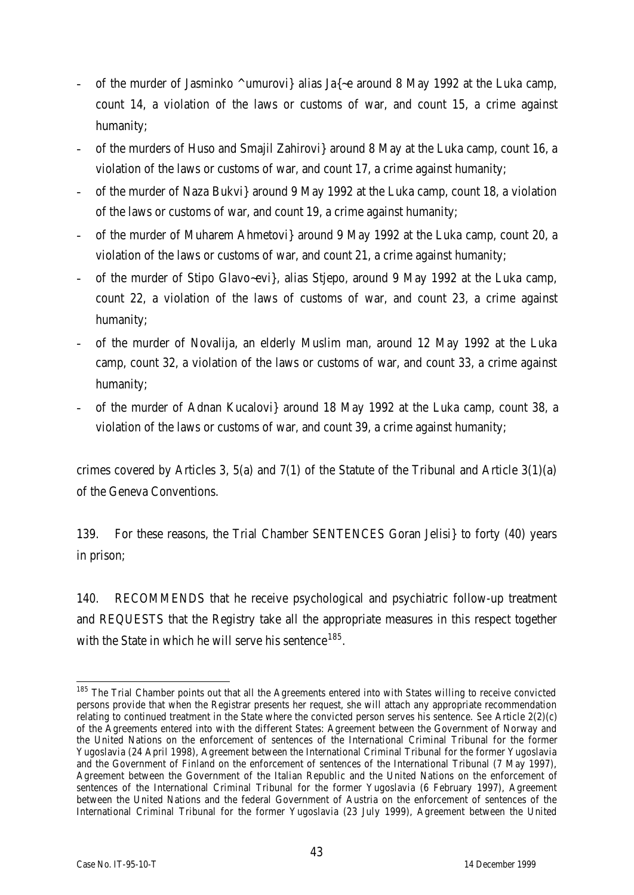- of the murder of Jasminko ^umurovi} alias Ja{~e around 8 May 1992 at the Luka camp, count 14, a violation of the laws or customs of war, and count 15, a crime against humanity;
- of the murders of Huso and Smajil Zahirovi} around 8 May at the Luka camp, count 16, a violation of the laws or customs of war, and count 17, a crime against humanity;
- of the murder of Naza Bukvi} around 9 May 1992 at the Luka camp, count 18, a violation of the laws or customs of war, and count 19, a crime against humanity;
- of the murder of Muharem Ahmetovi} around 9 May 1992 at the Luka camp, count 20, a violation of the laws or customs of war, and count 21, a crime against humanity;
- of the murder of Stipo Glavo~evi}, alias Stjepo, around 9 May 1992 at the Luka camp, count 22, a violation of the laws of customs of war, and count 23, a crime against humanity;
- of the murder of Novalija, an elderly Muslim man, around 12 May 1992 at the Luka camp, count 32, a violation of the laws or customs of war, and count 33, a crime against humanity;
- of the murder of Adnan Kucalovi} around 18 May 1992 at the Luka camp, count 38, a violation of the laws or customs of war, and count 39, a crime against humanity;

crimes covered by Articles 3, 5(a) and 7(1) of the Statute of the Tribunal and Article 3(1)(a) of the Geneva Conventions.

139. For these reasons, the Trial Chamber SENTENCES Goran Jelisi} to forty (40) years in prison;

140. RECOMMENDS that he receive psychological and psychiatric follow-up treatment and REQUESTS that the Registry take all the appropriate measures in this respect together with the State in which he will serve his sentence[185].

[185] The Trial Chamber points out that all the Agreements entered into with States willing to receive convicted persons provide that when the Registrar presents her request, she will attach any appropriate recommendation relating to continued treatment in the State where the convicted person serves his sentence. *See* Article 2(2)(c) of the Agreements entered into with the different States: Agreement between the Government of Norway and the United Nations on the enforcement of sentences of the International Criminal Tribunal for the former Yugoslavia (24 April 1998), Agreement between the International Criminal Tribunal for the former Yugoslavia and the Government of Finland on the enforcement of sentences of the International Tribunal (7 May 1997), Agreement between the Government of the Italian Republic and the United Nations on the enforcement of sentences of the International Criminal Tribunal for the former Yugoslavia (6 February 1997), Agreement between the United Nations and the federal Government of Austria on the enforcement of sentences of the International Criminal Tribunal for the former Yugoslavia (23 July 1999), Agreement between the United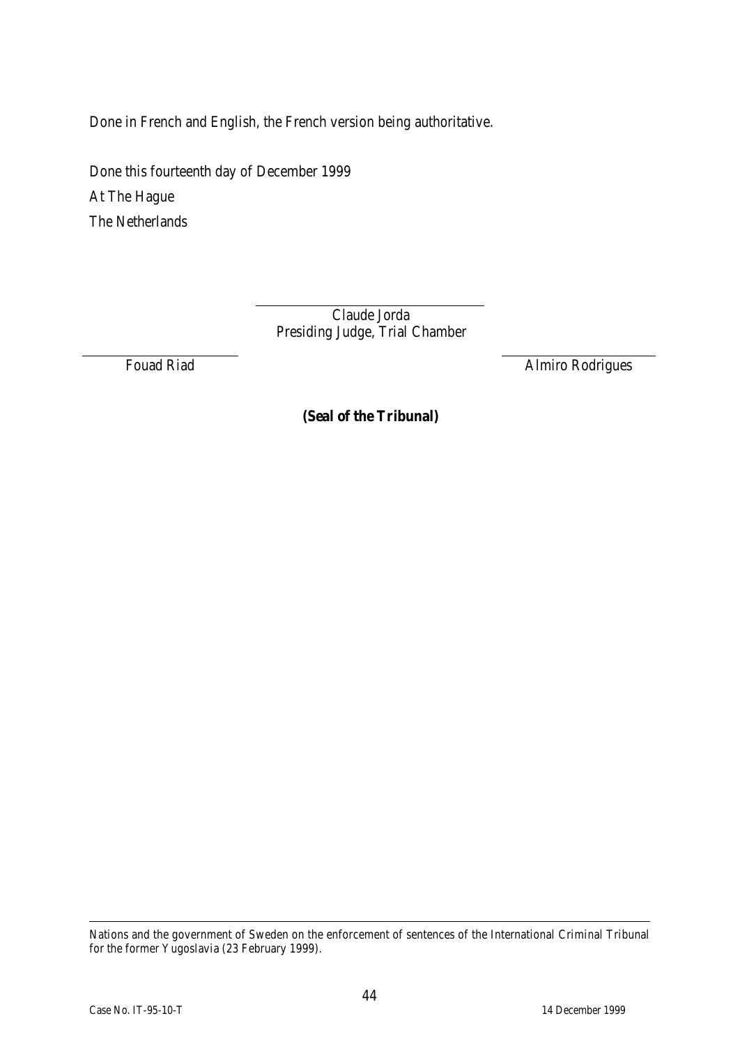Done in French and English, the French version being authoritative.

Done this fourteenth day of December 1999

At The Hague

The Netherlands

Claude Jorda
Presiding Judge, Trial Chamber

Fouad Riad

Almiro Rodrigues

**(Seal of the Tribunal)**

Nations and the government of Sweden on the enforcement of sentences of the International Criminal Tribunal for the former Yugoslavia (23 February 1999).